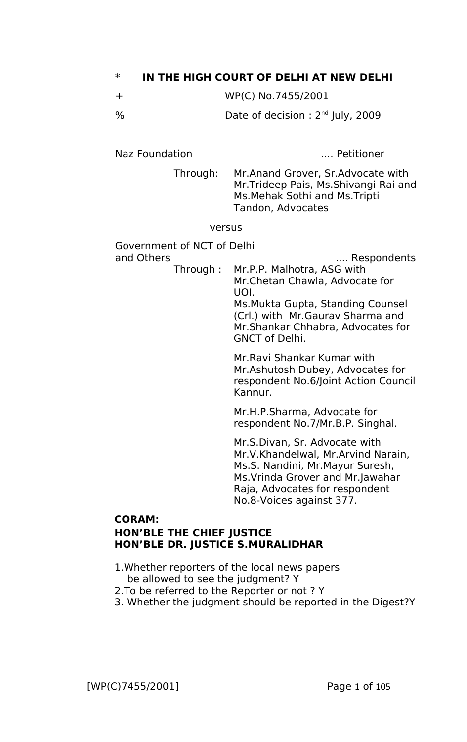\*        **IN THE HIGH COURT OF DELHI AT NEW DELHI**

\+        WP(C) No.7455/2001

%        Date of decision : 2nd July, 2009

Naz Foundation        .... Petitioner

Through: Mr.Anand Grover, Sr.Advocate with Mr.Trideep Pais, Ms.Shivangi Rai and Ms.Mehak Sothi and Ms.Tripti Tandon, Advocates

versus

Government of NCT of Delhi and Others        .... Respondents

Through : Mr.P.P. Malhotra, ASG with Mr.Chetan Chawla, Advocate for UOI.
Ms.Mukta Gupta, Standing Counsel (Crl.) with Mr.Gaurav Sharma and Mr.Shankar Chhabra, Advocates for GNCT of Delhi.

Mr.Ravi Shankar Kumar with Mr.Ashutosh Dubey, Advocates for respondent No.6/Joint Action Council Kannur.

Mr.H.P.Sharma, Advocate for respondent No.7/Mr.B.P. Singhal.

Mr.S.Divan, Sr. Advocate with Mr.V.Khandelwal, Mr.Arvind Narain, Ms.S. Nandini, Mr.Mayur Suresh, Ms.Vrinda Grover and Mr.Jawahar Raja, Advocates for respondent No.8-Voices against 377.

**CORAM:**
**HON'BLE THE CHIEF JUSTICE**
**HON'BLE DR. JUSTICE S.MURALIDHAR**

1. Whether reporters of the local news papers be allowed to see the judgment? Y
2. To be referred to the Reporter or not ? Y
3. Whether the judgment should be reported in the Digest? Y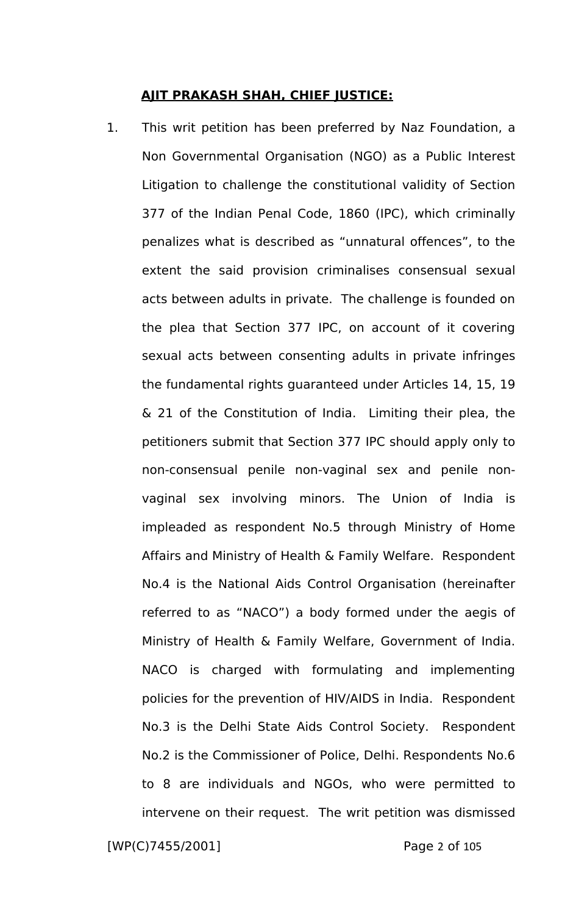**AJIT PRAKASH SHAH, CHIEF JUSTICE:**

1. This writ petition has been preferred by Naz Foundation, a Non Governmental Organisation (NGO) as a Public Interest Litigation to challenge the constitutional validity of Section 377 of the Indian Penal Code, 1860 (IPC), which criminally penalizes what is described as "unnatural offences", to the extent the said provision criminalises consensual sexual acts between adults in private. The challenge is founded on the plea that Section 377 IPC, on account of it covering sexual acts between consenting adults in private infringes the fundamental rights guaranteed under Articles 14, 15, 19 & 21 of the Constitution of India. Limiting their plea, the petitioners submit that Section 377 IPC should apply only to non-consensual penile non-vaginal sex and penile non-vaginal sex involving minors. The Union of India is impleaded as respondent No.5 through Ministry of Home Affairs and Ministry of Health & Family Welfare. Respondent No.4 is the National Aids Control Organisation (hereinafter referred to as "NACO") a body formed under the aegis of Ministry of Health & Family Welfare, Government of India. NACO is charged with formulating and implementing policies for the prevention of HIV/AIDS in India. Respondent No.3 is the Delhi State Aids Control Society. Respondent No.2 is the Commissioner of Police, Delhi. Respondents No.6 to 8 are individuals and NGOs, who were permitted to intervene on their request. The writ petition was dismissed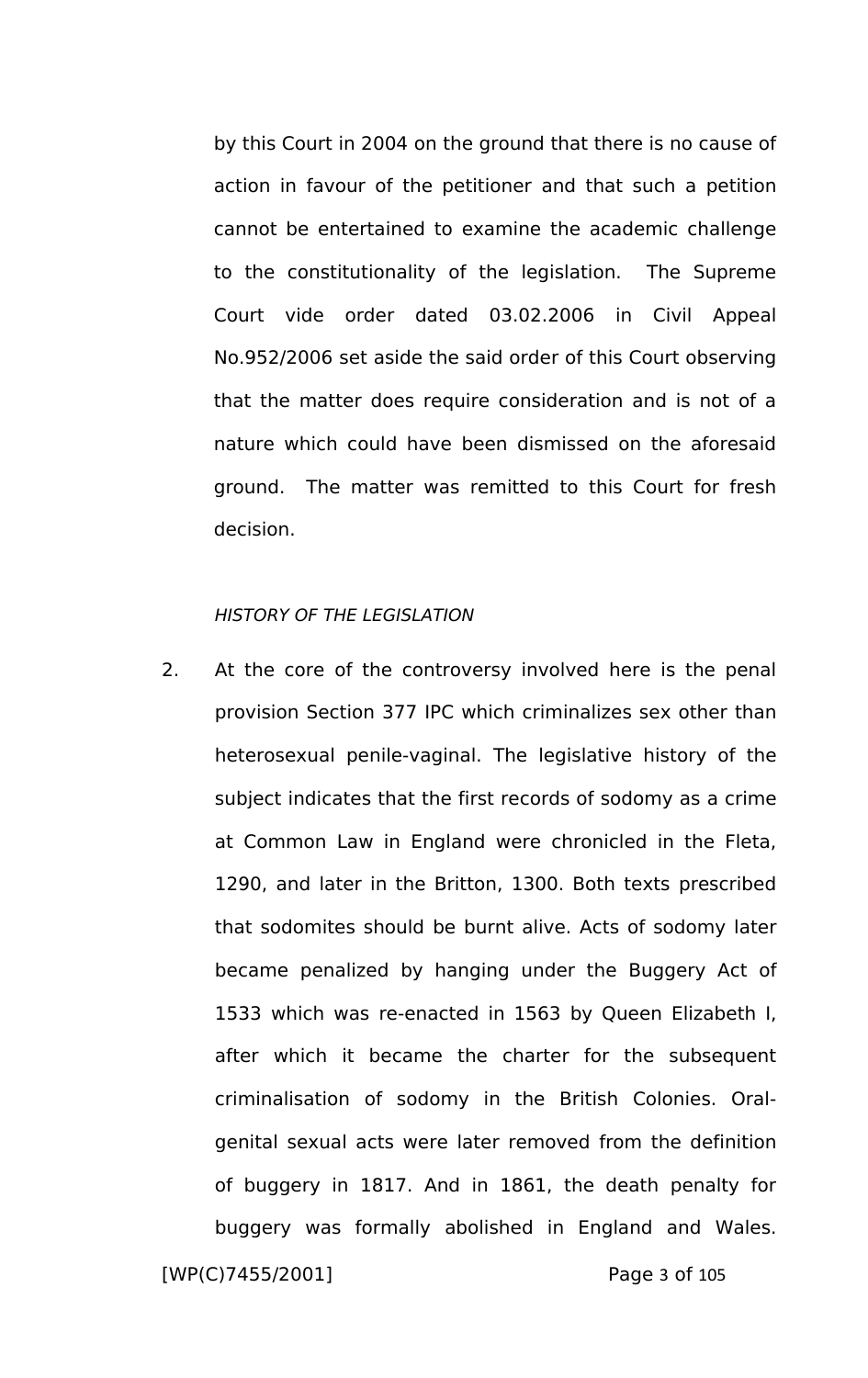by this Court in 2004 on the ground that there is no cause of action in favour of the petitioner and that such a petition cannot be entertained to examine the academic challenge to the constitutionality of the legislation. The Supreme Court vide order dated 03.02.2006 in Civil Appeal No.952/2006 set aside the said order of this Court observing that the matter does require consideration and is not of a nature which could have been dismissed on the aforesaid ground. The matter was remitted to this Court for fresh decision.

*HISTORY OF THE LEGISLATION*

2. At the core of the controversy involved here is the penal provision Section 377 IPC which criminalizes sex other than heterosexual penile-vaginal. The legislative history of the subject indicates that the first records of sodomy as a crime at Common Law in England were chronicled in the Fleta, 1290, and later in the Britton, 1300. Both texts prescribed that sodomites should be burnt alive. Acts of sodomy later became penalized by hanging under the Buggery Act of 1533 which was re-enacted in 1563 by Queen Elizabeth I, after which it became the charter for the subsequent criminalisation of sodomy in the British Colonies. Oral-genital sexual acts were later removed from the definition of buggery in 1817. And in 1861, the death penalty for buggery was formally abolished in England and Wales.

[WP(C)7455/2001]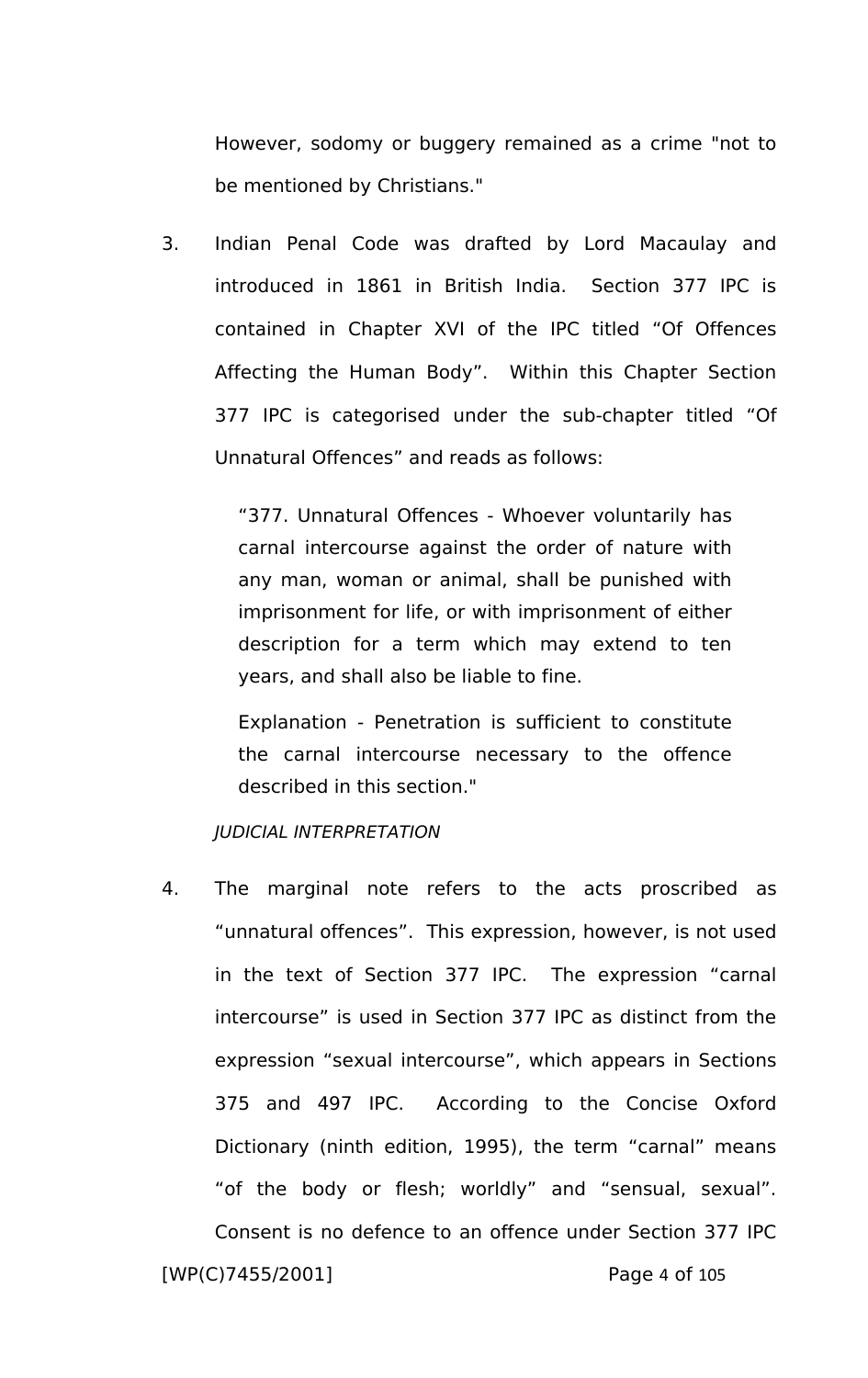However, sodomy or buggery remained as a crime "not to be mentioned by Christians."

3. Indian Penal Code was drafted by Lord Macaulay and introduced in 1861 in British India. Section 377 IPC is contained in Chapter XVI of the IPC titled "Of Offences Affecting the Human Body". Within this Chapter Section 377 IPC is categorised under the sub-chapter titled "Of Unnatural Offences" and reads as follows:

> "377. Unnatural Offences - Whoever voluntarily has carnal intercourse against the order of nature with any man, woman or animal, shall be punished with imprisonment for life, or with imprisonment of either description for a term which may extend to ten years, and shall also be liable to fine.
>
> Explanation - Penetration is sufficient to constitute the carnal intercourse necessary to the offence described in this section."

*JUDICIAL INTERPRETATION*

4. The marginal note refers to the acts proscribed as "unnatural offences". This expression, however, is not used in the text of Section 377 IPC. The expression "carnal intercourse" is used in Section 377 IPC as distinct from the expression "sexual intercourse", which appears in Sections 375 and 497 IPC. According to the Concise Oxford Dictionary (ninth edition, 1995), the term "carnal" means "of the body or flesh; worldly" and "sensual, sexual". Consent is no defence to an offence under Section 377 IPC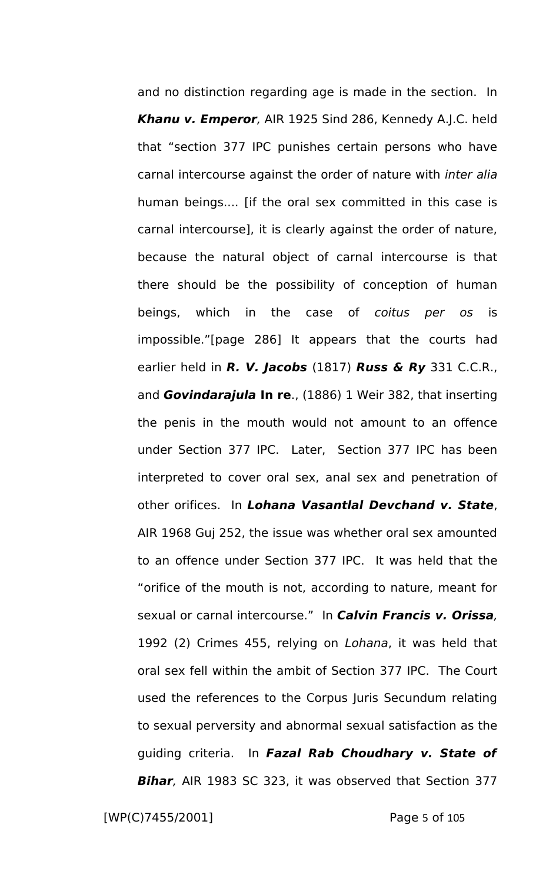and no distinction regarding age is made in the section. In ***Khanu v. Emperor**,* AIR 1925 Sind 286, Kennedy A.J.C. held that "section 377 IPC punishes certain persons who have carnal intercourse against the order of nature with *inter alia* human beings.... [if the oral sex committed in this case is carnal intercourse], it is clearly against the order of nature, because the natural object of carnal intercourse is that there should be the possibility of conception of human beings, which in the case of *coitus per os* is impossible."[page 286] It appears that the courts had earlier held in ***R. V. Jacobs*** (1817) ***Russ & Ry*** 331 C.C.R., and ***Govindarajula* In re**., (1886) 1 Weir 382, that inserting the penis in the mouth would not amount to an offence under Section 377 IPC. Later, Section 377 IPC has been interpreted to cover oral sex, anal sex and penetration of other orifices. In ***Lohana Vasantlal Devchand v. State***, AIR 1968 Guj 252, the issue was whether oral sex amounted to an offence under Section 377 IPC. It was held that the "orifice of the mouth is not, according to nature, meant for sexual or carnal intercourse." In ***Calvin Francis v. Orissa**,* 1992 (2) Crimes 455, relying on *Lohana*, it was held that oral sex fell within the ambit of Section 377 IPC. The Court used the references to the Corpus Juris Secundum relating to sexual perversity and abnormal sexual satisfaction as the guiding criteria. In ***Fazal Rab Choudhary v. State of Bihar**,* AIR 1983 SC 323, it was observed that Section 377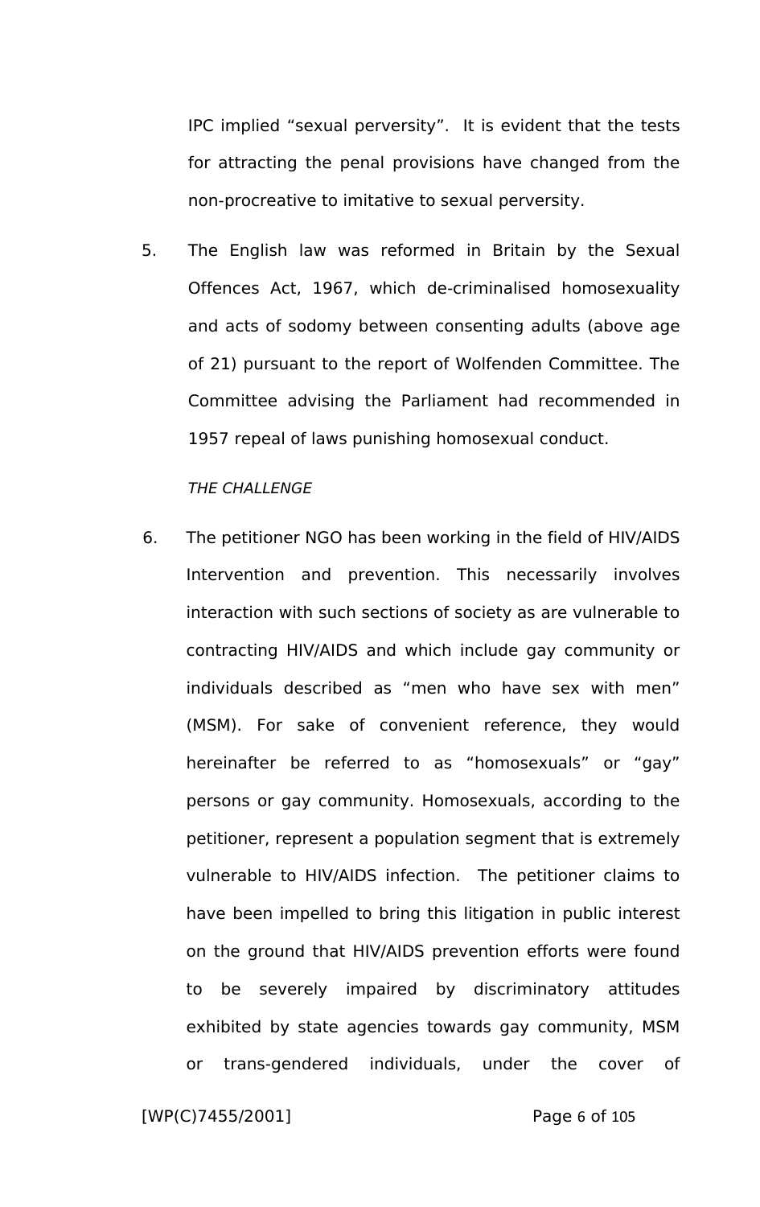IPC implied "sexual perversity". It is evident that the tests for attracting the penal provisions have changed from the non-procreative to imitative to sexual perversity.

5. The English law was reformed in Britain by the Sexual Offences Act, 1967, which de-criminalised homosexuality and acts of sodomy between consenting adults (above age of 21) pursuant to the report of Wolfenden Committee. The Committee advising the Parliament had recommended in 1957 repeal of laws punishing homosexual conduct.

*THE CHALLENGE*

6. The petitioner NGO has been working in the field of HIV/AIDS Intervention and prevention. This necessarily involves interaction with such sections of society as are vulnerable to contracting HIV/AIDS and which include gay community or individuals described as "men who have sex with men" (MSM). For sake of convenient reference, they would hereinafter be referred to as "homosexuals" or "gay" persons or gay community. Homosexuals, according to the petitioner, represent a population segment that is extremely vulnerable to HIV/AIDS infection. The petitioner claims to have been impelled to bring this litigation in public interest on the ground that HIV/AIDS prevention efforts were found to be severely impaired by discriminatory attitudes exhibited by state agencies towards gay community, MSM or trans-gendered individuals, under the cover of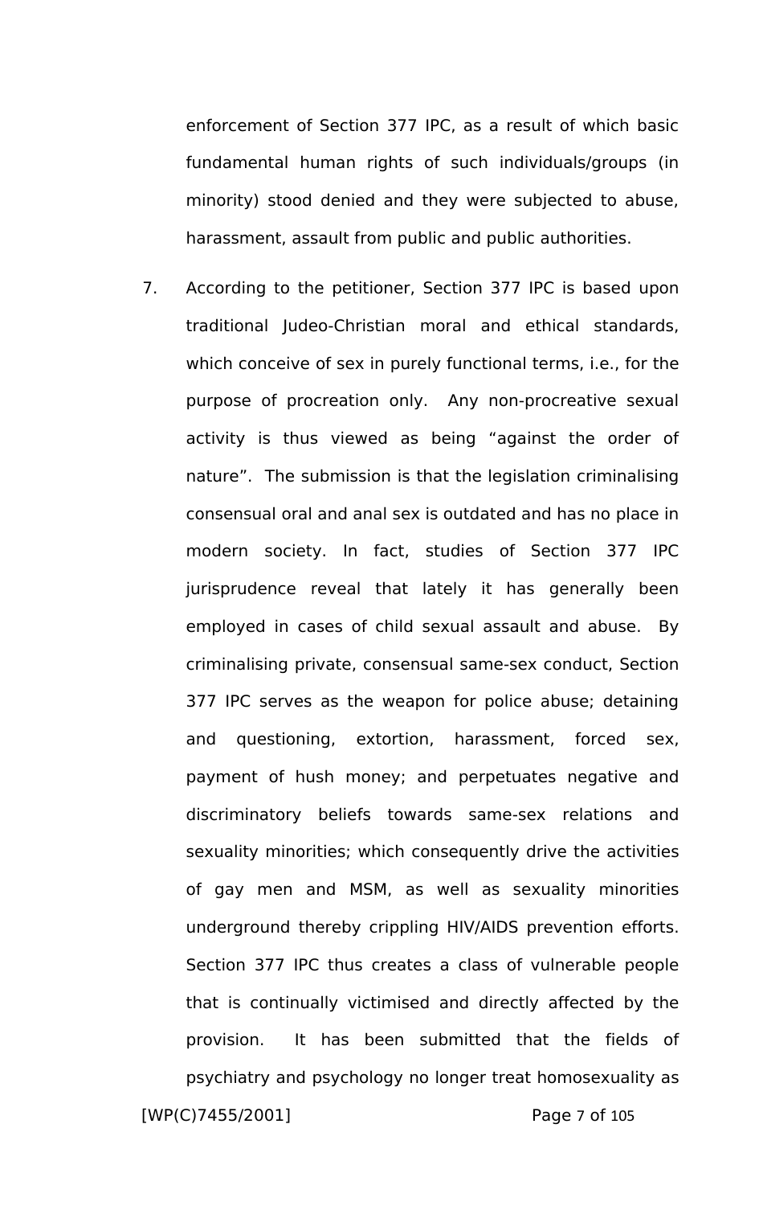enforcement of Section 377 IPC, as a result of which basic fundamental human rights of such individuals/groups (in minority) stood denied and they were subjected to abuse, harassment, assault from public and public authorities.

7. According to the petitioner, Section 377 IPC is based upon traditional Judeo-Christian moral and ethical standards, which conceive of sex in purely functional terms, i.e., for the purpose of procreation only. Any non-procreative sexual activity is thus viewed as being "against the order of nature". The submission is that the legislation criminalising consensual oral and anal sex is outdated and has no place in modern society. In fact, studies of Section 377 IPC jurisprudence reveal that lately it has generally been employed in cases of child sexual assault and abuse. By criminalising private, consensual same-sex conduct, Section 377 IPC serves as the weapon for police abuse; detaining and questioning, extortion, harassment, forced sex, payment of hush money; and perpetuates negative and discriminatory beliefs towards same-sex relations and sexuality minorities; which consequently drive the activities of gay men and MSM, as well as sexuality minorities underground thereby crippling HIV/AIDS prevention efforts. Section 377 IPC thus creates a class of vulnerable people that is continually victimised and directly affected by the provision. It has been submitted that the fields of psychiatry and psychology no longer treat homosexuality as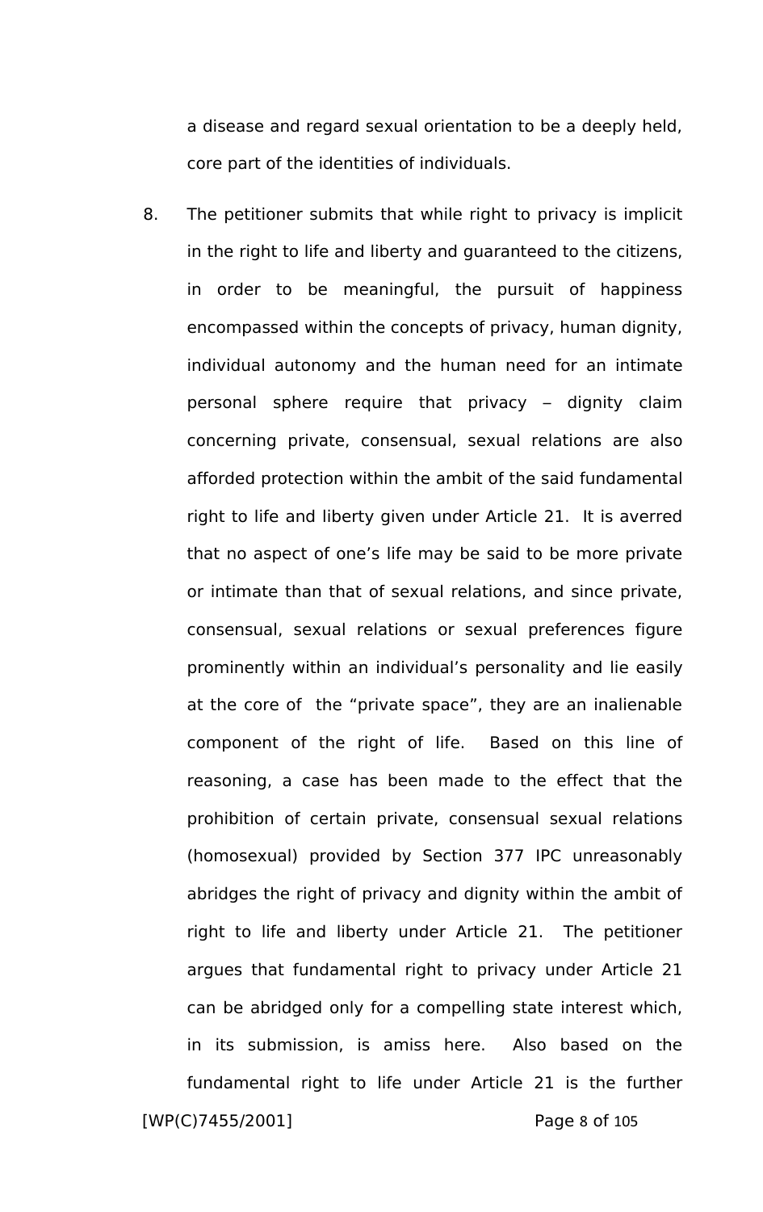a disease and regard sexual orientation to be a deeply held, core part of the identities of individuals.

8. The petitioner submits that while right to privacy is implicit in the right to life and liberty and guaranteed to the citizens, in order to be meaningful, the pursuit of happiness encompassed within the concepts of privacy, human dignity, individual autonomy and the human need for an intimate personal sphere require that privacy – dignity claim concerning private, consensual, sexual relations are also afforded protection within the ambit of the said fundamental right to life and liberty given under Article 21. It is averred that no aspect of one's life may be said to be more private or intimate than that of sexual relations, and since private, consensual, sexual relations or sexual preferences figure prominently within an individual's personality and lie easily at the core of the "private space", they are an inalienable component of the right of life. Based on this line of reasoning, a case has been made to the effect that the prohibition of certain private, consensual sexual relations (homosexual) provided by Section 377 IPC unreasonably abridges the right of privacy and dignity within the ambit of right to life and liberty under Article 21. The petitioner argues that fundamental right to privacy under Article 21 can be abridged only for a compelling state interest which, in its submission, is amiss here. Also based on the fundamental right to life under Article 21 is the further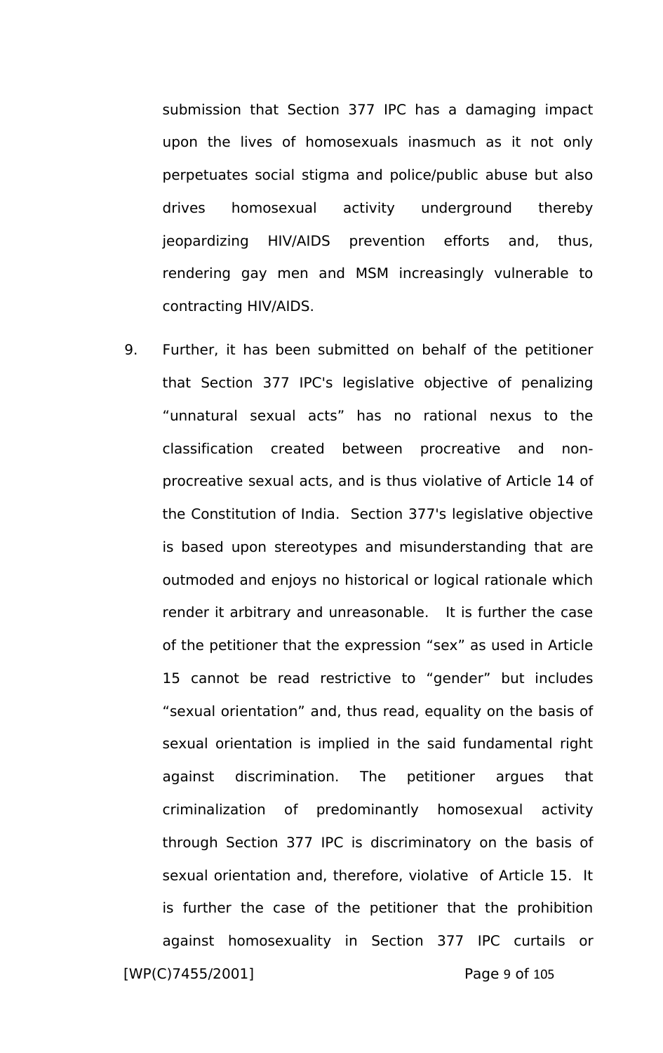submission that Section 377 IPC has a damaging impact upon the lives of homosexuals inasmuch as it not only perpetuates social stigma and police/public abuse but also drives homosexual activity underground thereby jeopardizing HIV/AIDS prevention efforts and, thus, rendering gay men and MSM increasingly vulnerable to contracting HIV/AIDS.

9. Further, it has been submitted on behalf of the petitioner that Section 377 IPC's legislative objective of penalizing “unnatural sexual acts” has no rational nexus to the classification created between procreative and non-procreative sexual acts, and is thus violative of Article 14 of the Constitution of India. Section 377's legislative objective is based upon stereotypes and misunderstanding that are outmoded and enjoys no historical or logical rationale which render it arbitrary and unreasonable. It is further the case of the petitioner that the expression “sex” as used in Article 15 cannot be read restrictive to “gender” but includes “sexual orientation” and, thus read, equality on the basis of sexual orientation is implied in the said fundamental right against discrimination. The petitioner argues that criminalization of predominantly homosexual activity through Section 377 IPC is discriminatory on the basis of sexual orientation and, therefore, violative of Article 15. It is further the case of the petitioner that the prohibition against homosexuality in Section 377 IPC curtails or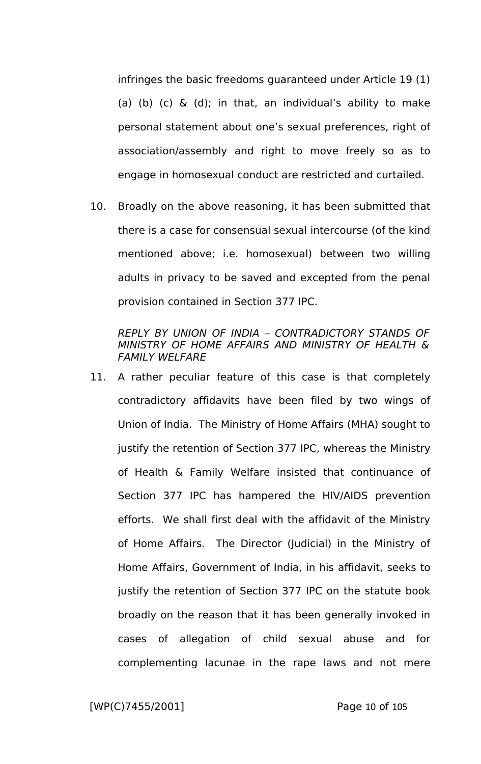infringes the basic freedoms guaranteed under Article 19 (1) (a) (b) (c) & (d); in that, an individual's ability to make personal statement about one's sexual preferences, right of association/assembly and right to move freely so as to engage in homosexual conduct are restricted and curtailed.

10. Broadly on the above reasoning, it has been submitted that there is a case for consensual sexual intercourse (of the kind mentioned above; i.e. homosexual) between two willing adults in privacy to be saved and excepted from the penal provision contained in Section 377 IPC.

*REPLY BY UNION OF INDIA – CONTRADICTORY STANDS OF MINISTRY OF HOME AFFAIRS AND MINISTRY OF HEALTH & FAMILY WELFARE*

11. A rather peculiar feature of this case is that completely contradictory affidavits have been filed by two wings of Union of India. The Ministry of Home Affairs (MHA) sought to justify the retention of Section 377 IPC, whereas the Ministry of Health & Family Welfare insisted that continuance of Section 377 IPC has hampered the HIV/AIDS prevention efforts. We shall first deal with the affidavit of the Ministry of Home Affairs. The Director (Judicial) in the Ministry of Home Affairs, Government of India, in his affidavit, seeks to justify the retention of Section 377 IPC on the statute book broadly on the reason that it has been generally invoked in cases of allegation of child sexual abuse and for complementing lacunae in the rape laws and not mere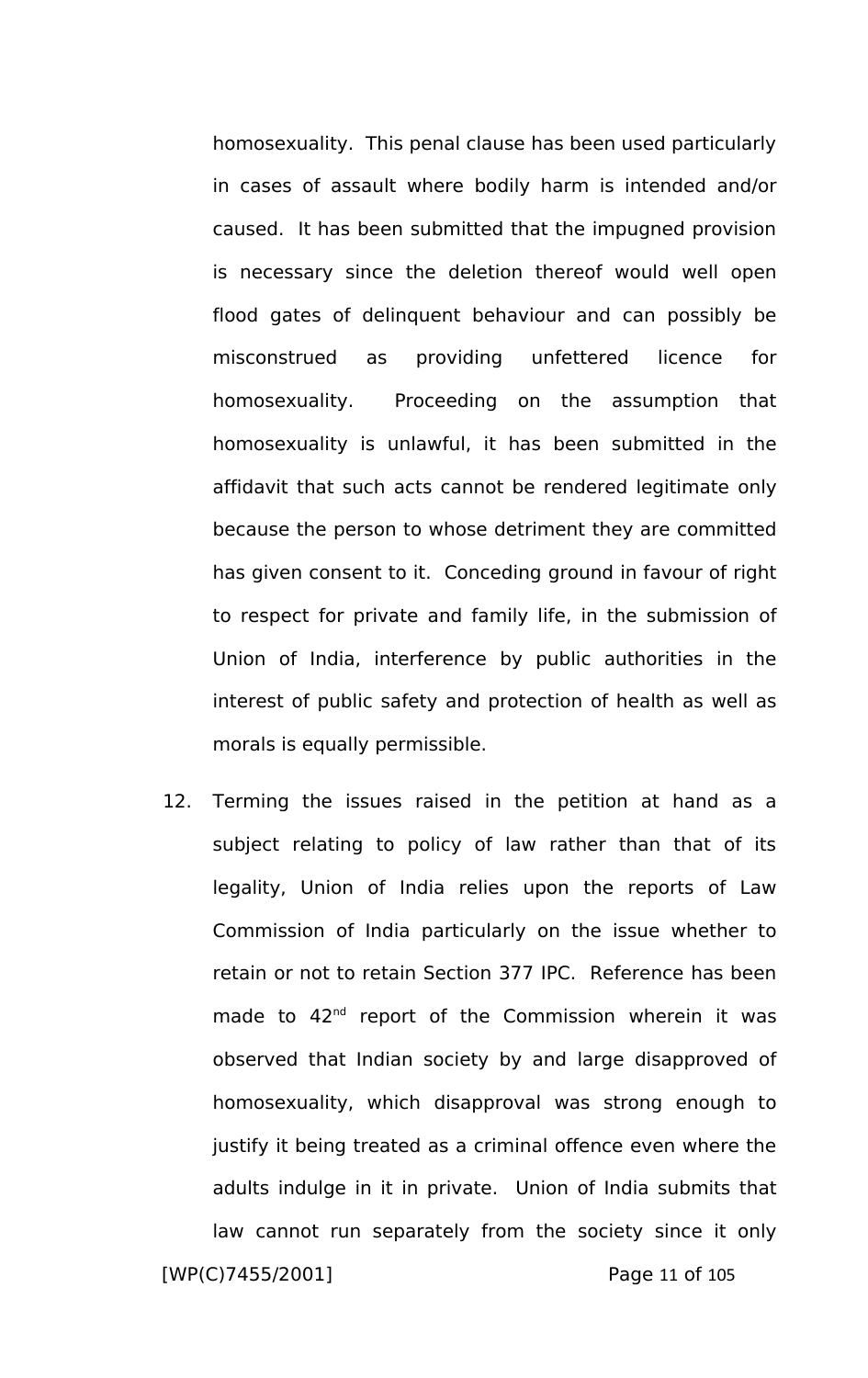homosexuality. This penal clause has been used particularly in cases of assault where bodily harm is intended and/or caused. It has been submitted that the impugned provision is necessary since the deletion thereof would well open flood gates of delinquent behaviour and can possibly be misconstrued as providing unfettered licence for homosexuality. Proceeding on the assumption that homosexuality is unlawful, it has been submitted in the affidavit that such acts cannot be rendered legitimate only because the person to whose detriment they are committed has given consent to it. Conceding ground in favour of right to respect for private and family life, in the submission of Union of India, interference by public authorities in the interest of public safety and protection of health as well as morals is equally permissible.

12. Terming the issues raised in the petition at hand as a subject relating to policy of law rather than that of its legality, Union of India relies upon the reports of Law Commission of India particularly on the issue whether to retain or not to retain Section 377 IPC. Reference has been made to 42nd report of the Commission wherein it was observed that Indian society by and large disapproved of homosexuality, which disapproval was strong enough to justify it being treated as a criminal offence even where the adults indulge in it in private. Union of India submits that law cannot run separately from the society since it only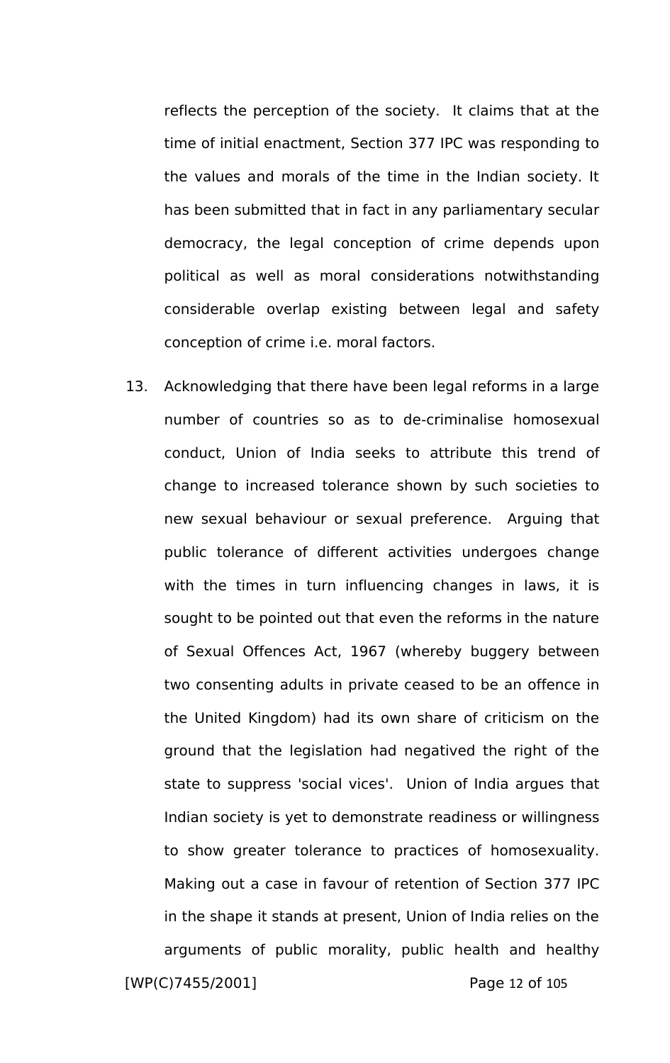reflects the perception of the society. It claims that at the time of initial enactment, Section 377 IPC was responding to the values and morals of the time in the Indian society. It has been submitted that in fact in any parliamentary secular democracy, the legal conception of crime depends upon political as well as moral considerations notwithstanding considerable overlap existing between legal and safety conception of crime i.e. moral factors.

13. Acknowledging that there have been legal reforms in a large number of countries so as to de-criminalise homosexual conduct, Union of India seeks to attribute this trend of change to increased tolerance shown by such societies to new sexual behaviour or sexual preference. Arguing that public tolerance of different activities undergoes change with the times in turn influencing changes in laws, it is sought to be pointed out that even the reforms in the nature of Sexual Offences Act, 1967 (whereby buggery between two consenting adults in private ceased to be an offence in the United Kingdom) had its own share of criticism on the ground that the legislation had negatived the right of the state to suppress 'social vices'. Union of India argues that Indian society is yet to demonstrate readiness or willingness to show greater tolerance to practices of homosexuality. Making out a case in favour of retention of Section 377 IPC in the shape it stands at present, Union of India relies on the arguments of public morality, public health and healthy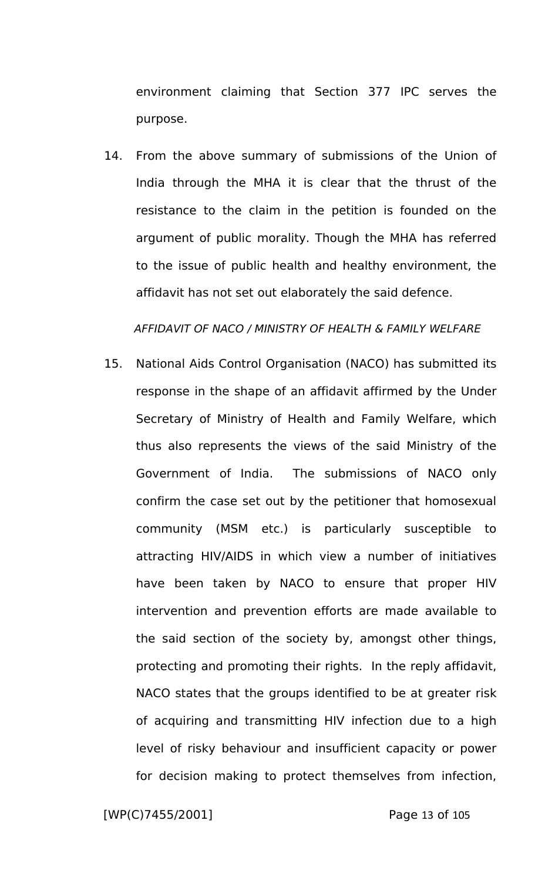environment claiming that Section 377 IPC serves the purpose.

14. From the above summary of submissions of the Union of India through the MHA it is clear that the thrust of the resistance to the claim in the petition is founded on the argument of public morality. Though the MHA has referred to the issue of public health and healthy environment, the affidavit has not set out elaborately the said defence.

*AFFIDAVIT OF NACO / MINISTRY OF HEALTH & FAMILY WELFARE*

15. National Aids Control Organisation (NACO) has submitted its response in the shape of an affidavit affirmed by the Under Secretary of Ministry of Health and Family Welfare, which thus also represents the views of the said Ministry of the Government of India. The submissions of NACO only confirm the case set out by the petitioner that homosexual community (MSM etc.) is particularly susceptible to attracting HIV/AIDS in which view a number of initiatives have been taken by NACO to ensure that proper HIV intervention and prevention efforts are made available to the said section of the society by, amongst other things, protecting and promoting their rights. In the reply affidavit, NACO states that the groups identified to be at greater risk of acquiring and transmitting HIV infection due to a high level of risky behaviour and insufficient capacity or power for decision making to protect themselves from infection,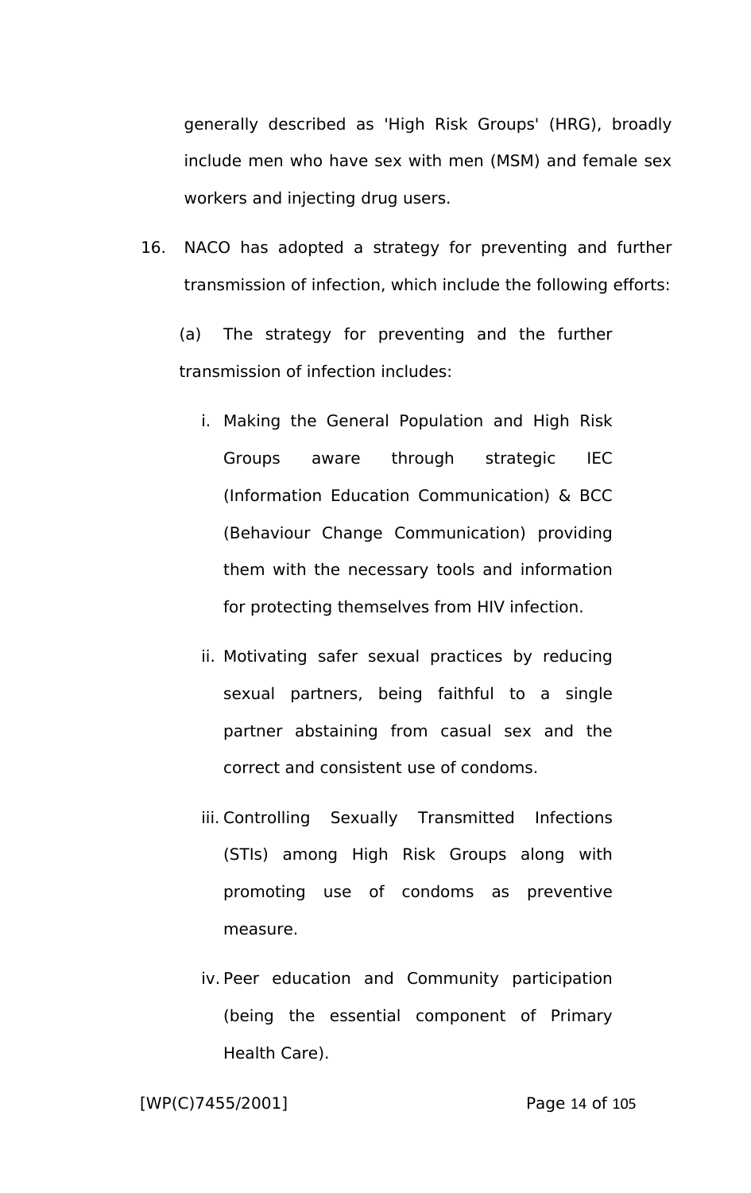generally described as 'High Risk Groups' (HRG), broadly include men who have sex with men (MSM) and female sex workers and injecting drug users.

16. NACO has adopted a strategy for preventing and further transmission of infection, which include the following efforts:

(a) The strategy for preventing and the further transmission of infection includes:

i. Making the General Population and High Risk Groups aware through strategic IEC (Information Education Communication) & BCC (Behaviour Change Communication) providing them with the necessary tools and information for protecting themselves from HIV infection.

ii. Motivating safer sexual practices by reducing sexual partners, being faithful to a single partner abstaining from casual sex and the correct and consistent use of condoms.

iii. Controlling Sexually Transmitted Infections (STIs) among High Risk Groups along with promoting use of condoms as preventive measure.

iv. Peer education and Community participation (being the essential component of Primary Health Care).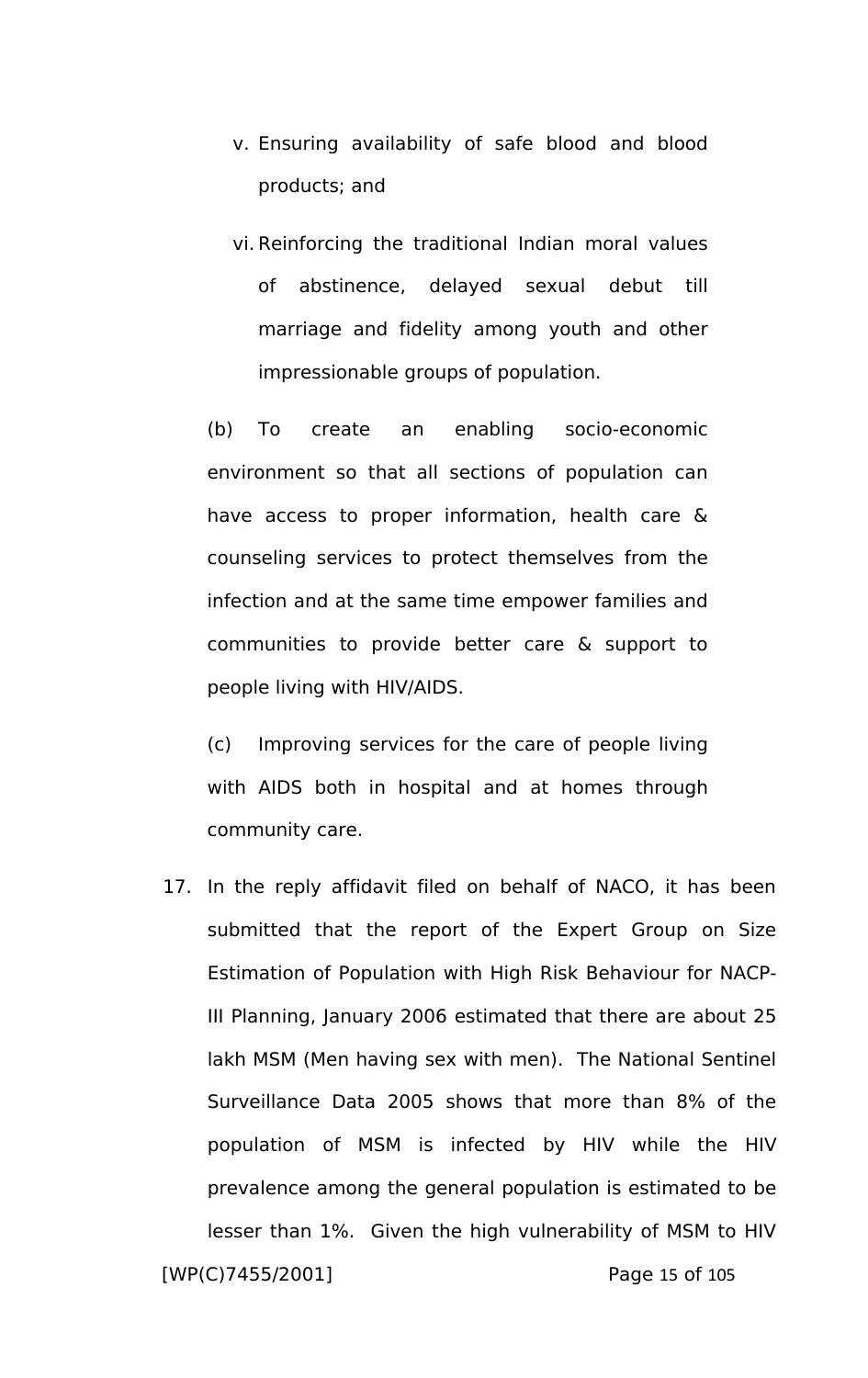v. Ensuring availability of safe blood and blood products; and

vi. Reinforcing the traditional Indian moral values of abstinence, delayed sexual debut till marriage and fidelity among youth and other impressionable groups of population.

(b) To create an enabling socio-economic environment so that all sections of population can have access to proper information, health care & counseling services to protect themselves from the infection and at the same time empower families and communities to provide better care & support to people living with HIV/AIDS.

(c) Improving services for the care of people living with AIDS both in hospital and at homes through community care.

17. In the reply affidavit filed on behalf of NACO, it has been submitted that the report of the Expert Group on Size Estimation of Population with High Risk Behaviour for NACP-III Planning, January 2006 estimated that there are about 25 lakh MSM (Men having sex with men). The National Sentinel Surveillance Data 2005 shows that more than 8% of the population of MSM is infected by HIV while the HIV prevalence among the general population is estimated to be lesser than 1%. Given the high vulnerability of MSM to HIV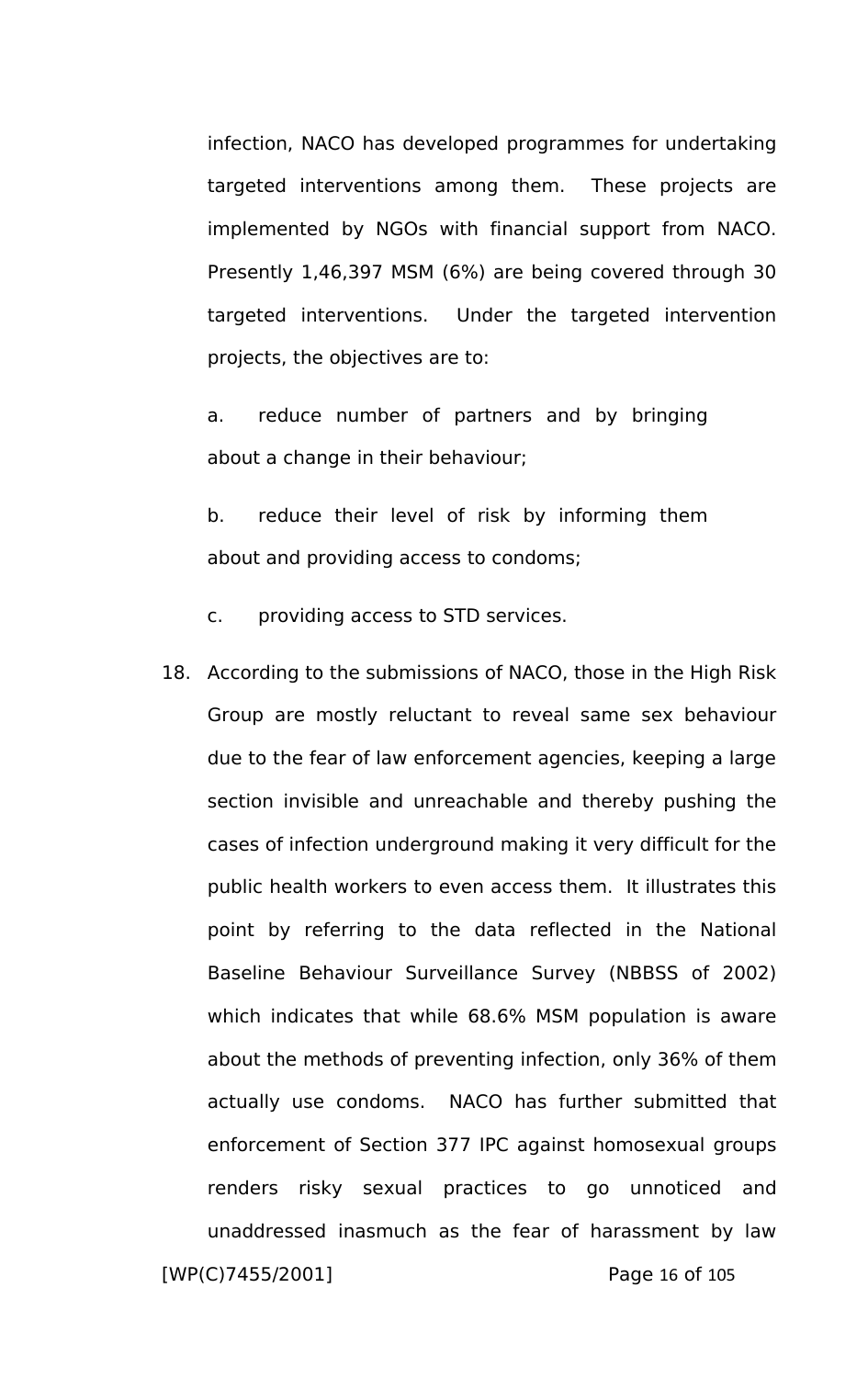infection, NACO has developed programmes for undertaking targeted interventions among them. These projects are implemented by NGOs with financial support from NACO. Presently 1,46,397 MSM (6%) are being covered through 30 targeted interventions. Under the targeted intervention projects, the objectives are to:

a. reduce number of partners and by bringing about a change in their behaviour;

b. reduce their level of risk by informing them about and providing access to condoms;

c. providing access to STD services.

18. According to the submissions of NACO, those in the High Risk Group are mostly reluctant to reveal same sex behaviour due to the fear of law enforcement agencies, keeping a large section invisible and unreachable and thereby pushing the cases of infection underground making it very difficult for the public health workers to even access them. It illustrates this point by referring to the data reflected in the National Baseline Behaviour Surveillance Survey (NBBSS of 2002) which indicates that while 68.6% MSM population is aware about the methods of preventing infection, only 36% of them actually use condoms. NACO has further submitted that enforcement of Section 377 IPC against homosexual groups renders risky sexual practices to go unnoticed and unaddressed inasmuch as the fear of harassment by law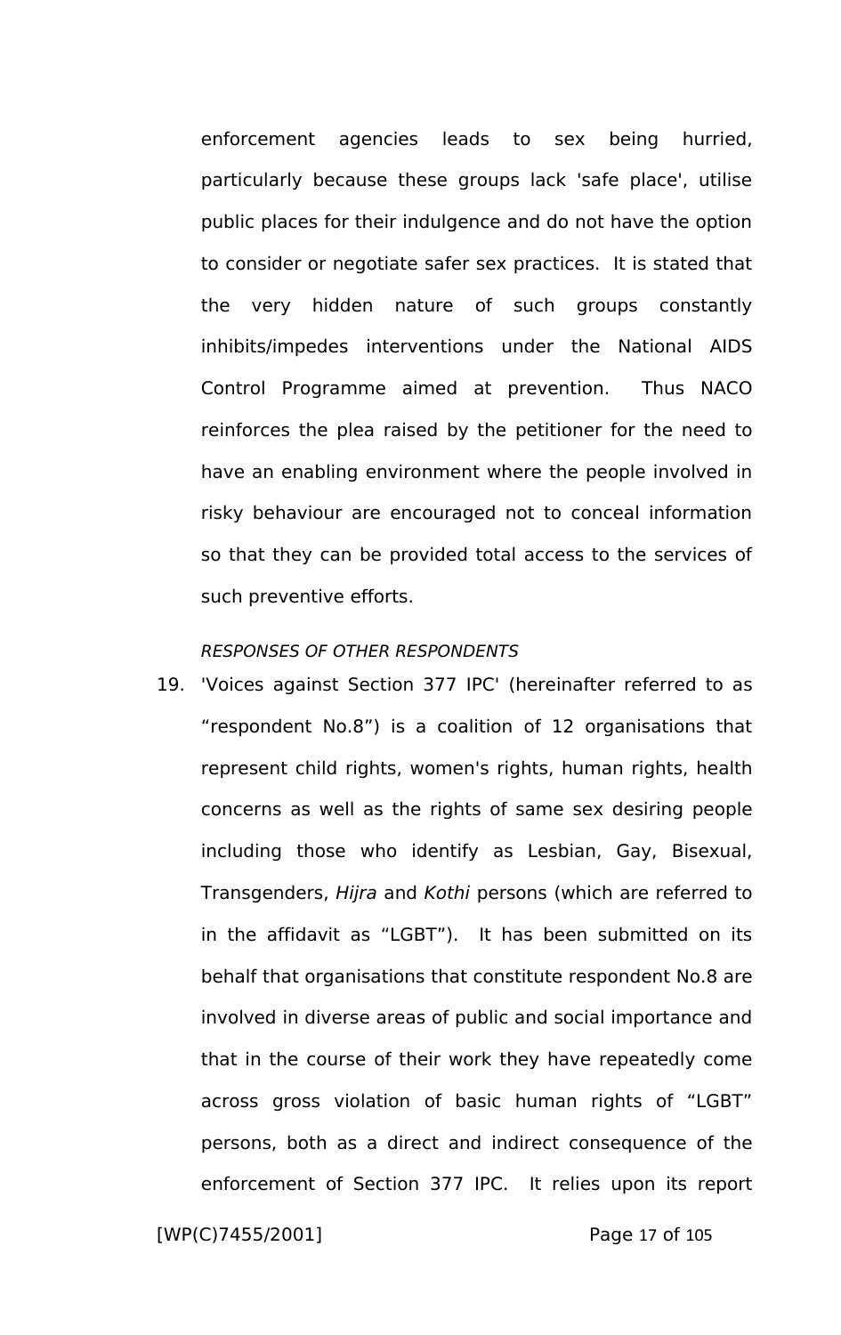enforcement agencies leads to sex being hurried, particularly because these groups lack 'safe place', utilise public places for their indulgence and do not have the option to consider or negotiate safer sex practices. It is stated that the very hidden nature of such groups constantly inhibits/impedes interventions under the National AIDS Control Programme aimed at prevention. Thus NACO reinforces the plea raised by the petitioner for the need to have an enabling environment where the people involved in risky behaviour are encouraged not to conceal information so that they can be provided total access to the services of such preventive efforts.

*RESPONSES OF OTHER RESPONDENTS*

19. 'Voices against Section 377 IPC' (hereinafter referred to as "respondent No.8") is a coalition of 12 organisations that represent child rights, women's rights, human rights, health concerns as well as the rights of same sex desiring people including those who identify as Lesbian, Gay, Bisexual, Transgenders, *Hijra* and *Kothi* persons (which are referred to in the affidavit as "LGBT"). It has been submitted on its behalf that organisations that constitute respondent No.8 are involved in diverse areas of public and social importance and that in the course of their work they have repeatedly come across gross violation of basic human rights of "LGBT" persons, both as a direct and indirect consequence of the enforcement of Section 377 IPC. It relies upon its report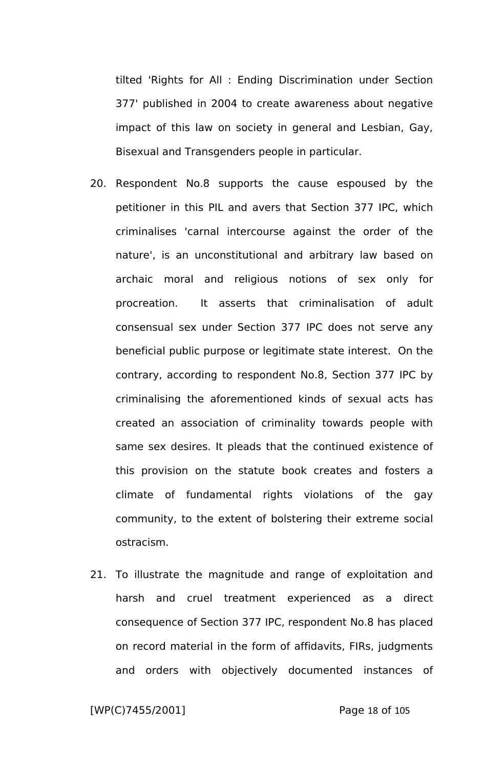tilted 'Rights for All : Ending Discrimination under Section 377' published in 2004 to create awareness about negative impact of this law on society in general and Lesbian, Gay, Bisexual and Transgenders people in particular.

20. Respondent No.8 supports the cause espoused by the petitioner in this PIL and avers that Section 377 IPC, which criminalises 'carnal intercourse against the order of the nature', is an unconstitutional and arbitrary law based on archaic moral and religious notions of sex only for procreation. It asserts that criminalisation of adult consensual sex under Section 377 IPC does not serve any beneficial public purpose or legitimate state interest. On the contrary, according to respondent No.8, Section 377 IPC by criminalising the aforementioned kinds of sexual acts has created an association of criminality towards people with same sex desires. It pleads that the continued existence of this provision on the statute book creates and fosters a climate of fundamental rights violations of the gay community, to the extent of bolstering their extreme social ostracism.

21. To illustrate the magnitude and range of exploitation and harsh and cruel treatment experienced as a direct consequence of Section 377 IPC, respondent No.8 has placed on record material in the form of affidavits, FIRs, judgments and orders with objectively documented instances of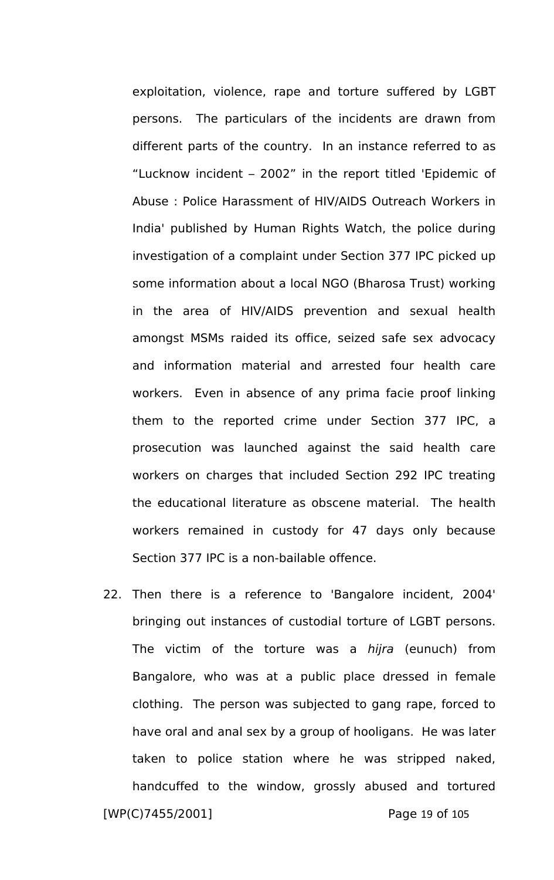exploitation, violence, rape and torture suffered by LGBT persons. The particulars of the incidents are drawn from different parts of the country. In an instance referred to as "Lucknow incident – 2002" in the report titled 'Epidemic of Abuse : Police Harassment of HIV/AIDS Outreach Workers in India' published by Human Rights Watch, the police during investigation of a complaint under Section 377 IPC picked up some information about a local NGO (Bharosa Trust) working in the area of HIV/AIDS prevention and sexual health amongst MSMs raided its office, seized safe sex advocacy and information material and arrested four health care workers. Even in absence of any prima facie proof linking them to the reported crime under Section 377 IPC, a prosecution was launched against the said health care workers on charges that included Section 292 IPC treating the educational literature as obscene material. The health workers remained in custody for 47 days only because Section 377 IPC is a non-bailable offence.

22. Then there is a reference to 'Bangalore incident, 2004' bringing out instances of custodial torture of LGBT persons. The victim of the torture was a *hijra* (eunuch) from Bangalore, who was at a public place dressed in female clothing. The person was subjected to gang rape, forced to have oral and anal sex by a group of hooligans. He was later taken to police station where he was stripped naked, handcuffed to the window, grossly abused and tortured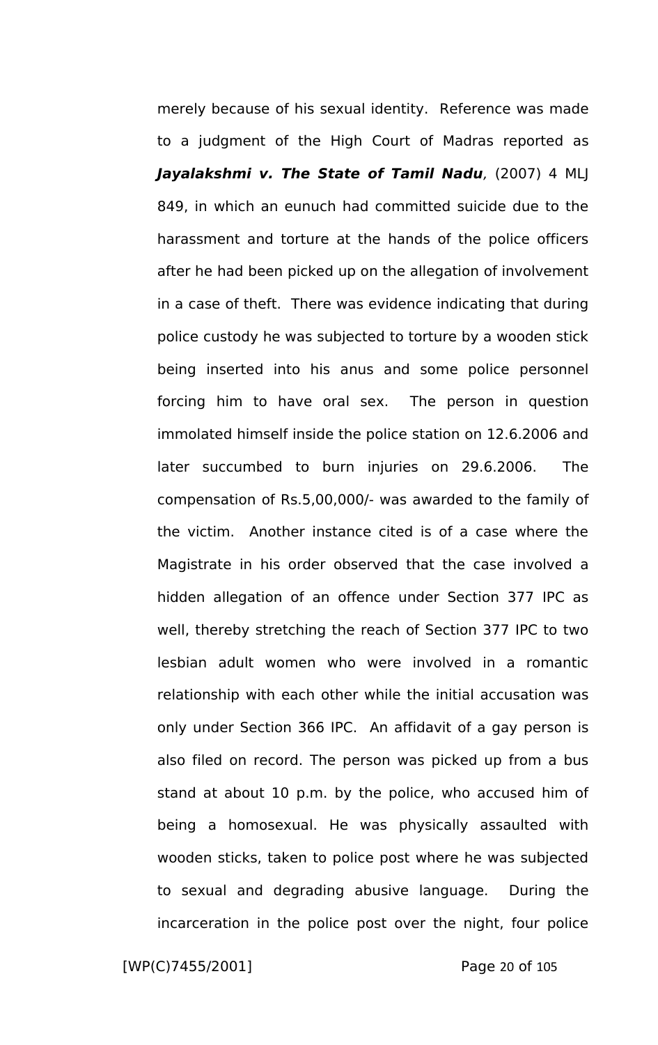merely because of his sexual identity. Reference was made to a judgment of the High Court of Madras reported as ***Jayalakshmi v. The State of Tamil Nadu***, (2007) 4 MLJ 849, in which an eunuch had committed suicide due to the harassment and torture at the hands of the police officers after he had been picked up on the allegation of involvement in a case of theft. There was evidence indicating that during police custody he was subjected to torture by a wooden stick being inserted into his anus and some police personnel forcing him to have oral sex. The person in question immolated himself inside the police station on 12.6.2006 and later succumbed to burn injuries on 29.6.2006. The compensation of Rs.5,00,000/- was awarded to the family of the victim. Another instance cited is of a case where the Magistrate in his order observed that the case involved a hidden allegation of an offence under Section 377 IPC as well, thereby stretching the reach of Section 377 IPC to two lesbian adult women who were involved in a romantic relationship with each other while the initial accusation was only under Section 366 IPC. An affidavit of a gay person is also filed on record. The person was picked up from a bus stand at about 10 p.m. by the police, who accused him of being a homosexual. He was physically assaulted with wooden sticks, taken to police post where he was subjected to sexual and degrading abusive language. During the incarceration in the police post over the night, four police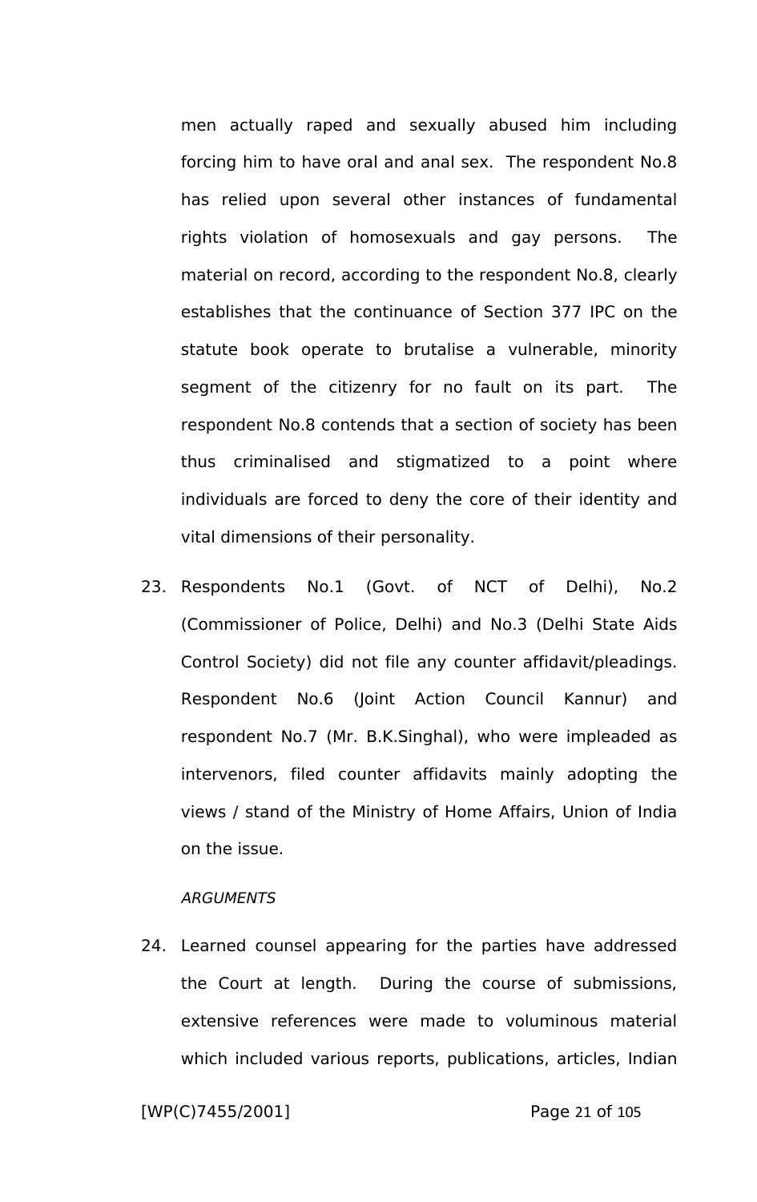men actually raped and sexually abused him including forcing him to have oral and anal sex. The respondent No.8 has relied upon several other instances of fundamental rights violation of homosexuals and gay persons. The material on record, according to the respondent No.8, clearly establishes that the continuance of Section 377 IPC on the statute book operate to brutalise a vulnerable, minority segment of the citizenry for no fault on its part. The respondent No.8 contends that a section of society has been thus criminalised and stigmatized to a point where individuals are forced to deny the core of their identity and vital dimensions of their personality.

23. Respondents No.1 (Govt. of NCT of Delhi), No.2 (Commissioner of Police, Delhi) and No.3 (Delhi State Aids Control Society) did not file any counter affidavit/pleadings. Respondent No.6 (Joint Action Council Kannur) and respondent No.7 (Mr. B.K.Singhal), who were impleaded as intervenors, filed counter affidavits mainly adopting the views / stand of the Ministry of Home Affairs, Union of India on the issue.

*ARGUMENTS*

24. Learned counsel appearing for the parties have addressed the Court at length. During the course of submissions, extensive references were made to voluminous material which included various reports, publications, articles, Indian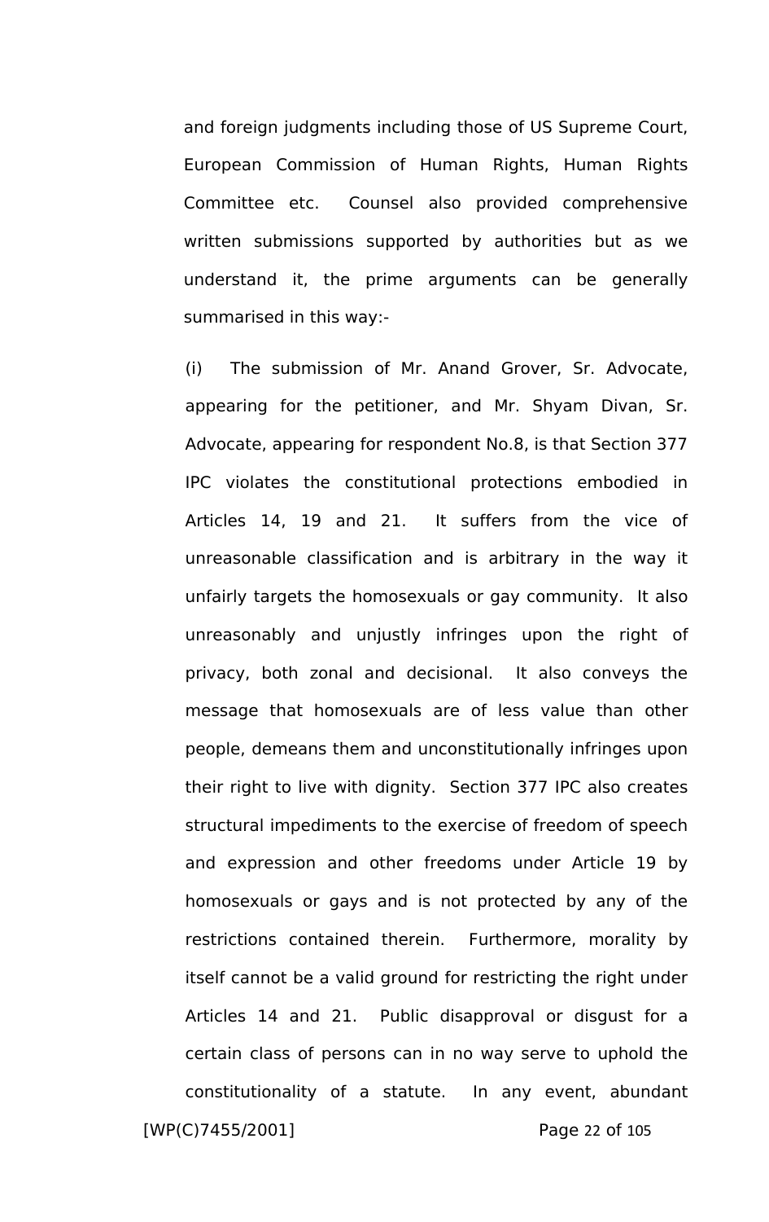and foreign judgments including those of US Supreme Court, European Commission of Human Rights, Human Rights Committee etc. Counsel also provided comprehensive written submissions supported by authorities but as we understand it, the prime arguments can be generally summarised in this way:-

(i) The submission of Mr. Anand Grover, Sr. Advocate, appearing for the petitioner, and Mr. Shyam Divan, Sr. Advocate, appearing for respondent No.8, is that Section 377 IPC violates the constitutional protections embodied in Articles 14, 19 and 21. It suffers from the vice of unreasonable classification and is arbitrary in the way it unfairly targets the homosexuals or gay community. It also unreasonably and unjustly infringes upon the right of privacy, both zonal and decisional. It also conveys the message that homosexuals are of less value than other people, demeans them and unconstitutionally infringes upon their right to live with dignity. Section 377 IPC also creates structural impediments to the exercise of freedom of speech and expression and other freedoms under Article 19 by homosexuals or gays and is not protected by any of the restrictions contained therein. Furthermore, morality by itself cannot be a valid ground for restricting the right under Articles 14 and 21. Public disapproval or disgust for a certain class of persons can in no way serve to uphold the constitutionality of a statute. In any event, abundant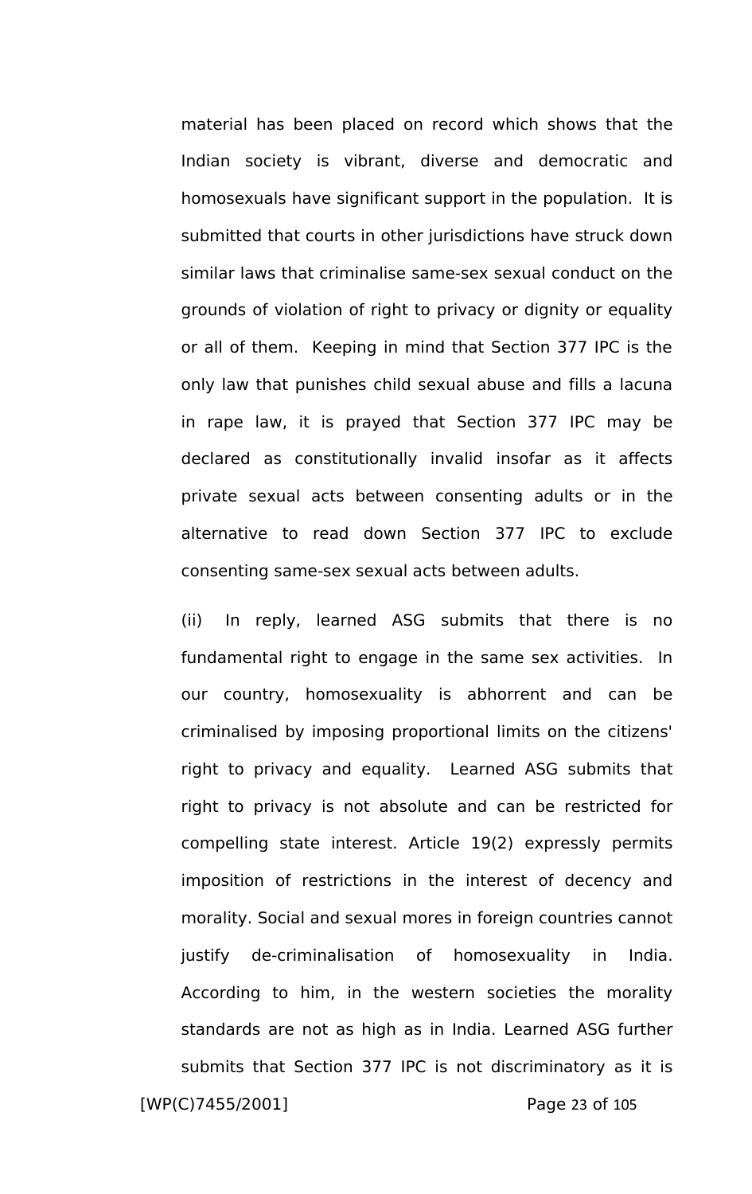material has been placed on record which shows that the Indian society is vibrant, diverse and democratic and homosexuals have significant support in the population. It is submitted that courts in other jurisdictions have struck down similar laws that criminalise same-sex sexual conduct on the grounds of violation of right to privacy or dignity or equality or all of them. Keeping in mind that Section 377 IPC is the only law that punishes child sexual abuse and fills a lacuna in rape law, it is prayed that Section 377 IPC may be declared as constitutionally invalid insofar as it affects private sexual acts between consenting adults or in the alternative to read down Section 377 IPC to exclude consenting same-sex sexual acts between adults.

(ii) In reply, learned ASG submits that there is no fundamental right to engage in the same sex activities. In our country, homosexuality is abhorrent and can be criminalised by imposing proportional limits on the citizens' right to privacy and equality. Learned ASG submits that right to privacy is not absolute and can be restricted for compelling state interest. Article 19(2) expressly permits imposition of restrictions in the interest of decency and morality. Social and sexual mores in foreign countries cannot justify de-criminalisation of homosexuality in India. According to him, in the western societies the morality standards are not as high as in India. Learned ASG further submits that Section 377 IPC is not discriminatory as it is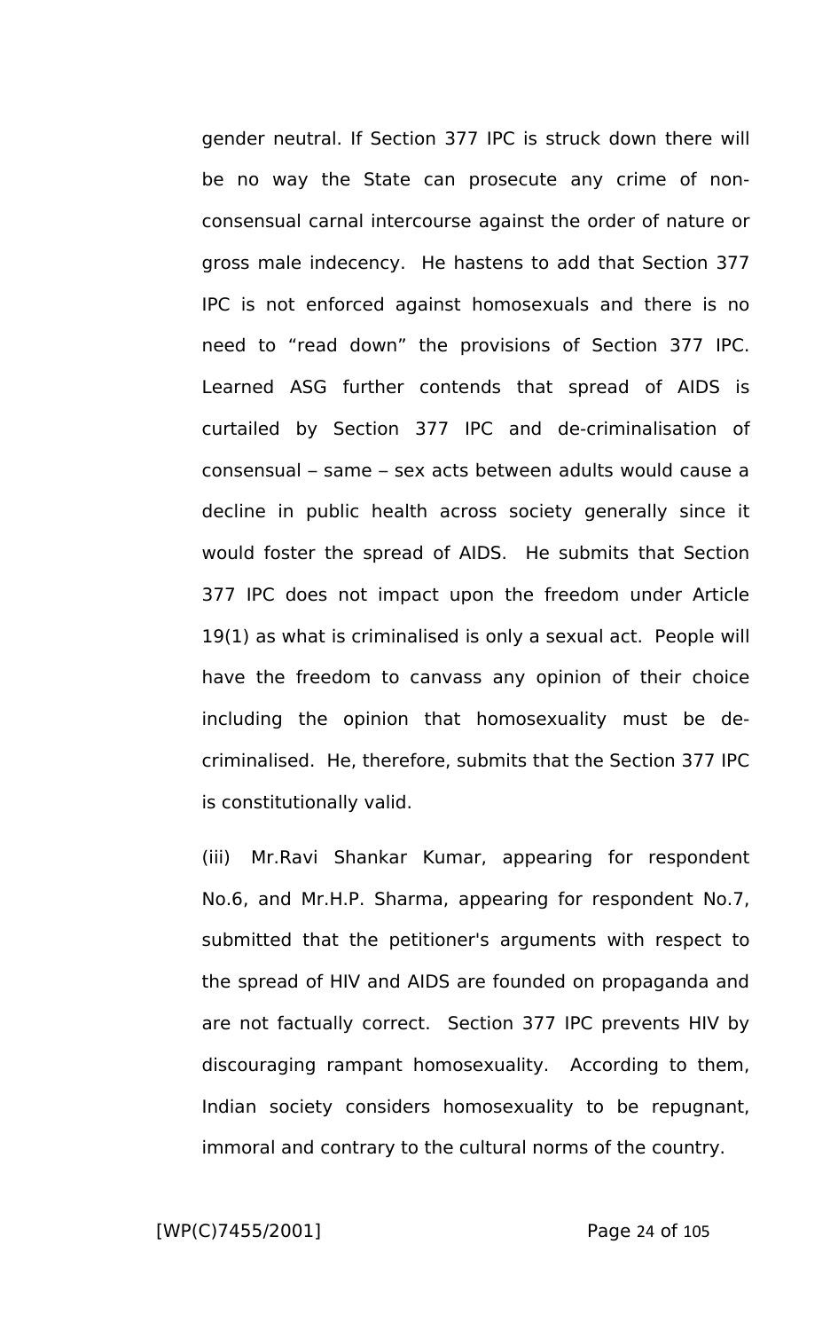gender neutral. If Section 377 IPC is struck down there will be no way the State can prosecute any crime of non-consensual carnal intercourse against the order of nature or gross male indecency. He hastens to add that Section 377 IPC is not enforced against homosexuals and there is no need to "read down" the provisions of Section 377 IPC. Learned ASG further contends that spread of AIDS is curtailed by Section 377 IPC and de-criminalisation of consensual – same – sex acts between adults would cause a decline in public health across society generally since it would foster the spread of AIDS. He submits that Section 377 IPC does not impact upon the freedom under Article 19(1) as what is criminalised is only a sexual act. People will have the freedom to canvass any opinion of their choice including the opinion that homosexuality must be de-criminalised. He, therefore, submits that the Section 377 IPC is constitutionally valid.

(iii) Mr.Ravi Shankar Kumar, appearing for respondent No.6, and Mr.H.P. Sharma, appearing for respondent No.7, submitted that the petitioner's arguments with respect to the spread of HIV and AIDS are founded on propaganda and are not factually correct. Section 377 IPC prevents HIV by discouraging rampant homosexuality. According to them, Indian society considers homosexuality to be repugnant, immoral and contrary to the cultural norms of the country.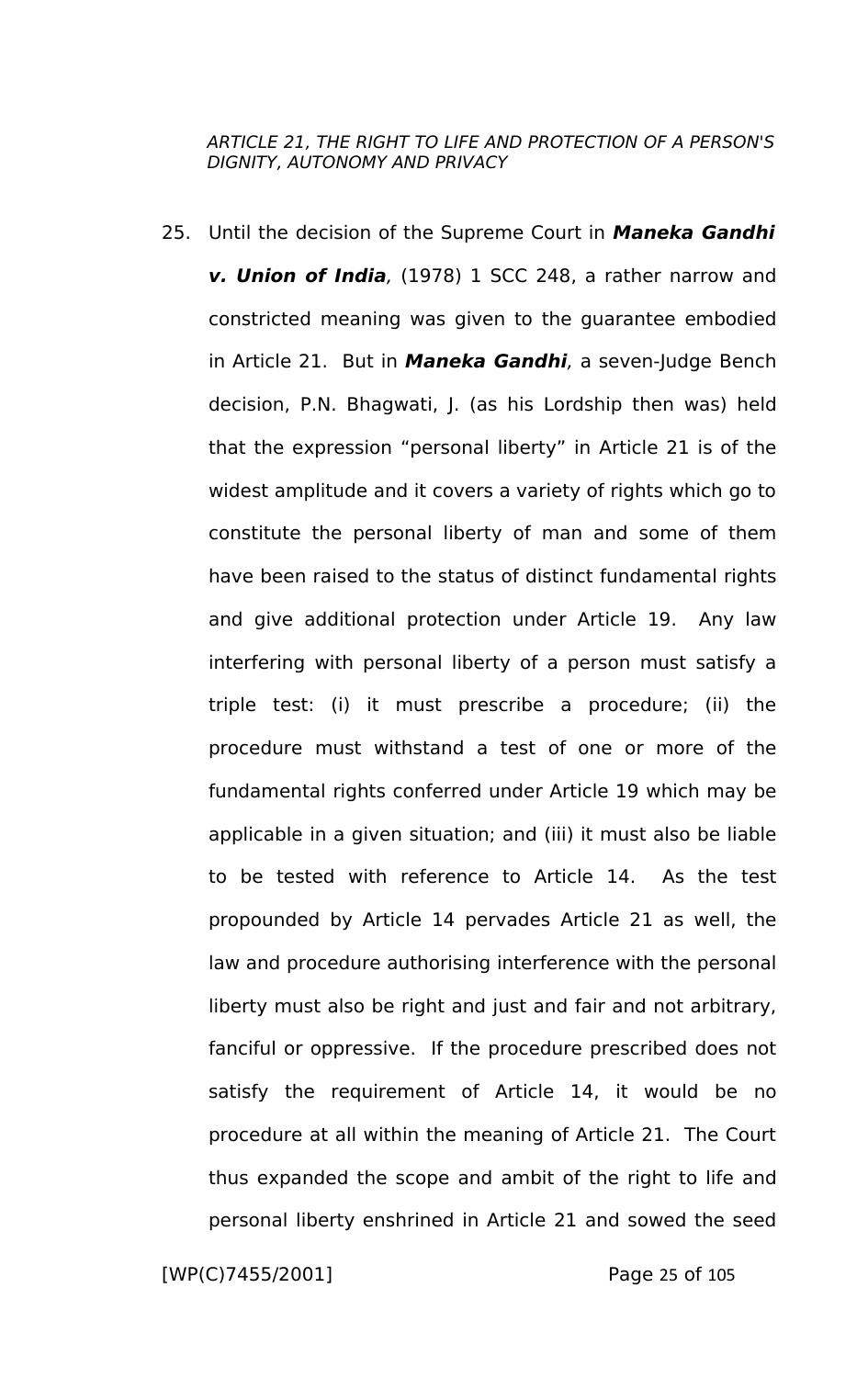*ARTICLE 21, THE RIGHT TO LIFE AND PROTECTION OF A PERSON'S DIGNITY, AUTONOMY AND PRIVACY*

25. Until the decision of the Supreme Court in ***Maneka Gandhi v. Union of India***, (1978) 1 SCC 248, a rather narrow and constricted meaning was given to the guarantee embodied in Article 21. But in ***Maneka Gandhi***, a seven-Judge Bench decision, P.N. Bhagwati, J. (as his Lordship then was) held that the expression "personal liberty" in Article 21 is of the widest amplitude and it covers a variety of rights which go to constitute the personal liberty of man and some of them have been raised to the status of distinct fundamental rights and give additional protection under Article 19. Any law interfering with personal liberty of a person must satisfy a triple test: (i) it must prescribe a procedure; (ii) the procedure must withstand a test of one or more of the fundamental rights conferred under Article 19 which may be applicable in a given situation; and (iii) it must also be liable to be tested with reference to Article 14. As the test propounded by Article 14 pervades Article 21 as well, the law and procedure authorising interference with the personal liberty must also be right and just and fair and not arbitrary, fanciful or oppressive. If the procedure prescribed does not satisfy the requirement of Article 14, it would be no procedure at all within the meaning of Article 21. The Court thus expanded the scope and ambit of the right to life and personal liberty enshrined in Article 21 and sowed the seed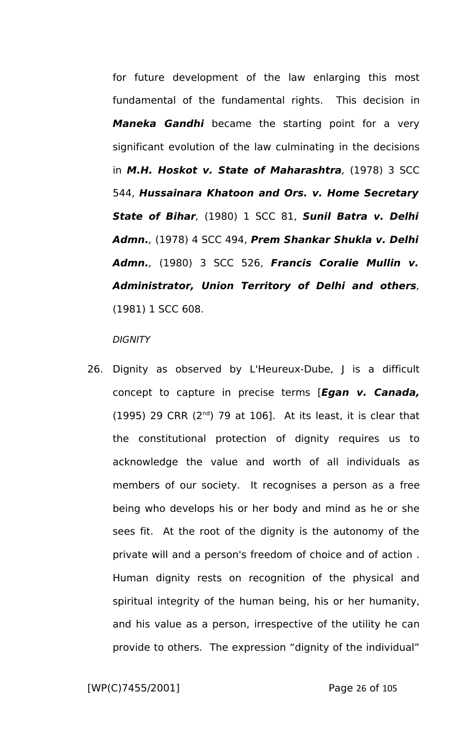for future development of the law enlarging this most fundamental of the fundamental rights. This decision in ***Maneka Gandhi*** became the starting point for a very significant evolution of the law culminating in the decisions in ***M.H. Hoskot v. State of Maharashtra***, (1978) 3 SCC 544, ***Hussainara Khatoon and Ors. v. Home Secretary State of Bihar***, (1980) 1 SCC 81, ***Sunil Batra v. Delhi Admn.***, (1978) 4 SCC 494, ***Prem Shankar Shukla v. Delhi Admn.***, (1980) 3 SCC 526, ***Francis Coralie Mullin v. Administrator, Union Territory of Delhi and others***, (1981) 1 SCC 608.

*DIGNITY*

26. Dignity as observed by L'Heureux-Dube, J is a difficult concept to capture in precise terms [***Egan v. Canada,*** (1995) 29 CRR (2nd) 79 at 106]. At its least, it is clear that the constitutional protection of dignity requires us to acknowledge the value and worth of all individuals as members of our society. It recognises a person as a free being who develops his or her body and mind as he or she sees fit. At the root of the dignity is the autonomy of the private will and a person's freedom of choice and of action . Human dignity rests on recognition of the physical and spiritual integrity of the human being, his or her humanity, and his value as a person, irrespective of the utility he can provide to others. The expression "dignity of the individual"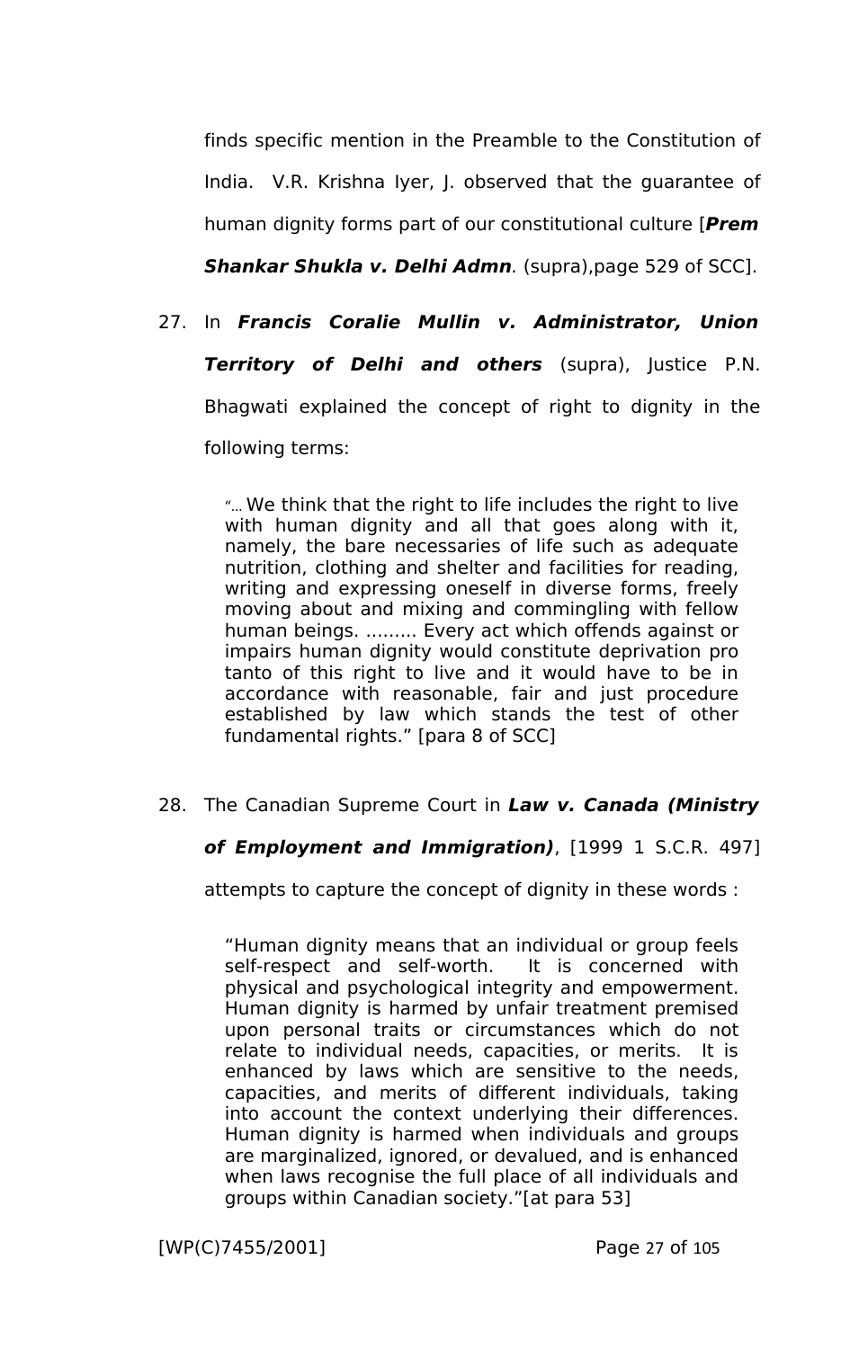finds specific mention in the Preamble to the Constitution of India. V.R. Krishna Iyer, J. observed that the guarantee of human dignity forms part of our constitutional culture [***Prem Shankar Shukla v. Delhi Admn***. (supra),page 529 of SCC].

27. In ***Francis Coralie Mullin v. Administrator, Union Territory of Delhi and others*** (supra), Justice P.N. Bhagwati explained the concept of right to dignity in the following terms:

> "… We think that the right to life includes the right to live with human dignity and all that goes along with it, namely, the bare necessaries of life such as adequate nutrition, clothing and shelter and facilities for reading, writing and expressing oneself in diverse forms, freely moving about and mixing and commingling with fellow human beings. ......... Every act which offends against or impairs human dignity would constitute deprivation pro tanto of this right to live and it would have to be in accordance with reasonable, fair and just procedure established by law which stands the test of other fundamental rights." [para 8 of SCC]

28. The Canadian Supreme Court in ***Law v. Canada (Ministry of Employment and Immigration)***, [1999 1 S.C.R. 497] attempts to capture the concept of dignity in these words :

> "Human dignity means that an individual or group feels self-respect and self-worth. It is concerned with physical and psychological integrity and empowerment. Human dignity is harmed by unfair treatment premised upon personal traits or circumstances which do not relate to individual needs, capacities, or merits. It is enhanced by laws which are sensitive to the needs, capacities, and merits of different individuals, taking into account the context underlying their differences. Human dignity is harmed when individuals and groups are marginalized, ignored, or devalued, and is enhanced when laws recognise the full place of all individuals and groups within Canadian society."[at para 53]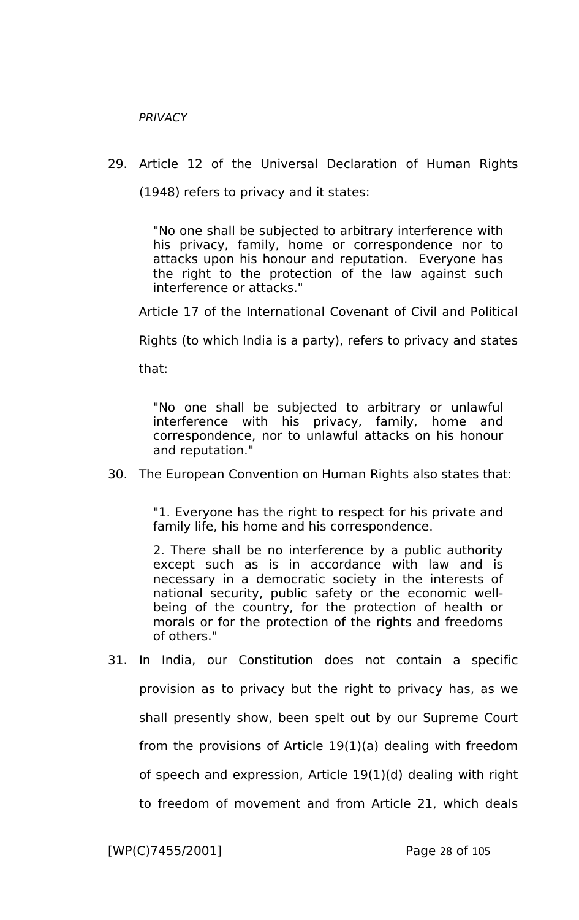*PRIVACY*

29. Article 12 of the Universal Declaration of Human Rights (1948) refers to privacy and it states:

> "No one shall be subjected to arbitrary interference with his privacy, family, home or correspondence nor to attacks upon his honour and reputation. Everyone has the right to the protection of the law against such interference or attacks."

Article 17 of the International Covenant of Civil and Political Rights (to which India is a party), refers to privacy and states that:

> "No one shall be subjected to arbitrary or unlawful interference with his privacy, family, home and correspondence, nor to unlawful attacks on his honour and reputation."

30. The European Convention on Human Rights also states that:

> "1. Everyone has the right to respect for his private and family life, his home and his correspondence.
>
> 2. There shall be no interference by a public authority except such as is in accordance with law and is necessary in a democratic society in the interests of national security, public safety or the economic well-being of the country, for the protection of health or morals or for the protection of the rights and freedoms of others."

31. In India, our Constitution does not contain a specific provision as to privacy but the right to privacy has, as we shall presently show, been spelt out by our Supreme Court from the provisions of Article 19(1)(a) dealing with freedom of speech and expression, Article 19(1)(d) dealing with right to freedom of movement and from Article 21, which deals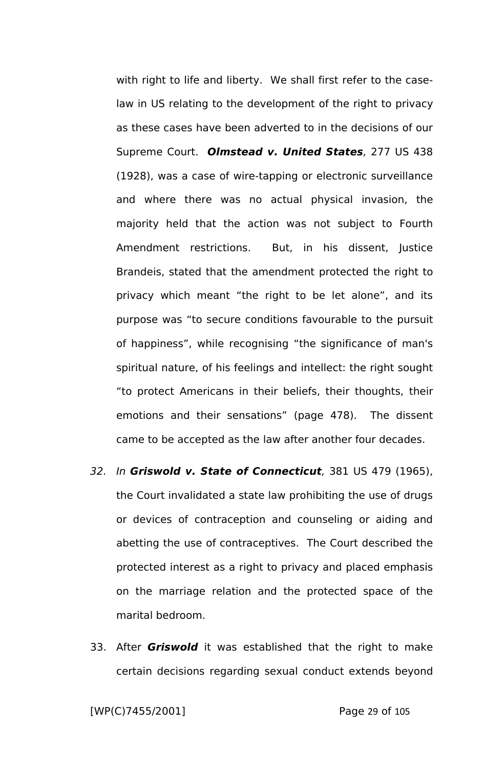with right to life and liberty. We shall first refer to the case-law in US relating to the development of the right to privacy as these cases have been adverted to in the decisions of our Supreme Court. ***Olmstead v. United States***, 277 US 438 (1928), was a case of wire-tapping or electronic surveillance and where there was no actual physical invasion, the majority held that the action was not subject to Fourth Amendment restrictions. But, in his dissent, Justice Brandeis, stated that the amendment protected the right to privacy which meant "the right to be let alone", and its purpose was "to secure conditions favourable to the pursuit of happiness", while recognising "the significance of man's spiritual nature, of his feelings and intellect: the right sought "to protect Americans in their beliefs, their thoughts, their emotions and their sensations" (page 478). The dissent came to be accepted as the law after another four decades.

32. *In* ***Griswold v. State of Connecticut***, 381 US 479 (1965), the Court invalidated a state law prohibiting the use of drugs or devices of contraception and counseling or aiding and abetting the use of contraceptives. The Court described the protected interest as a right to privacy and placed emphasis on the marriage relation and the protected space of the marital bedroom.

33. After ***Griswold*** it was established that the right to make certain decisions regarding sexual conduct extends beyond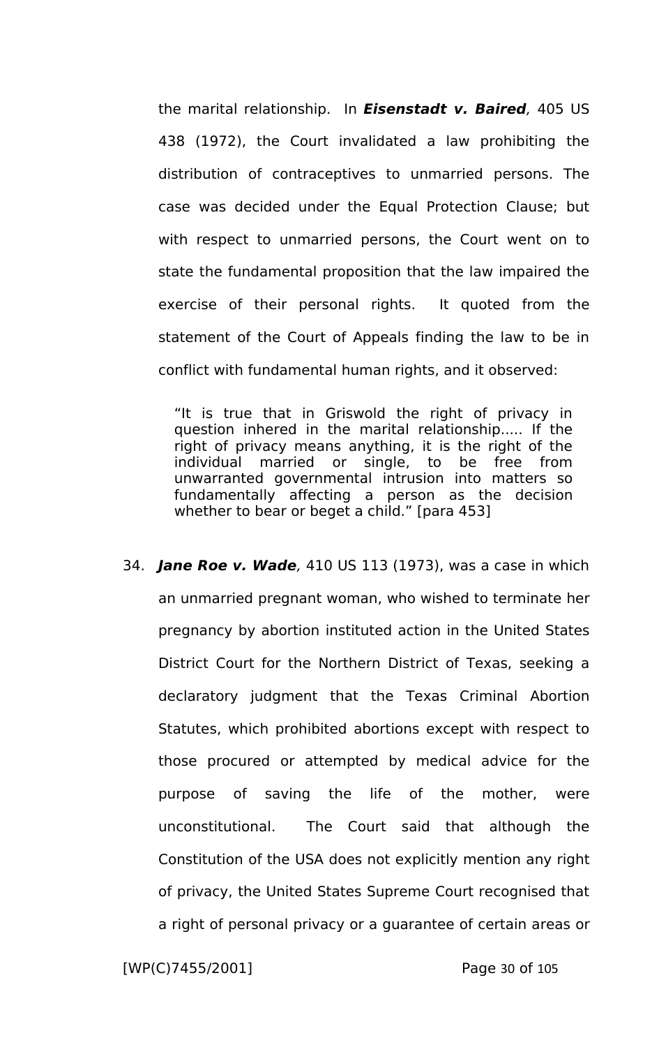the marital relationship. In ***Eisenstadt v. Baired***, 405 US 438 (1972), the Court invalidated a law prohibiting the distribution of contraceptives to unmarried persons. The case was decided under the Equal Protection Clause; but with respect to unmarried persons, the Court went on to state the fundamental proposition that the law impaired the exercise of their personal rights. It quoted from the statement of the Court of Appeals finding the law to be in conflict with fundamental human rights, and it observed:

> "It is true that in Griswold the right of privacy in question inhered in the marital relationship..... If the right of privacy means anything, it is the right of the individual married or single, to be free from unwarranted governmental intrusion into matters so fundamentally affecting a person as the decision whether to bear or beget a child." [para 453]

34. ***Jane Roe v. Wade***, 410 US 113 (1973), was a case in which an unmarried pregnant woman, who wished to terminate her pregnancy by abortion instituted action in the United States District Court for the Northern District of Texas, seeking a declaratory judgment that the Texas Criminal Abortion Statutes, which prohibited abortions except with respect to those procured or attempted by medical advice for the purpose of saving the life of the mother, were unconstitutional. The Court said that although the Constitution of the USA does not explicitly mention any right of privacy, the United States Supreme Court recognised that a right of personal privacy or a guarantee of certain areas or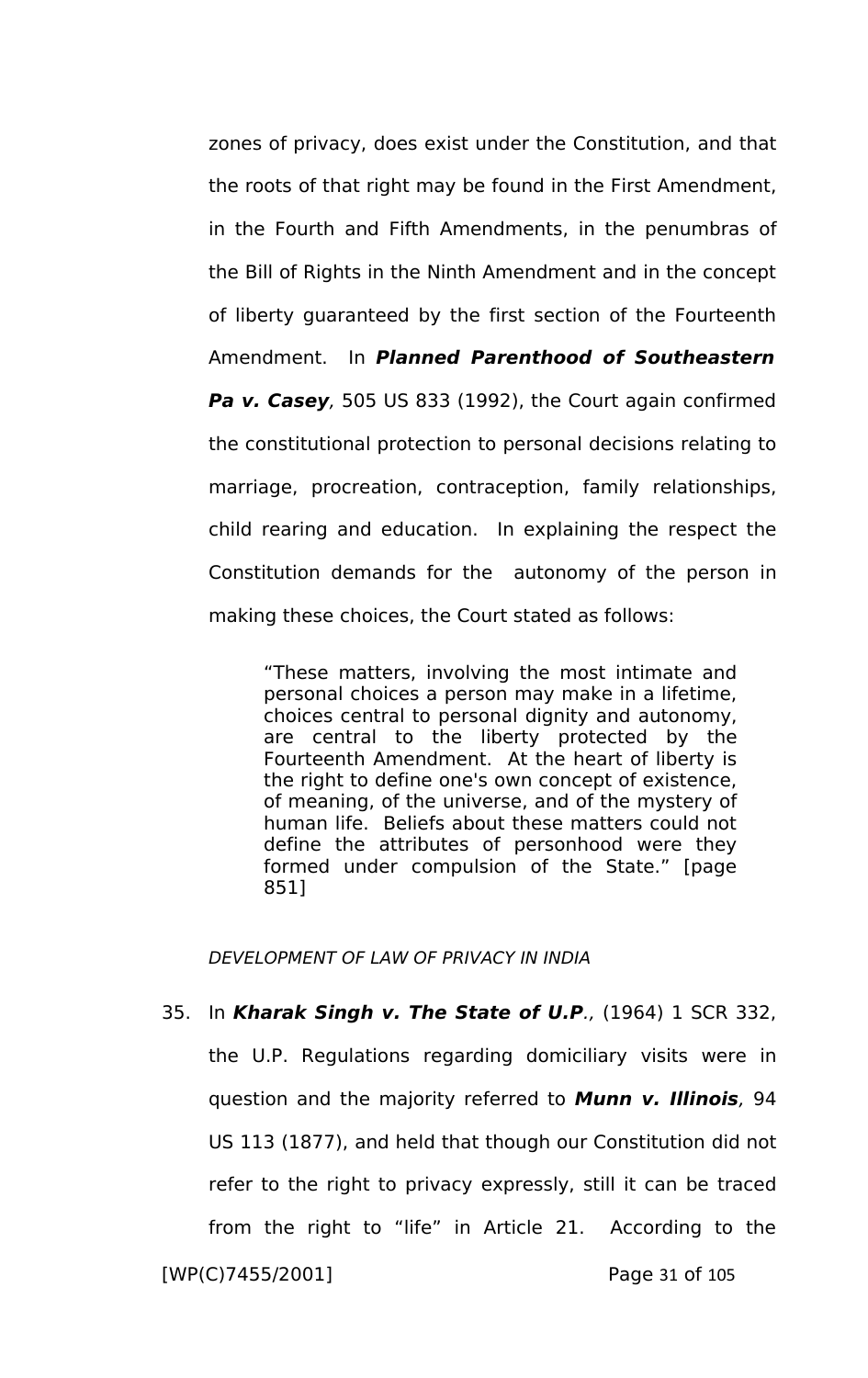zones of privacy, does exist under the Constitution, and that the roots of that right may be found in the First Amendment, in the Fourth and Fifth Amendments, in the penumbras of the Bill of Rights in the Ninth Amendment and in the concept of liberty guaranteed by the first section of the Fourteenth Amendment. In ***Planned Parenthood of Southeastern Pa v. Casey***, 505 US 833 (1992), the Court again confirmed the constitutional protection to personal decisions relating to marriage, procreation, contraception, family relationships, child rearing and education. In explaining the respect the Constitution demands for the autonomy of the person in making these choices, the Court stated as follows:

> "These matters, involving the most intimate and personal choices a person may make in a lifetime, choices central to personal dignity and autonomy, are central to the liberty protected by the Fourteenth Amendment. At the heart of liberty is the right to define one's own concept of existence, of meaning, of the universe, and of the mystery of human life. Beliefs about these matters could not define the attributes of personhood were they formed under compulsion of the State." [page 851]

*DEVELOPMENT OF LAW OF PRIVACY IN INDIA*

35. In ***Kharak Singh v. The State of U.P.***, (1964) 1 SCR 332, the U.P. Regulations regarding domiciliary visits were in question and the majority referred to ***Munn v. Illinois***, 94 US 113 (1877), and held that though our Constitution did not refer to the right to privacy expressly, still it can be traced from the right to "life" in Article 21. According to the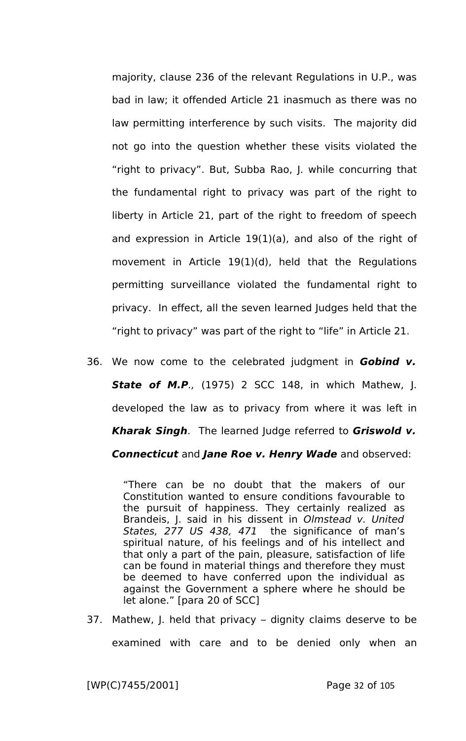majority, clause 236 of the relevant Regulations in U.P., was bad in law; it offended Article 21 inasmuch as there was no law permitting interference by such visits. The majority did not go into the question whether these visits violated the "right to privacy". But, Subba Rao, J. while concurring that the fundamental right to privacy was part of the right to liberty in Article 21, part of the right to freedom of speech and expression in Article 19(1)(a), and also of the right of movement in Article 19(1)(d), held that the Regulations permitting surveillance violated the fundamental right to privacy. In effect, all the seven learned Judges held that the "right to privacy" was part of the right to "life" in Article 21.

36. We now come to the celebrated judgment in ***Gobind v. State of M.P.***, (1975) 2 SCC 148, in which Mathew, J. developed the law as to privacy from where it was left in ***Kharak Singh***. The learned Judge referred to ***Griswold v. Connecticut*** and ***Jane Roe v. Henry Wade*** and observed:

> "There can be no doubt that the makers of our Constitution wanted to ensure conditions favourable to the pursuit of happiness. They certainly realized as Brandeis, J. said in his dissent in *Olmstead v. United States, 277 US 438, 471* the significance of man's spiritual nature, of his feelings and of his intellect and that only a part of the pain, pleasure, satisfaction of life can be found in material things and therefore they must be deemed to have conferred upon the individual as against the Government a sphere where he should be let alone." [para 20 of SCC]

37. Mathew, J. held that privacy – dignity claims deserve to be examined with care and to be denied only when an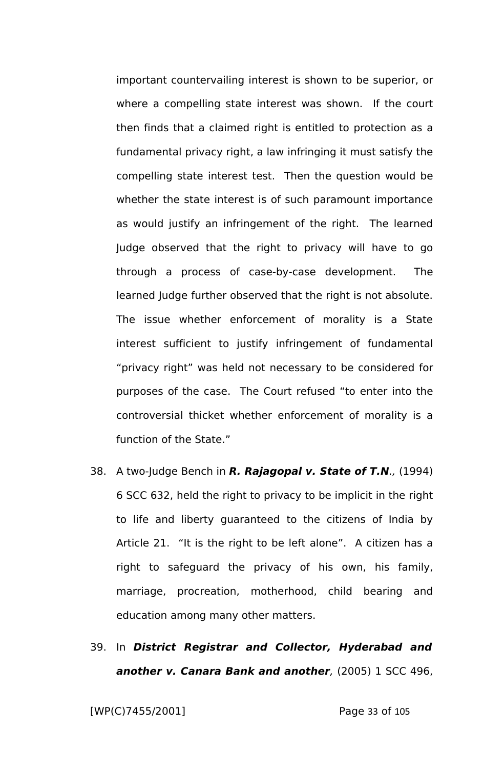important countervailing interest is shown to be superior, or where a compelling state interest was shown. If the court then finds that a claimed right is entitled to protection as a fundamental privacy right, a law infringing it must satisfy the compelling state interest test. Then the question would be whether the state interest is of such paramount importance as would justify an infringement of the right. The learned Judge observed that the right to privacy will have to go through a process of case-by-case development. The learned Judge further observed that the right is not absolute. The issue whether enforcement of morality is a State interest sufficient to justify infringement of fundamental "privacy right" was held not necessary to be considered for purposes of the case. The Court refused "to enter into the controversial thicket whether enforcement of morality is a function of the State."

38. A two-Judge Bench in ***R. Rajagopal v. State of T.N.**, (1994) 6 SCC 632, held the right to privacy to be implicit in the right to life and liberty guaranteed to the citizens of India by Article 21. "It is the right to be left alone". A citizen has a right to safeguard the privacy of his own, his family, marriage, procreation, motherhood, child bearing and education among many other matters.

39. In ***District Registrar and Collector, Hyderabad and another v. Canara Bank and another***, (2005) 1 SCC 496,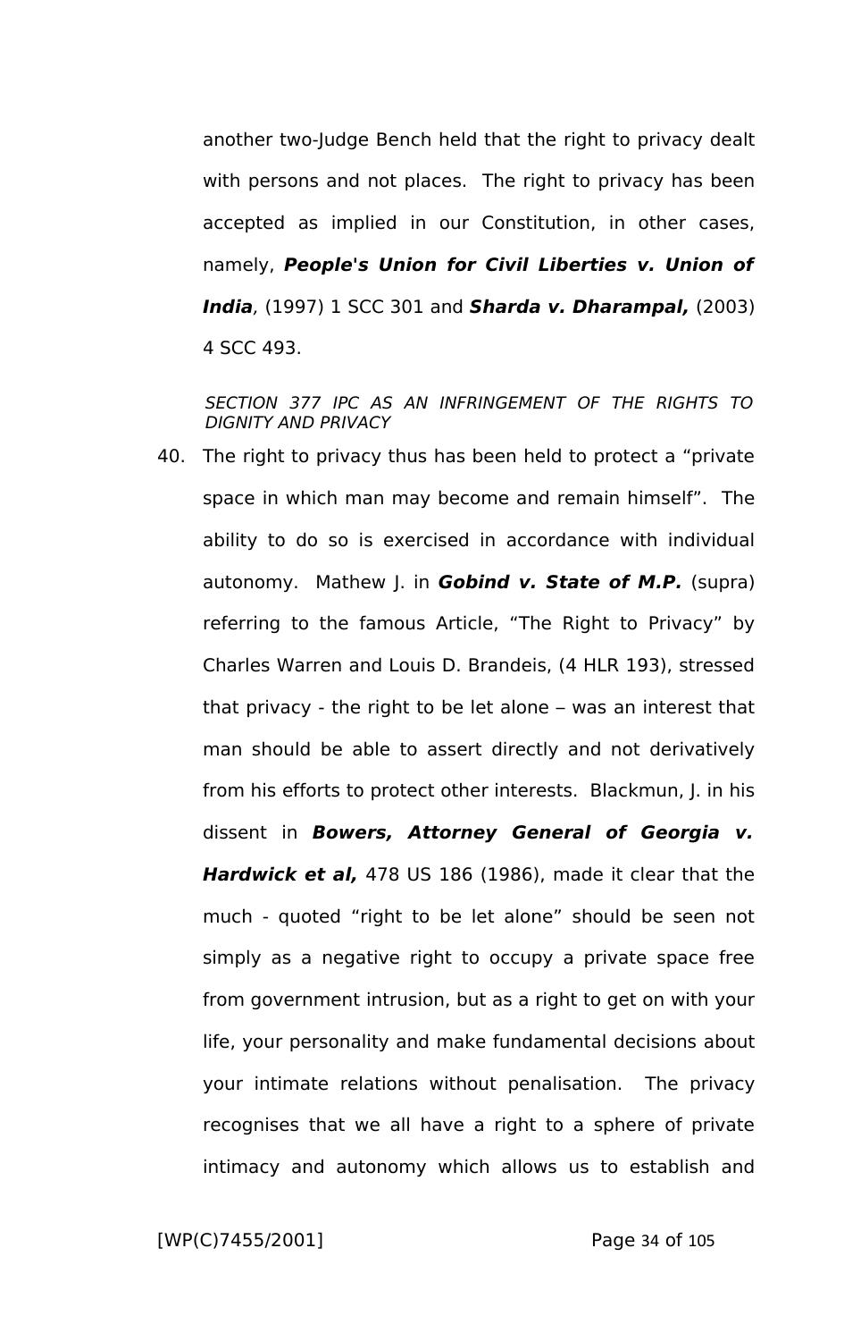another two-Judge Bench held that the right to privacy dealt with persons and not places. The right to privacy has been accepted as implied in our Constitution, in other cases, namely, ***People's Union for Civil Liberties v. Union of India***, (1997) 1 SCC 301 and ***Sharda v. Dharampal,*** (2003) 4 SCC 493.

*SECTION 377 IPC AS AN INFRINGEMENT OF THE RIGHTS TO DIGNITY AND PRIVACY*

40. The right to privacy thus has been held to protect a "private space in which man may become and remain himself". The ability to do so is exercised in accordance with individual autonomy. Mathew J. in ***Gobind v. State of M.P.*** (supra) referring to the famous Article, "The Right to Privacy" by Charles Warren and Louis D. Brandeis, (4 HLR 193), stressed that privacy - the right to be let alone – was an interest that man should be able to assert directly and not derivatively from his efforts to protect other interests. Blackmun, J. in his dissent in ***Bowers, Attorney General of Georgia v. Hardwick et al,*** 478 US 186 (1986), made it clear that the much - quoted "right to be let alone" should be seen not simply as a negative right to occupy a private space free from government intrusion, but as a right to get on with your life, your personality and make fundamental decisions about your intimate relations without penalisation. The privacy recognises that we all have a right to a sphere of private intimacy and autonomy which allows us to establish and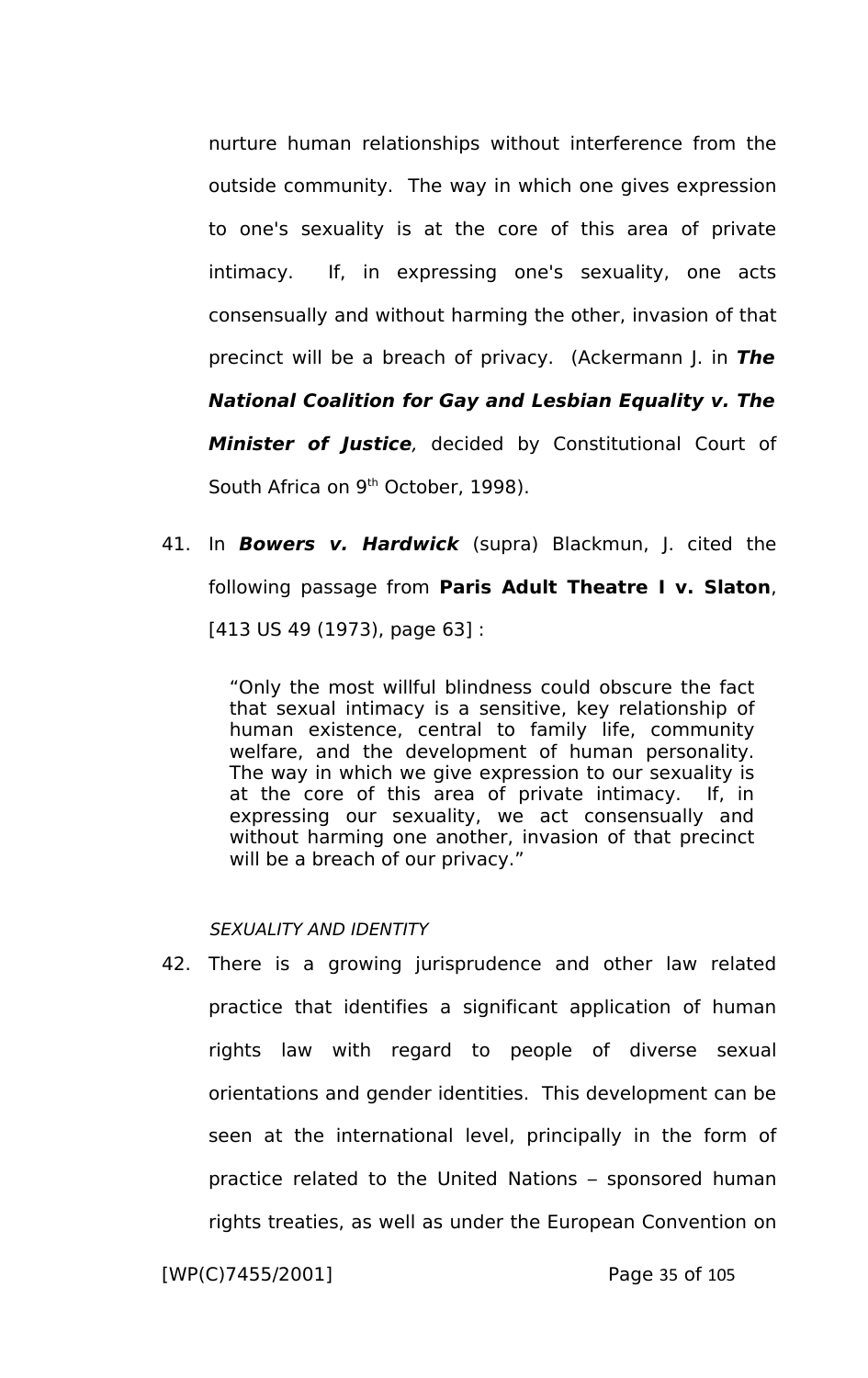nurture human relationships without interference from the outside community. The way in which one gives expression to one's sexuality is at the core of this area of private intimacy. If, in expressing one's sexuality, one acts consensually and without harming the other, invasion of that precinct will be a breach of privacy. (Ackermann J. in ***The National Coalition for Gay and Lesbian Equality v. The Minister of Justice****,* decided by Constitutional Court of South Africa on 9th October, 1998).

41. In ***Bowers v. Hardwick*** (supra) Blackmun, J. cited the following passage from **Paris Adult Theatre I v. Slaton**, [413 US 49 (1973), page 63] :

> "Only the most willful blindness could obscure the fact that sexual intimacy is a sensitive, key relationship of human existence, central to family life, community welfare, and the development of human personality. The way in which we give expression to our sexuality is at the core of this area of private intimacy. If, in expressing our sexuality, we act consensually and without harming one another, invasion of that precinct will be a breach of our privacy."

*SEXUALITY AND IDENTITY*

42. There is a growing jurisprudence and other law related practice that identifies a significant application of human rights law with regard to people of diverse sexual orientations and gender identities. This development can be seen at the international level, principally in the form of practice related to the United Nations – sponsored human rights treaties, as well as under the European Convention on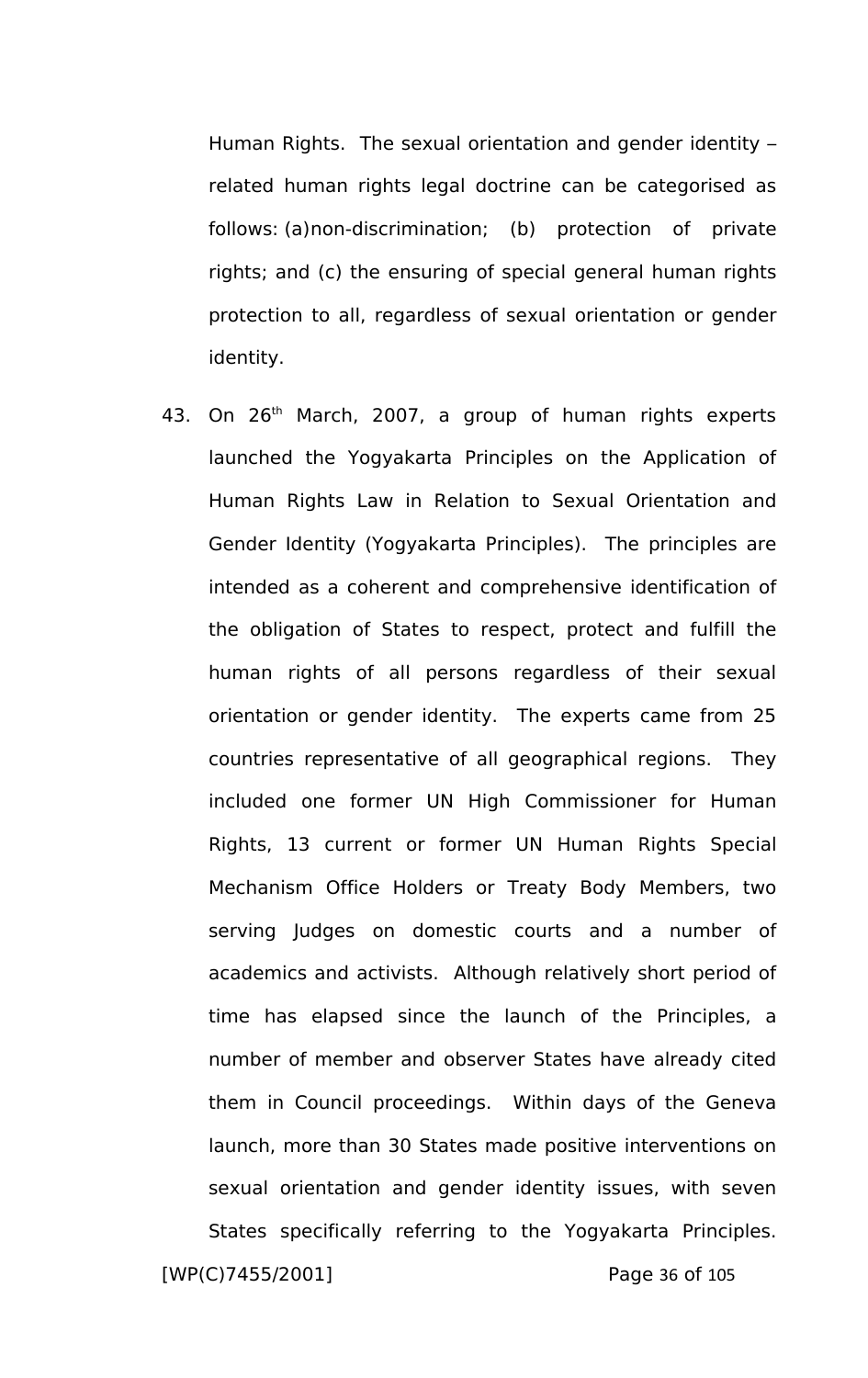Human Rights. The sexual orientation and gender identity – related human rights legal doctrine can be categorised as follows: (a)non-discrimination; (b) protection of private rights; and (c) the ensuring of special general human rights protection to all, regardless of sexual orientation or gender identity.

43. On 26th March, 2007, a group of human rights experts launched the Yogyakarta Principles on the Application of Human Rights Law in Relation to Sexual Orientation and Gender Identity (Yogyakarta Principles). The principles are intended as a coherent and comprehensive identification of the obligation of States to respect, protect and fulfill the human rights of all persons regardless of their sexual orientation or gender identity. The experts came from 25 countries representative of all geographical regions. They included one former UN High Commissioner for Human Rights, 13 current or former UN Human Rights Special Mechanism Office Holders or Treaty Body Members, two serving Judges on domestic courts and a number of academics and activists. Although relatively short period of time has elapsed since the launch of the Principles, a number of member and observer States have already cited them in Council proceedings. Within days of the Geneva launch, more than 30 States made positive interventions on sexual orientation and gender identity issues, with seven States specifically referring to the Yogyakarta Principles.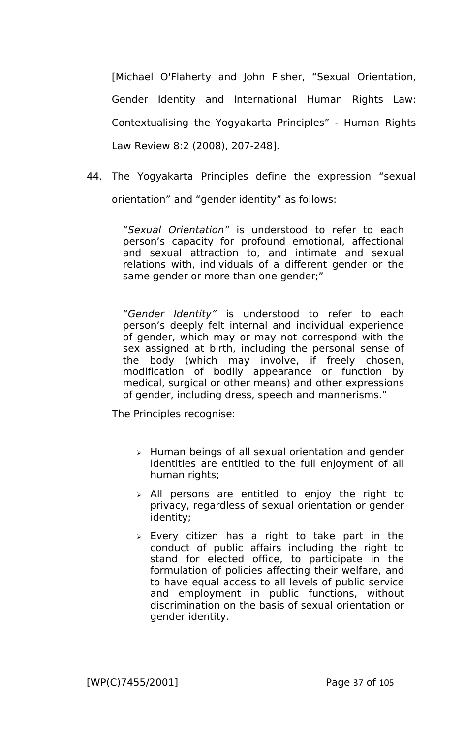[Michael O'Flaherty and John Fisher, "Sexual Orientation, Gender Identity and International Human Rights Law: Contextualising the Yogyakarta Principles" - Human Rights Law Review 8:2 (2008), 207-248].

44. The Yogyakarta Principles define the expression "sexual orientation" and "gender identity" as follows:

> "*Sexual Orientation"* is understood to refer to each person's capacity for profound emotional, affectional and sexual attraction to, and intimate and sexual relations with, individuals of a different gender or the same gender or more than one gender;"
>
> "*Gender Identity"* is understood to refer to each person's deeply felt internal and individual experience of gender, which may or may not correspond with the sex assigned at birth, including the personal sense of the body (which may involve, if freely chosen, modification of bodily appearance or function by medical, surgical or other means) and other expressions of gender, including dress, speech and mannerisms."

The Principles recognise:

- Human beings of all sexual orientation and gender identities are entitled to the full enjoyment of all human rights;
- All persons are entitled to enjoy the right to privacy, regardless of sexual orientation or gender identity;
- Every citizen has a right to take part in the conduct of public affairs including the right to stand for elected office, to participate in the formulation of policies affecting their welfare, and to have equal access to all levels of public service and employment in public functions, without discrimination on the basis of sexual orientation or gender identity.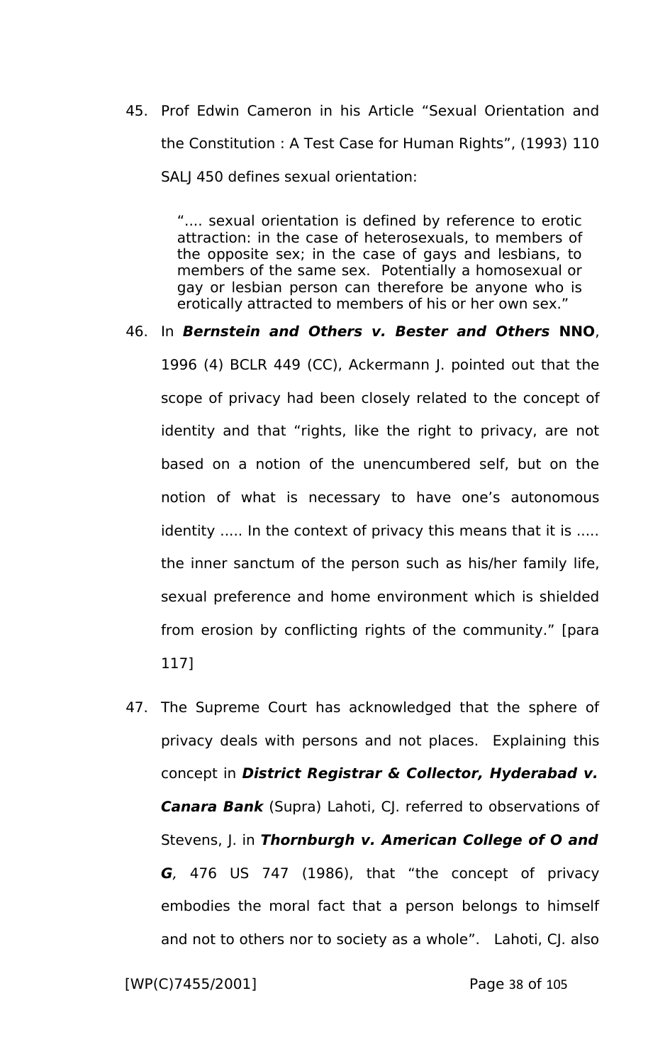45. Prof Edwin Cameron in his Article "Sexual Orientation and the Constitution : A Test Case for Human Rights", (1993) 110 SALJ 450 defines sexual orientation:

> ".... sexual orientation is defined by reference to erotic attraction: in the case of heterosexuals, to members of the opposite sex; in the case of gays and lesbians, to members of the same sex. Potentially a homosexual or gay or lesbian person can therefore be anyone who is erotically attracted to members of his or her own sex."

46. In ***Bernstein and Others v. Bester and Others*** **NNO**, 1996 (4) BCLR 449 (CC), Ackermann J. pointed out that the scope of privacy had been closely related to the concept of identity and that "rights, like the right to privacy, are not based on a notion of the unencumbered self, but on the notion of what is necessary to have one's autonomous identity ..... In the context of privacy this means that it is ..... the inner sanctum of the person such as his/her family life, sexual preference and home environment which is shielded from erosion by conflicting rights of the community." [para 117]

47. The Supreme Court has acknowledged that the sphere of privacy deals with persons and not places. Explaining this concept in ***District Registrar & Collector, Hyderabad v. Canara Bank*** (Supra) Lahoti, CJ. referred to observations of Stevens, J. in ***Thornburgh v. American College of O and G***, 476 US 747 (1986), that "the concept of privacy embodies the moral fact that a person belongs to himself and not to others nor to society as a whole". Lahoti, CJ. also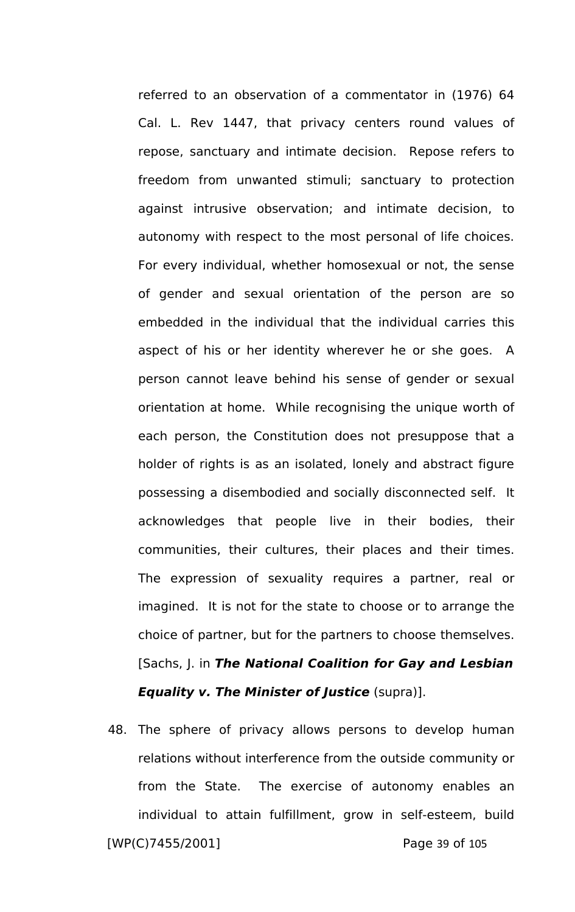referred to an observation of a commentator in (1976) 64 Cal. L. Rev 1447, that privacy centers round values of repose, sanctuary and intimate decision. Repose refers to freedom from unwanted stimuli; sanctuary to protection against intrusive observation; and intimate decision, to autonomy with respect to the most personal of life choices. For every individual, whether homosexual or not, the sense of gender and sexual orientation of the person are so embedded in the individual that the individual carries this aspect of his or her identity wherever he or she goes. A person cannot leave behind his sense of gender or sexual orientation at home. While recognising the unique worth of each person, the Constitution does not presuppose that a holder of rights is as an isolated, lonely and abstract figure possessing a disembodied and socially disconnected self. It acknowledges that people live in their bodies, their communities, their cultures, their places and their times. The expression of sexuality requires a partner, real or imagined. It is not for the state to choose or to arrange the choice of partner, but for the partners to choose themselves. [Sachs, J. in ***The National Coalition for Gay and Lesbian Equality v. The Minister of Justice*** (supra)].

48. The sphere of privacy allows persons to develop human relations without interference from the outside community or from the State. The exercise of autonomy enables an individual to attain fulfillment, grow in self-esteem, build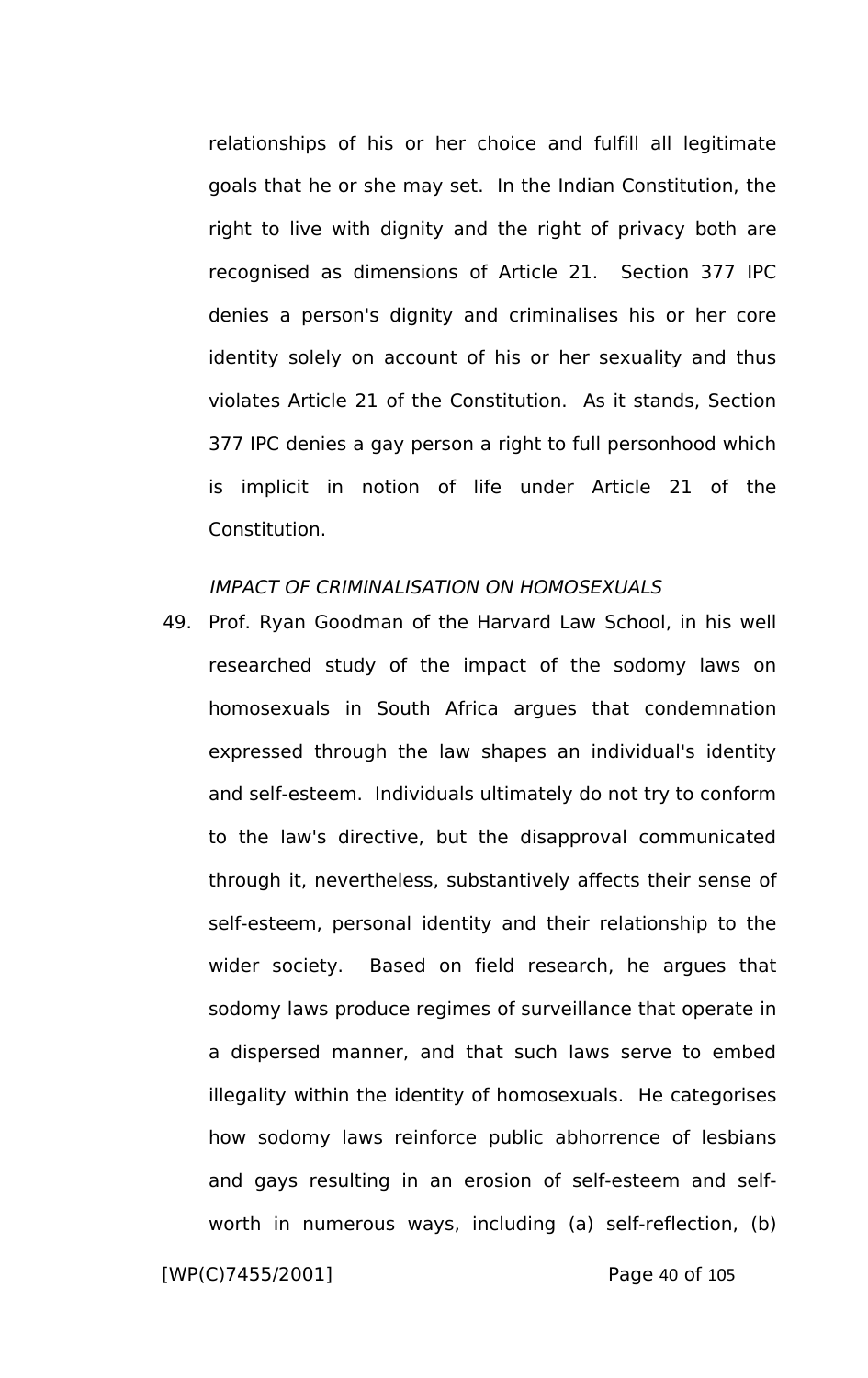relationships of his or her choice and fulfill all legitimate goals that he or she may set. In the Indian Constitution, the right to live with dignity and the right of privacy both are recognised as dimensions of Article 21. Section 377 IPC denies a person's dignity and criminalises his or her core identity solely on account of his or her sexuality and thus violates Article 21 of the Constitution. As it stands, Section 377 IPC denies a gay person a right to full personhood which is implicit in notion of life under Article 21 of the Constitution.

*IMPACT OF CRIMINALISATION ON HOMOSEXUALS*

49. Prof. Ryan Goodman of the Harvard Law School, in his well researched study of the impact of the sodomy laws on homosexuals in South Africa argues that condemnation expressed through the law shapes an individual's identity and self-esteem. Individuals ultimately do not try to conform to the law's directive, but the disapproval communicated through it, nevertheless, substantively affects their sense of self-esteem, personal identity and their relationship to the wider society. Based on field research, he argues that sodomy laws produce regimes of surveillance that operate in a dispersed manner, and that such laws serve to embed illegality within the identity of homosexuals. He categorises how sodomy laws reinforce public abhorrence of lesbians and gays resulting in an erosion of self-esteem and self-worth in numerous ways, including (a) self-reflection, (b)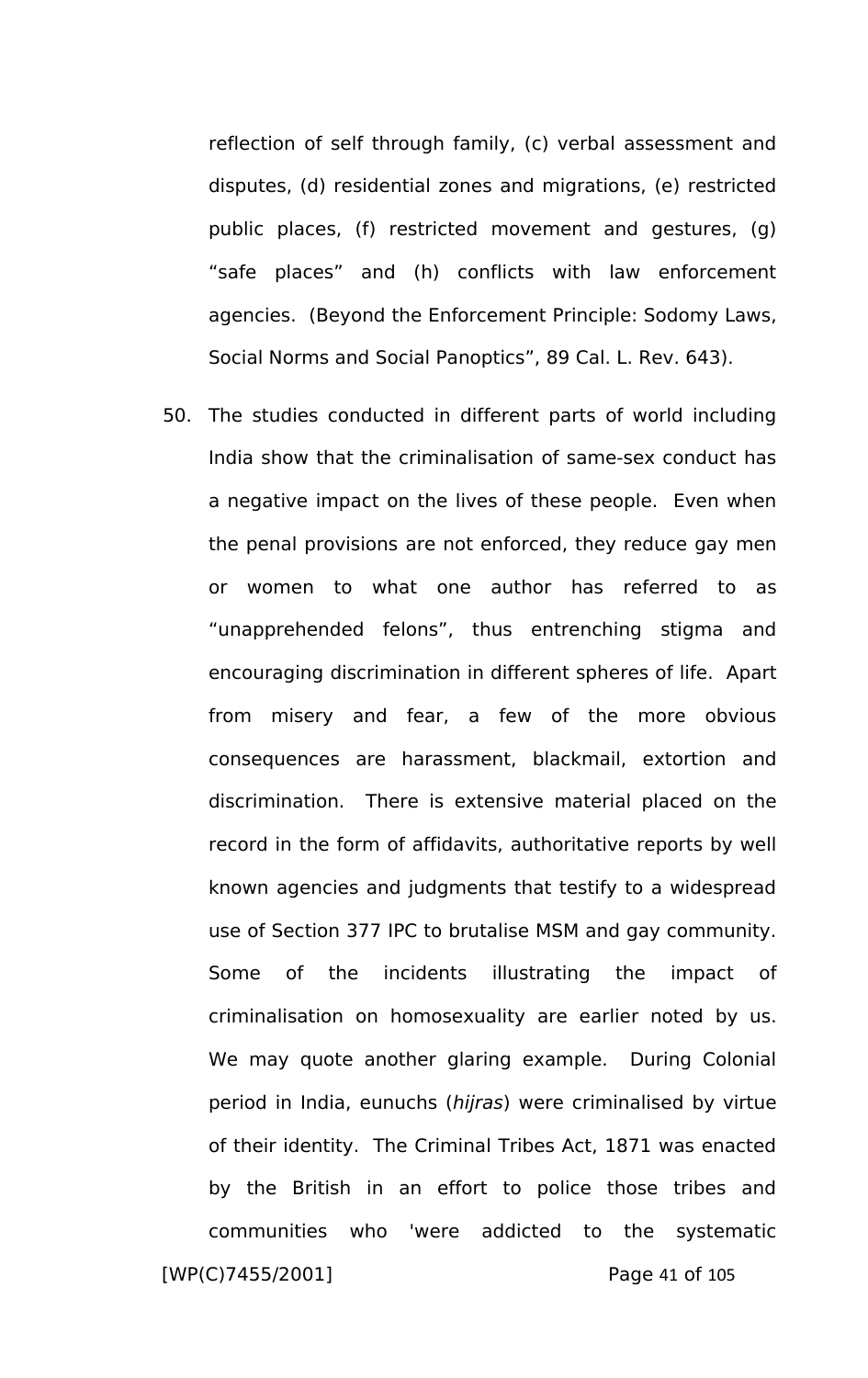reflection of self through family, (c) verbal assessment and disputes, (d) residential zones and migrations, (e) restricted public places, (f) restricted movement and gestures, (g) “safe places” and (h) conflicts with law enforcement agencies. (Beyond the Enforcement Principle: Sodomy Laws, Social Norms and Social Panoptics”, 89 Cal. L. Rev. 643).

50. The studies conducted in different parts of world including India show that the criminalisation of same-sex conduct has a negative impact on the lives of these people. Even when the penal provisions are not enforced, they reduce gay men or women to what one author has referred to as “unapprehended felons”, thus entrenching stigma and encouraging discrimination in different spheres of life. Apart from misery and fear, a few of the more obvious consequences are harassment, blackmail, extortion and discrimination. There is extensive material placed on the record in the form of affidavits, authoritative reports by well known agencies and judgments that testify to a widespread use of Section 377 IPC to brutalise MSM and gay community. Some of the incidents illustrating the impact of criminalisation on homosexuality are earlier noted by us. We may quote another glaring example. During Colonial period in India, eunuchs (*hijras*) were criminalised by virtue of their identity. The Criminal Tribes Act, 1871 was enacted by the British in an effort to police those tribes and communities who 'were addicted to the systematic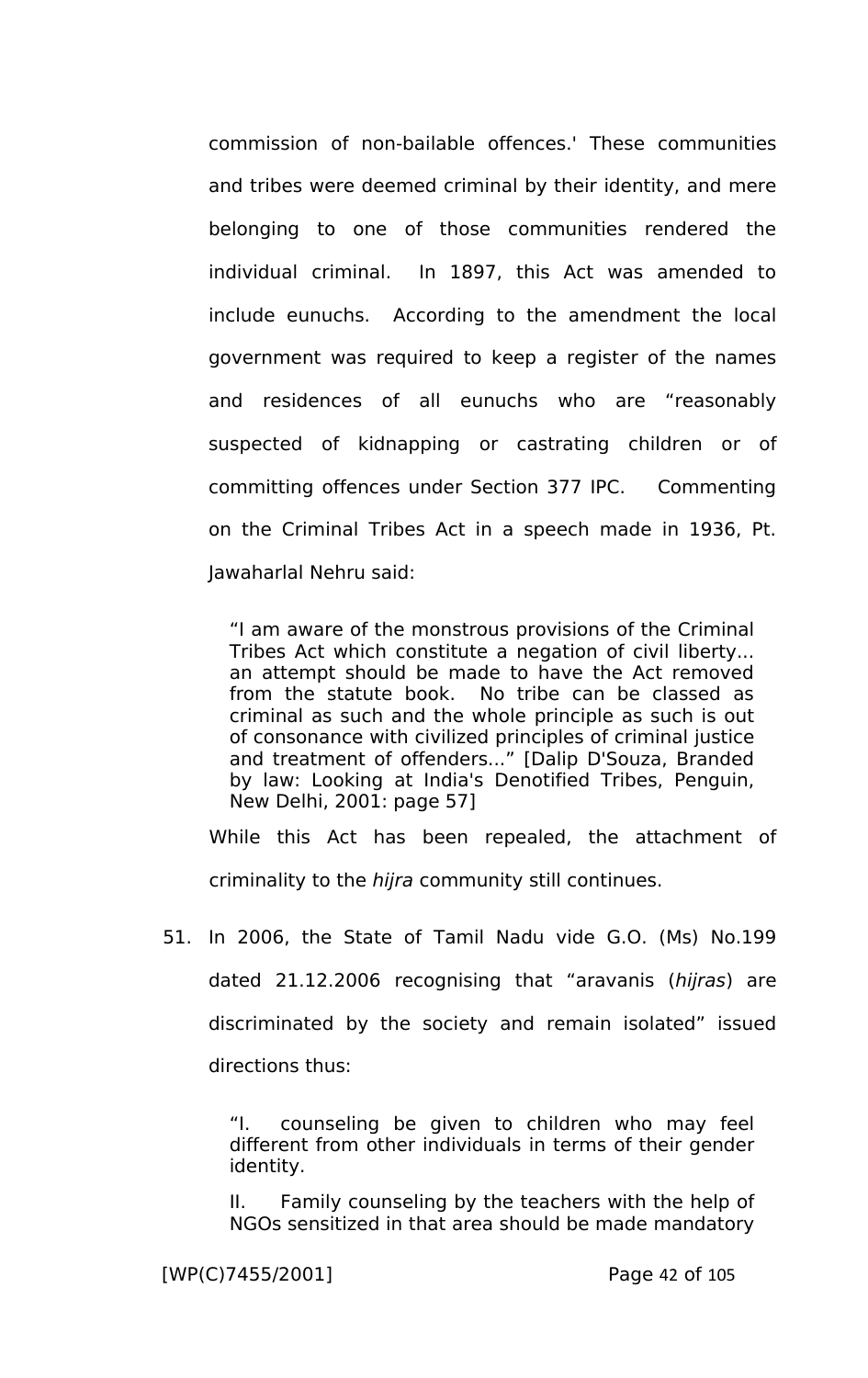commission of non-bailable offences.' These communities and tribes were deemed criminal by their identity, and mere belonging to one of those communities rendered the individual criminal. In 1897, this Act was amended to include eunuchs. According to the amendment the local government was required to keep a register of the names and residences of all eunuchs who are "reasonably suspected of kidnapping or castrating children or of committing offences under Section 377 IPC. Commenting on the Criminal Tribes Act in a speech made in 1936, Pt. Jawaharlal Nehru said:

> "I am aware of the monstrous provisions of the Criminal Tribes Act which constitute a negation of civil liberty... an attempt should be made to have the Act removed from the statute book. No tribe can be classed as criminal as such and the whole principle as such is out of consonance with civilized principles of criminal justice and treatment of offenders..." [Dalip D'Souza, Branded by law: Looking at India's Denotified Tribes, Penguin, New Delhi, 2001: page 57]

While this Act has been repealed, the attachment of criminality to the *hijra* community still continues.

51. In 2006, the State of Tamil Nadu vide G.O. (Ms) No.199 dated 21.12.2006 recognising that "aravanis (*hijras*) are discriminated by the society and remain isolated" issued directions thus:

> "I. counseling be given to children who may feel different from other individuals in terms of their gender identity.
>
> II. Family counseling by the teachers with the help of NGOs sensitized in that area should be made mandatory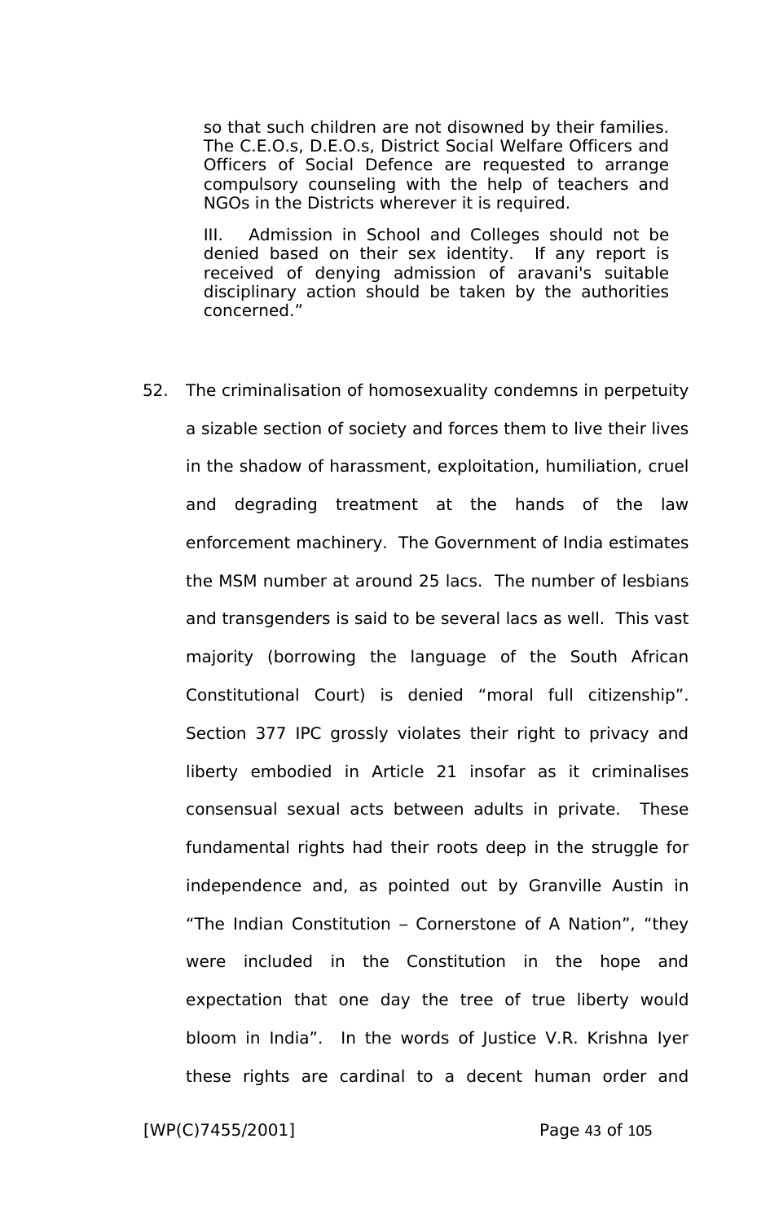> so that such children are not disowned by their families. The C.E.O.s, D.E.O.s, District Social Welfare Officers and Officers of Social Defence are requested to arrange compulsory counseling with the help of teachers and NGOs in the Districts wherever it is required.
>
> III. Admission in School and Colleges should not be denied based on their sex identity. If any report is received of denying admission of aravani's suitable disciplinary action should be taken by the authorities concerned."

52. The criminalisation of homosexuality condemns in perpetuity a sizable section of society and forces them to live their lives in the shadow of harassment, exploitation, humiliation, cruel and degrading treatment at the hands of the law enforcement machinery. The Government of India estimates the MSM number at around 25 lacs. The number of lesbians and transgenders is said to be several lacs as well. This vast majority (borrowing the language of the South African Constitutional Court) is denied "moral full citizenship". Section 377 IPC grossly violates their right to privacy and liberty embodied in Article 21 insofar as it criminalises consensual sexual acts between adults in private. These fundamental rights had their roots deep in the struggle for independence and, as pointed out by Granville Austin in "The Indian Constitution – Cornerstone of A Nation", "they were included in the Constitution in the hope and expectation that one day the tree of true liberty would bloom in India". In the words of Justice V.R. Krishna Iyer these rights are cardinal to a decent human order and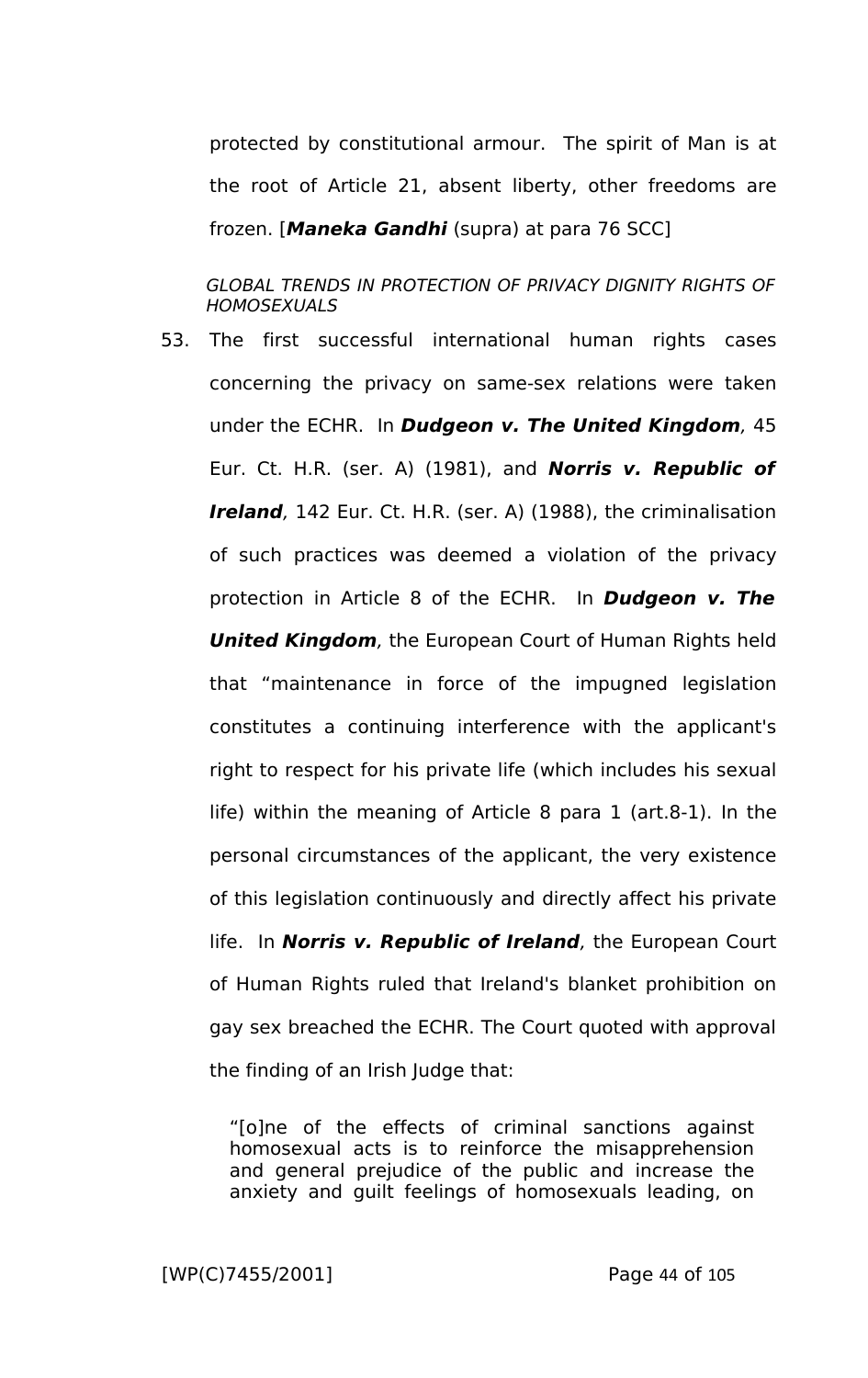protected by constitutional armour. The spirit of Man is at the root of Article 21, absent liberty, other freedoms are frozen. [***Maneka Gandhi*** (supra) at para 76 SCC]

*GLOBAL TRENDS IN PROTECTION OF PRIVACY DIGNITY RIGHTS OF HOMOSEXUALS*

53. The first successful international human rights cases concerning the privacy on same-sex relations were taken under the ECHR. In ***Dudgeon v. The United Kingdom***, 45 Eur. Ct. H.R. (ser. A) (1981), and ***Norris v. Republic of Ireland***, 142 Eur. Ct. H.R. (ser. A) (1988), the criminalisation of such practices was deemed a violation of the privacy protection in Article 8 of the ECHR. In ***Dudgeon v. The United Kingdom***, the European Court of Human Rights held that "maintenance in force of the impugned legislation constitutes a continuing interference with the applicant's right to respect for his private life (which includes his sexual life) within the meaning of Article 8 para 1 (art.8-1). In the personal circumstances of the applicant, the very existence of this legislation continuously and directly affect his private life. In ***Norris v. Republic of Ireland***, the European Court of Human Rights ruled that Ireland's blanket prohibition on gay sex breached the ECHR. The Court quoted with approval the finding of an Irish Judge that:

> "[o]ne of the effects of criminal sanctions against homosexual acts is to reinforce the misapprehension and general prejudice of the public and increase the anxiety and guilt feelings of homosexuals leading, on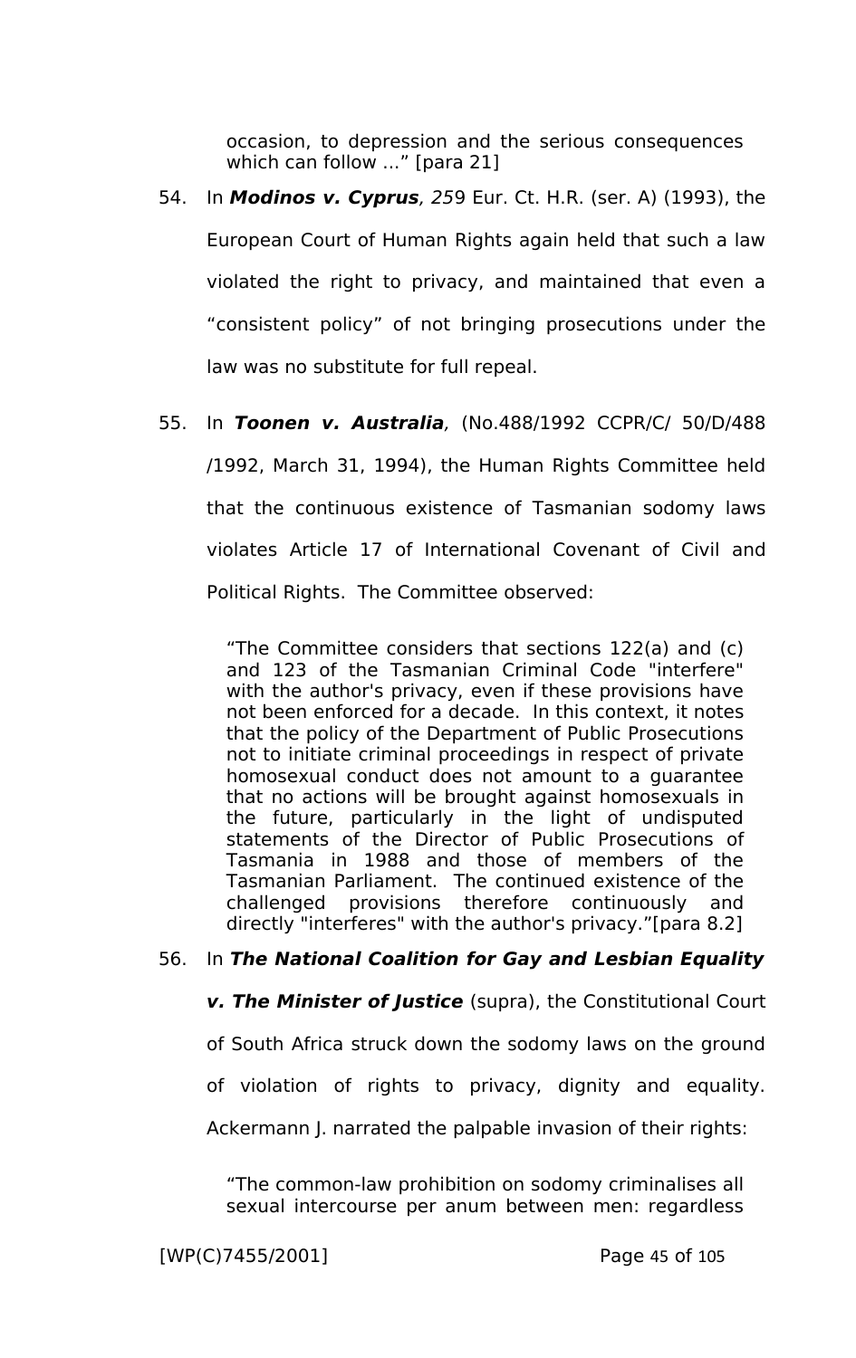occasion, to depression and the serious consequences which can follow ...” [para 21]

54. In ***Modinos v. Cyprus**, 25*9 Eur. Ct. H.R. (ser. A) (1993), the European Court of Human Rights again held that such a law violated the right to privacy, and maintained that even a “consistent policy” of not bringing prosecutions under the law was no substitute for full repeal.

55. In ***Toonen v. Australia**,* (No.488/1992 CCPR/C/ 50/D/488 /1992, March 31, 1994), the Human Rights Committee held that the continuous existence of Tasmanian sodomy laws violates Article 17 of International Covenant of Civil and Political Rights. The Committee observed:

> “The Committee considers that sections 122(a) and (c) and 123 of the Tasmanian Criminal Code "interfere" with the author's privacy, even if these provisions have not been enforced for a decade. In this context, it notes that the policy of the Department of Public Prosecutions not to initiate criminal proceedings in respect of private homosexual conduct does not amount to a guarantee that no actions will be brought against homosexuals in the future, particularly in the light of undisputed statements of the Director of Public Prosecutions of Tasmania in 1988 and those of members of the Tasmanian Parliament. The continued existence of the challenged provisions therefore continuously and directly "interferes" with the author's privacy.”[para 8.2]

56. In ***The National Coalition for Gay and Lesbian Equality v. The Minister of Justice*** (supra), the Constitutional Court of South Africa struck down the sodomy laws on the ground of violation of rights to privacy, dignity and equality. Ackermann J. narrated the palpable invasion of their rights:

> “The common-law prohibition on sodomy criminalises all sexual intercourse per anum between men: regardless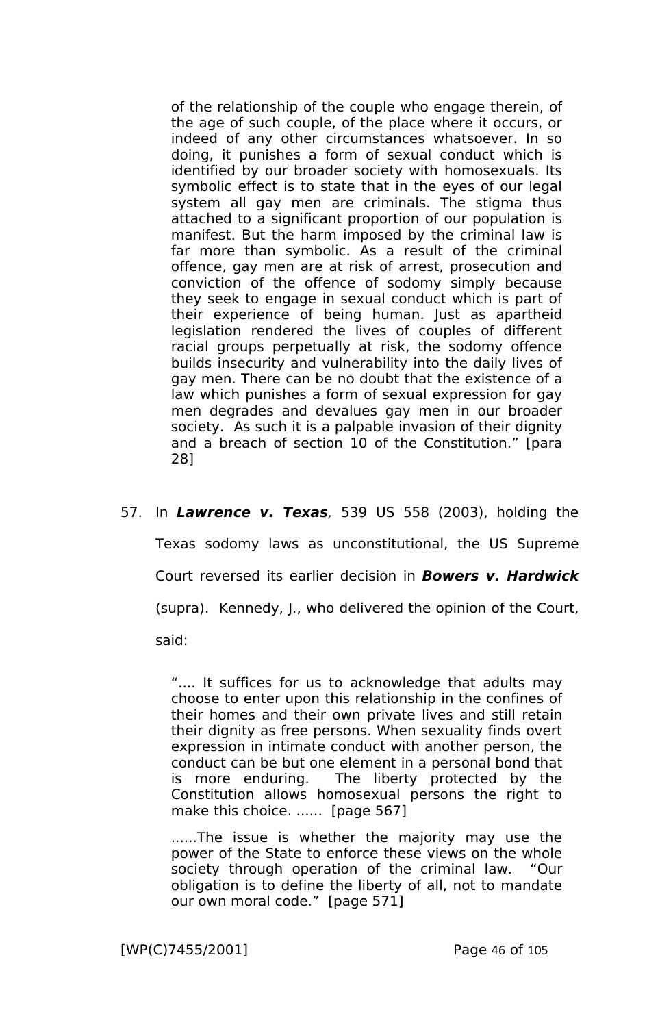> of the relationship of the couple who engage therein, of the age of such couple, of the place where it occurs, or indeed of any other circumstances whatsoever. In so doing, it punishes a form of sexual conduct which is identified by our broader society with homosexuals. Its symbolic effect is to state that in the eyes of our legal system all gay men are criminals. The stigma thus attached to a significant proportion of our population is manifest. But the harm imposed by the criminal law is far more than symbolic. As a result of the criminal offence, gay men are at risk of arrest, prosecution and conviction of the offence of sodomy simply because they seek to engage in sexual conduct which is part of their experience of being human. Just as apartheid legislation rendered the lives of couples of different racial groups perpetually at risk, the sodomy offence builds insecurity and vulnerability into the daily lives of gay men. There can be no doubt that the existence of a law which punishes a form of sexual expression for gay men degrades and devalues gay men in our broader society. As such it is a palpable invasion of their dignity and a breach of section 10 of the Constitution." [para 28]

57. In ***Lawrence v. Texas***, 539 US 558 (2003), holding the Texas sodomy laws as unconstitutional, the US Supreme Court reversed its earlier decision in ***Bowers v. Hardwick*** (supra). Kennedy, J., who delivered the opinion of the Court, said:

> ".... It suffices for us to acknowledge that adults may choose to enter upon this relationship in the confines of their homes and their own private lives and still retain their dignity as free persons. When sexuality finds overt expression in intimate conduct with another person, the conduct can be but one element in a personal bond that is more enduring. The liberty protected by the Constitution allows homosexual persons the right to make this choice. ...... [page 567]
>
> ......The issue is whether the majority may use the power of the State to enforce these views on the whole society through operation of the criminal law. "Our obligation is to define the liberty of all, not to mandate our own moral code." [page 571]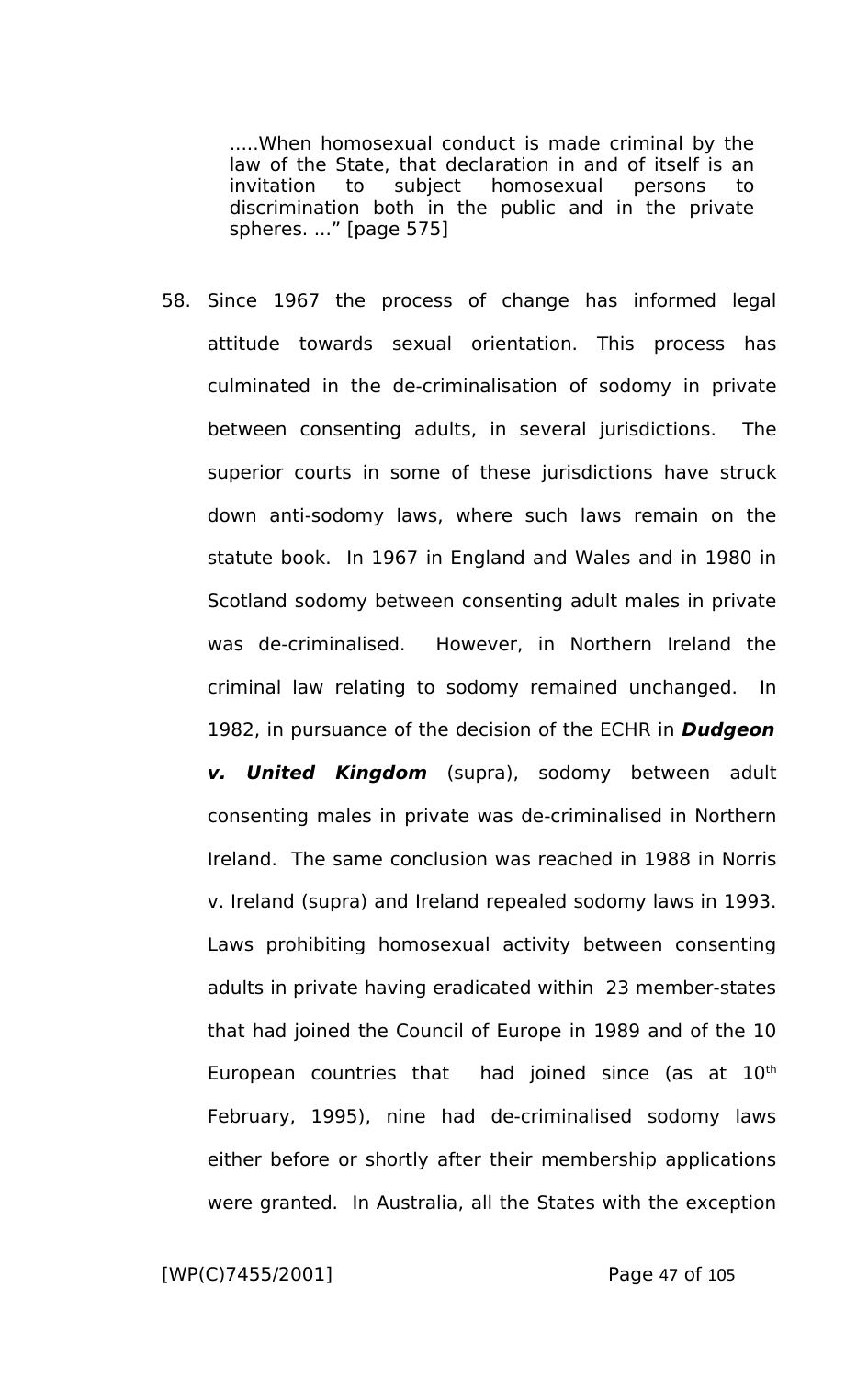> .....When homosexual conduct is made criminal by the law of the State, that declaration in and of itself is an invitation to subject homosexual persons to discrimination both in the public and in the private spheres. ...” [page 575]

58. Since 1967 the process of change has informed legal attitude towards sexual orientation. This process has culminated in the de-criminalisation of sodomy in private between consenting adults, in several jurisdictions. The superior courts in some of these jurisdictions have struck down anti-sodomy laws, where such laws remain on the statute book. In 1967 in England and Wales and in 1980 in Scotland sodomy between consenting adult males in private was de-criminalised. However, in Northern Ireland the criminal law relating to sodomy remained unchanged. In 1982, in pursuance of the decision of the ECHR in ***Dudgeon v. United Kingdom*** (supra), sodomy between adult consenting males in private was de-criminalised in Northern Ireland. The same conclusion was reached in 1988 in Norris v. Ireland (supra) and Ireland repealed sodomy laws in 1993. Laws prohibiting homosexual activity between consenting adults in private having eradicated within 23 member-states that had joined the Council of Europe in 1989 and of the 10 European countries that had joined since (as at 10th February, 1995), nine had de-criminalised sodomy laws either before or shortly after their membership applications were granted. In Australia, all the States with the exception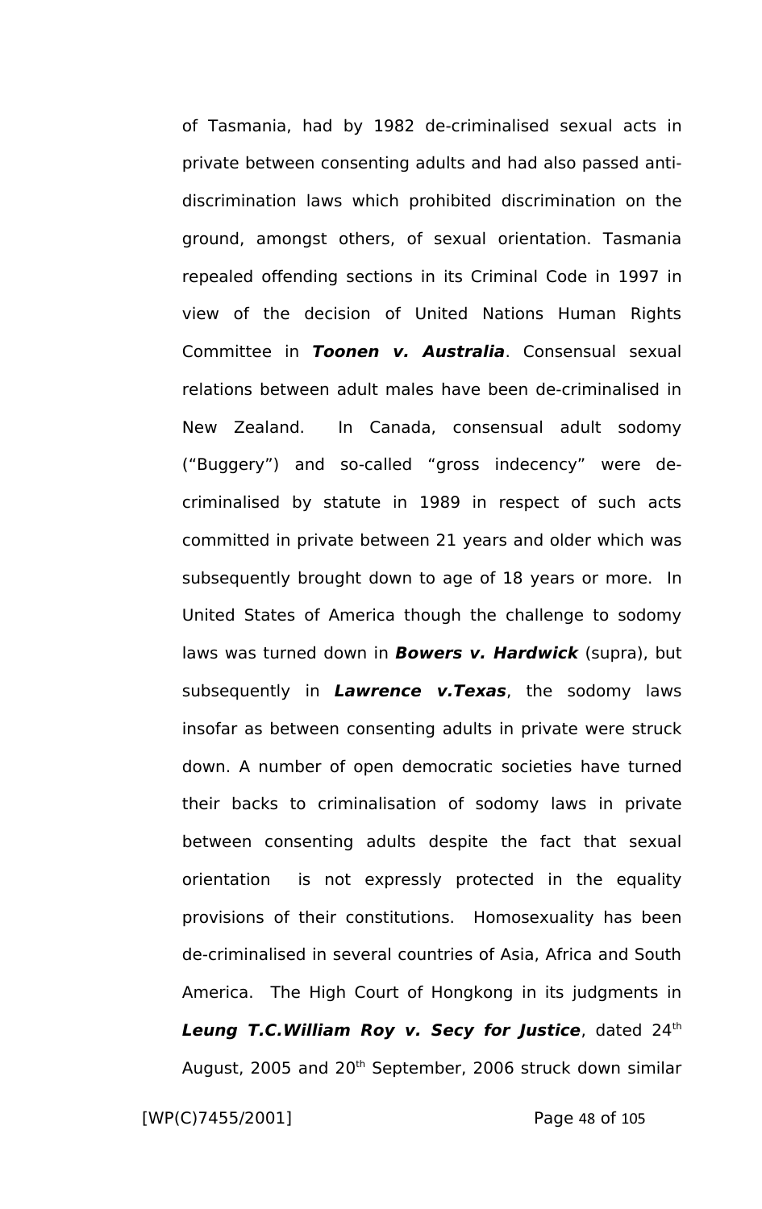of Tasmania, had by 1982 de-criminalised sexual acts in private between consenting adults and had also passed anti-discrimination laws which prohibited discrimination on the ground, amongst others, of sexual orientation. Tasmania repealed offending sections in its Criminal Code in 1997 in view of the decision of United Nations Human Rights Committee in ***Toonen v. Australia***. Consensual sexual relations between adult males have been de-criminalised in New Zealand. In Canada, consensual adult sodomy ("Buggery") and so-called "gross indecency" were de-criminalised by statute in 1989 in respect of such acts committed in private between 21 years and older which was subsequently brought down to age of 18 years or more. In United States of America though the challenge to sodomy laws was turned down in ***Bowers v. Hardwick*** (supra), but subsequently in ***Lawrence v.Texas***, the sodomy laws insofar as between consenting adults in private were struck down. A number of open democratic societies have turned their backs to criminalisation of sodomy laws in private between consenting adults despite the fact that sexual orientation is not expressly protected in the equality provisions of their constitutions. Homosexuality has been de-criminalised in several countries of Asia, Africa and South America. The High Court of Hongkong in its judgments in ***Leung T.C.William Roy v. Secy for Justice***, dated 24th August, 2005 and 20th September, 2006 struck down similar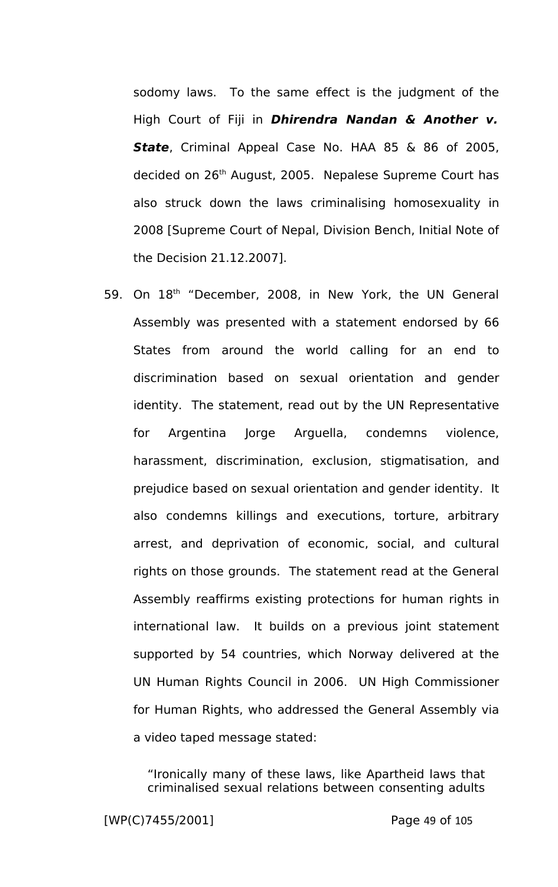sodomy laws. To the same effect is the judgment of the High Court of Fiji in ***Dhirendra Nandan & Another v. State***, Criminal Appeal Case No. HAA 85 & 86 of 2005, decided on 26th August, 2005. Nepalese Supreme Court has also struck down the laws criminalising homosexuality in 2008 [Supreme Court of Nepal, Division Bench, Initial Note of the Decision 21.12.2007].

59. On 18th "December, 2008, in New York, the UN General Assembly was presented with a statement endorsed by 66 States from around the world calling for an end to discrimination based on sexual orientation and gender identity. The statement, read out by the UN Representative for Argentina Jorge Arguella, condemns violence, harassment, discrimination, exclusion, stigmatisation, and prejudice based on sexual orientation and gender identity. It also condemns killings and executions, torture, arbitrary arrest, and deprivation of economic, social, and cultural rights on those grounds. The statement read at the General Assembly reaffirms existing protections for human rights in international law. It builds on a previous joint statement supported by 54 countries, which Norway delivered at the UN Human Rights Council in 2006. UN High Commissioner for Human Rights, who addressed the General Assembly via a video taped message stated:

> "Ironically many of these laws, like Apartheid laws that criminalised sexual relations between consenting adults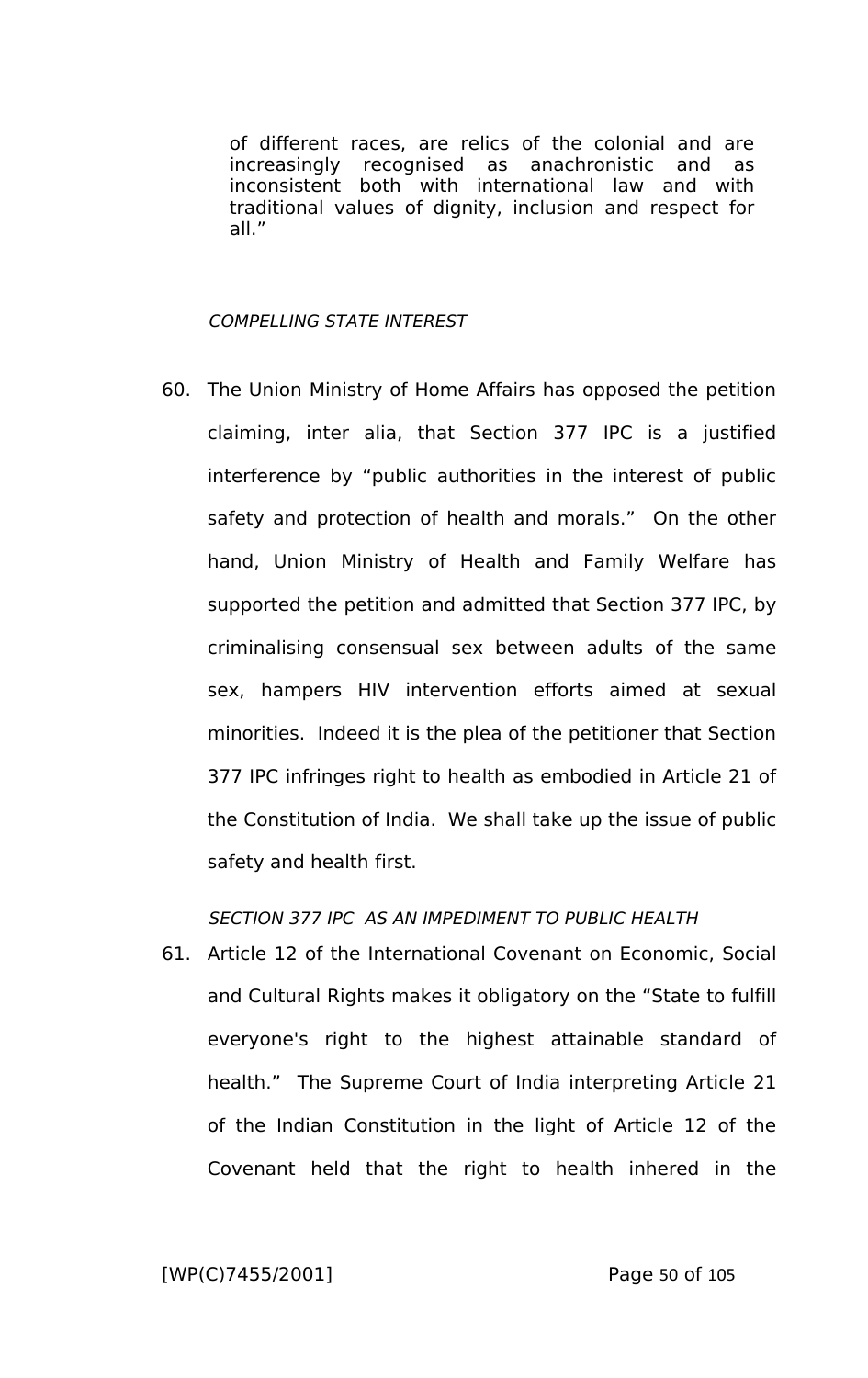> of different races, are relics of the colonial and are increasingly recognised as anachronistic and as inconsistent both with international law and with traditional values of dignity, inclusion and respect for all."

*COMPELLING STATE INTEREST*

60. The Union Ministry of Home Affairs has opposed the petition claiming, inter alia, that Section 377 IPC is a justified interference by "public authorities in the interest of public safety and protection of health and morals." On the other hand, Union Ministry of Health and Family Welfare has supported the petition and admitted that Section 377 IPC, by criminalising consensual sex between adults of the same sex, hampers HIV intervention efforts aimed at sexual minorities. Indeed it is the plea of the petitioner that Section 377 IPC infringes right to health as embodied in Article 21 of the Constitution of India. We shall take up the issue of public safety and health first.

*SECTION 377 IPC AS AN IMPEDIMENT TO PUBLIC HEALTH*

61. Article 12 of the International Covenant on Economic, Social and Cultural Rights makes it obligatory on the "State to fulfill everyone's right to the highest attainable standard of health." The Supreme Court of India interpreting Article 21 of the Indian Constitution in the light of Article 12 of the Covenant held that the right to health inhered in the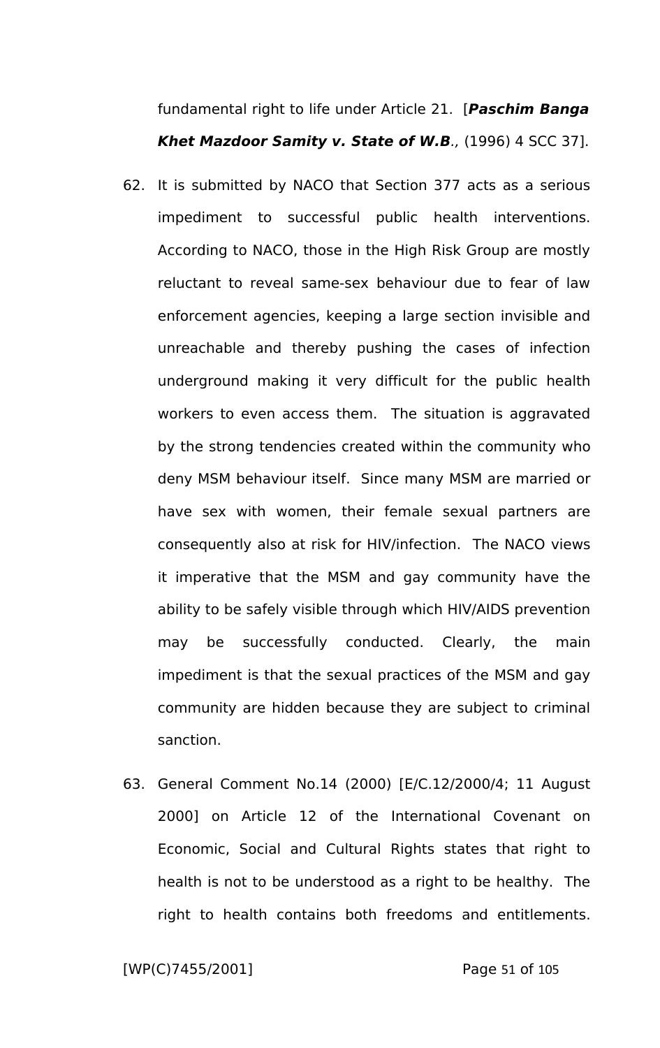fundamental right to life under Article 21. [***Paschim Banga Khet Mazdoor Samity v. State of W.B***., (1996) 4 SCC 37].

62. It is submitted by NACO that Section 377 acts as a serious impediment to successful public health interventions. According to NACO, those in the High Risk Group are mostly reluctant to reveal same-sex behaviour due to fear of law enforcement agencies, keeping a large section invisible and unreachable and thereby pushing the cases of infection underground making it very difficult for the public health workers to even access them. The situation is aggravated by the strong tendencies created within the community who deny MSM behaviour itself. Since many MSM are married or have sex with women, their female sexual partners are consequently also at risk for HIV/infection. The NACO views it imperative that the MSM and gay community have the ability to be safely visible through which HIV/AIDS prevention may be successfully conducted. Clearly, the main impediment is that the sexual practices of the MSM and gay community are hidden because they are subject to criminal sanction.

63. General Comment No.14 (2000) [E/C.12/2000/4; 11 August 2000] on Article 12 of the International Covenant on Economic, Social and Cultural Rights states that right to health is not to be understood as a right to be healthy. The right to health contains both freedoms and entitlements.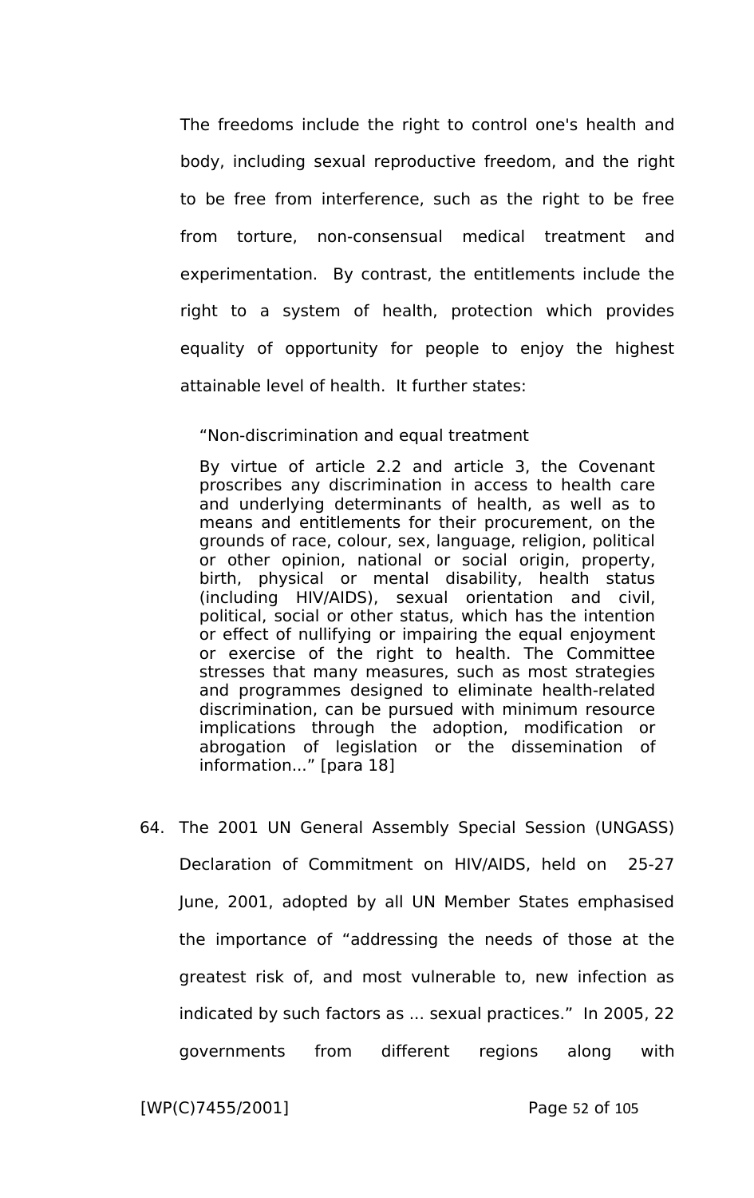The freedoms include the right to control one's health and body, including sexual reproductive freedom, and the right to be free from interference, such as the right to be free from torture, non-consensual medical treatment and experimentation. By contrast, the entitlements include the right to a system of health, protection which provides equality of opportunity for people to enjoy the highest attainable level of health. It further states:

> "Non-discrimination and equal treatment
>
> By virtue of article 2.2 and article 3, the Covenant proscribes any discrimination in access to health care and underlying determinants of health, as well as to means and entitlements for their procurement, on the grounds of race, colour, sex, language, religion, political or other opinion, national or social origin, property, birth, physical or mental disability, health status (including HIV/AIDS), sexual orientation and civil, political, social or other status, which has the intention or effect of nullifying or impairing the equal enjoyment or exercise of the right to health. The Committee stresses that many measures, such as most strategies and programmes designed to eliminate health-related discrimination, can be pursued with minimum resource implications through the adoption, modification or abrogation of legislation or the dissemination of information..." [para 18]

64. The 2001 UN General Assembly Special Session (UNGASS) Declaration of Commitment on HIV/AIDS, held on 25-27 June, 2001, adopted by all UN Member States emphasised the importance of "addressing the needs of those at the greatest risk of, and most vulnerable to, new infection as indicated by such factors as ... sexual practices." In 2005, 22 governments from different regions along with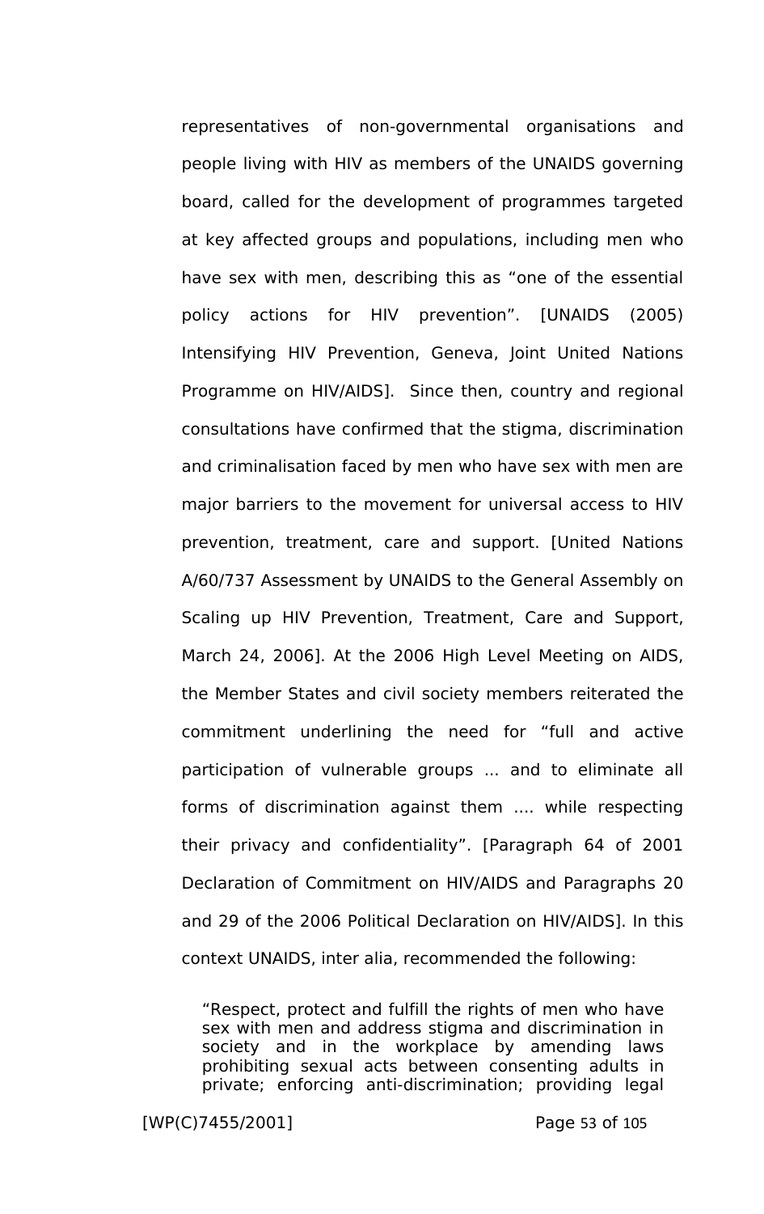representatives of non-governmental organisations and people living with HIV as members of the UNAIDS governing board, called for the development of programmes targeted at key affected groups and populations, including men who have sex with men, describing this as "one of the essential policy actions for HIV prevention". [UNAIDS (2005) Intensifying HIV Prevention, Geneva, Joint United Nations Programme on HIV/AIDS]. Since then, country and regional consultations have confirmed that the stigma, discrimination and criminalisation faced by men who have sex with men are major barriers to the movement for universal access to HIV prevention, treatment, care and support. [United Nations A/60/737 Assessment by UNAIDS to the General Assembly on Scaling up HIV Prevention, Treatment, Care and Support, March 24, 2006]. At the 2006 High Level Meeting on AIDS, the Member States and civil society members reiterated the commitment underlining the need for "full and active participation of vulnerable groups ... and to eliminate all forms of discrimination against them .... while respecting their privacy and confidentiality". [Paragraph 64 of 2001 Declaration of Commitment on HIV/AIDS and Paragraphs 20 and 29 of the 2006 Political Declaration on HIV/AIDS]. In this context UNAIDS, inter alia, recommended the following:

> "Respect, protect and fulfill the rights of men who have sex with men and address stigma and discrimination in society and in the workplace by amending laws prohibiting sexual acts between consenting adults in private; enforcing anti-discrimination; providing legal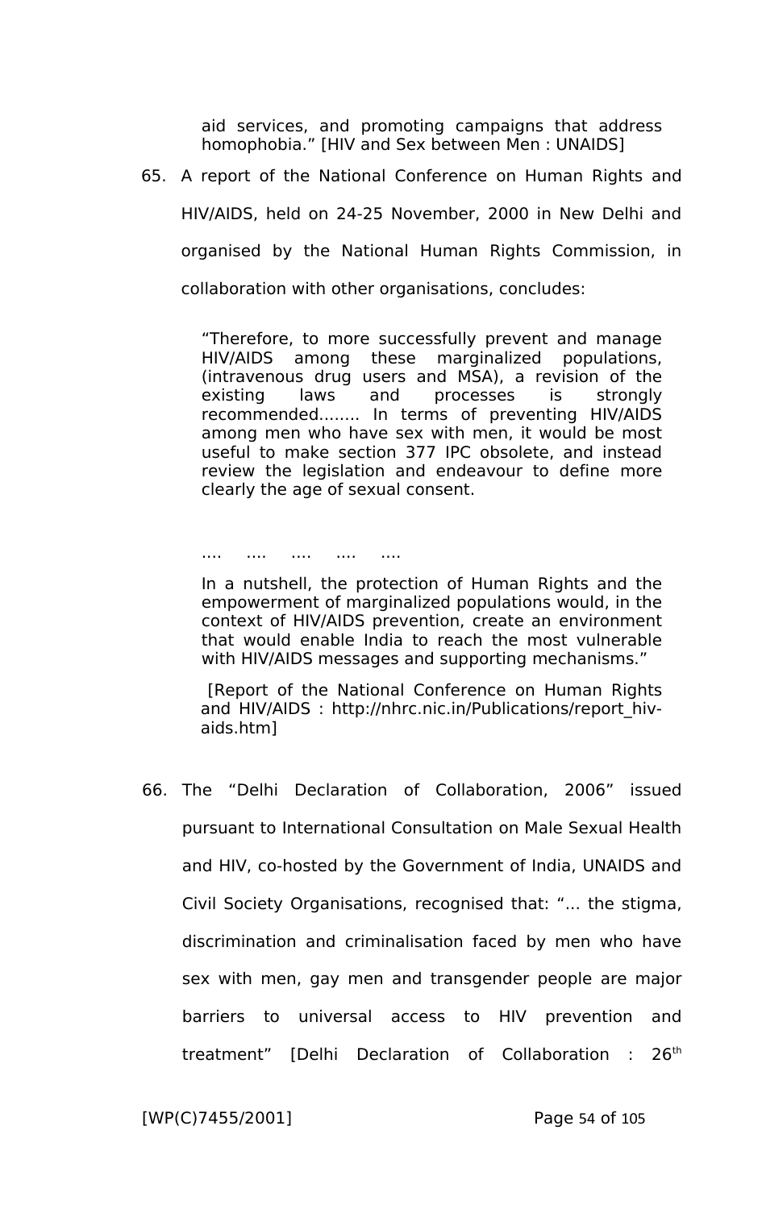> aid services, and promoting campaigns that address homophobia." [HIV and Sex between Men : UNAIDS]

65. A report of the National Conference on Human Rights and HIV/AIDS, held on 24-25 November, 2000 in New Delhi and organised by the National Human Rights Commission, in collaboration with other organisations, concludes:

> "Therefore, to more successfully prevent and manage HIV/AIDS among these marginalized populations, (intravenous drug users and MSA), a revision of the existing laws and processes is strongly recommended........ In terms of preventing HIV/AIDS among men who have sex with men, it would be most useful to make section 377 IPC obsolete, and instead review the legislation and endeavour to define more clearly the age of sexual consent.
>
> .... .... .... .... ....
>
> In a nutshell, the protection of Human Rights and the empowerment of marginalized populations would, in the context of HIV/AIDS prevention, create an environment that would enable India to reach the most vulnerable with HIV/AIDS messages and supporting mechanisms."
>
> [Report of the National Conference on Human Rights and HIV/AIDS : http://nhrc.nic.in/Publications/report_hiv-aids.htm]

66. The "Delhi Declaration of Collaboration, 2006" issued pursuant to International Consultation on Male Sexual Health and HIV, co-hosted by the Government of India, UNAIDS and Civil Society Organisations, recognised that: "... the stigma, discrimination and criminalisation faced by men who have sex with men, gay men and transgender people are major barriers to universal access to HIV prevention and treatment" [Delhi Declaration of Collaboration : 26th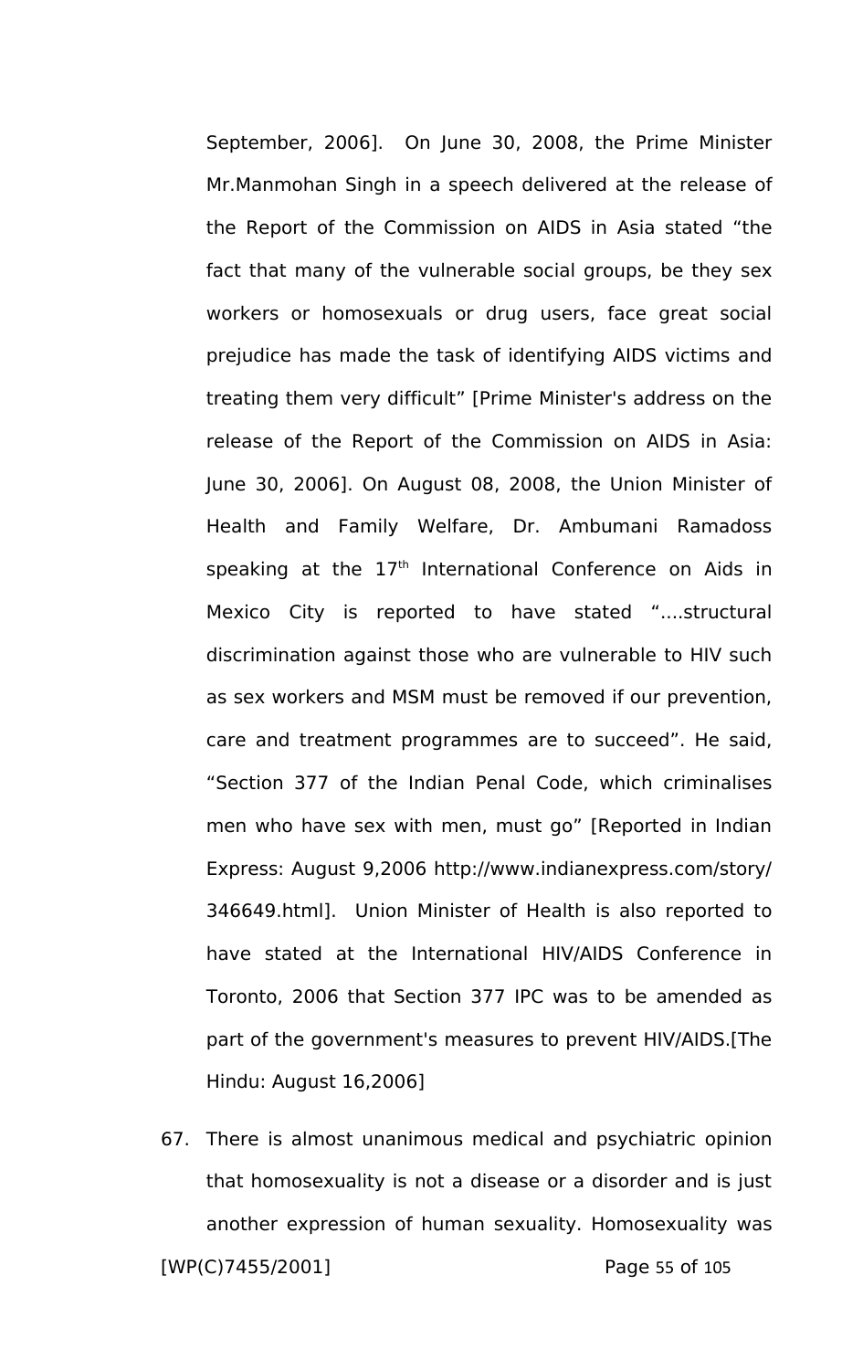September, 2006]. On June 30, 2008, the Prime Minister Mr.Manmohan Singh in a speech delivered at the release of the Report of the Commission on AIDS in Asia stated "the fact that many of the vulnerable social groups, be they sex workers or homosexuals or drug users, face great social prejudice has made the task of identifying AIDS victims and treating them very difficult" [Prime Minister's address on the release of the Report of the Commission on AIDS in Asia: June 30, 2006]. On August 08, 2008, the Union Minister of Health and Family Welfare, Dr. Ambumani Ramadoss speaking at the 17th International Conference on Aids in Mexico City is reported to have stated "....structural discrimination against those who are vulnerable to HIV such as sex workers and MSM must be removed if our prevention, care and treatment programmes are to succeed". He said, "Section 377 of the Indian Penal Code, which criminalises men who have sex with men, must go" [Reported in Indian Express: August 9,2006 http://www.indianexpress.com/story/346649.html]. Union Minister of Health is also reported to have stated at the International HIV/AIDS Conference in Toronto, 2006 that Section 377 IPC was to be amended as part of the government's measures to prevent HIV/AIDS.[The Hindu: August 16,2006]

67. There is almost unanimous medical and psychiatric opinion that homosexuality is not a disease or a disorder and is just another expression of human sexuality. Homosexuality was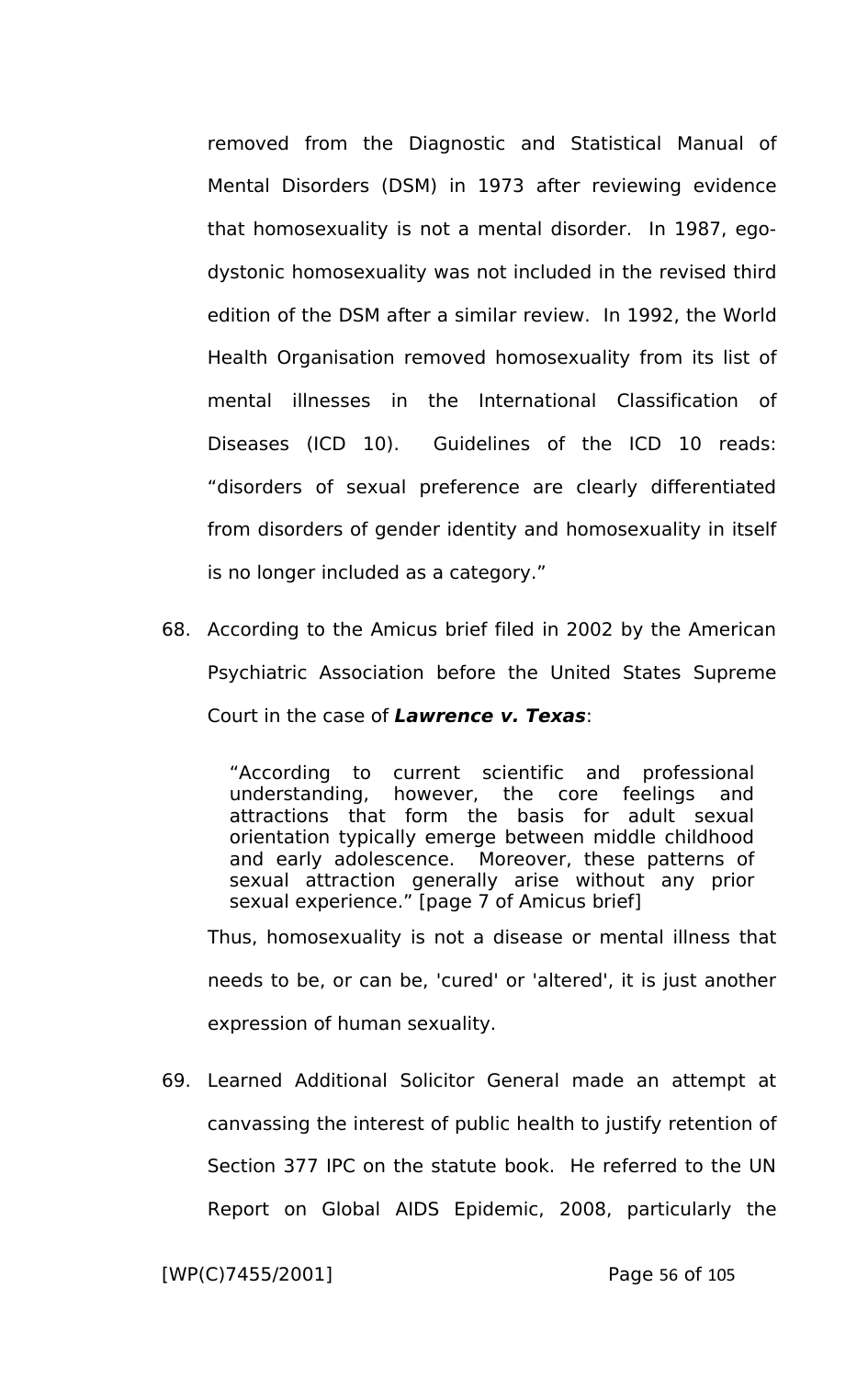removed from the Diagnostic and Statistical Manual of Mental Disorders (DSM) in 1973 after reviewing evidence that homosexuality is not a mental disorder. In 1987, ego-dystonic homosexuality was not included in the revised third edition of the DSM after a similar review. In 1992, the World Health Organisation removed homosexuality from its list of mental illnesses in the International Classification of Diseases (ICD 10). Guidelines of the ICD 10 reads: "disorders of sexual preference are clearly differentiated from disorders of gender identity and homosexuality in itself is no longer included as a category."

68. According to the Amicus brief filed in 2002 by the American Psychiatric Association before the United States Supreme Court in the case of ***Lawrence v. Texas***:

> "According to current scientific and professional understanding, however, the core feelings and attractions that form the basis for adult sexual orientation typically emerge between middle childhood and early adolescence. Moreover, these patterns of sexual attraction generally arise without any prior sexual experience." [page 7 of Amicus brief]

Thus, homosexuality is not a disease or mental illness that needs to be, or can be, 'cured' or 'altered', it is just another expression of human sexuality.

69. Learned Additional Solicitor General made an attempt at canvassing the interest of public health to justify retention of Section 377 IPC on the statute book. He referred to the UN Report on Global AIDS Epidemic, 2008, particularly the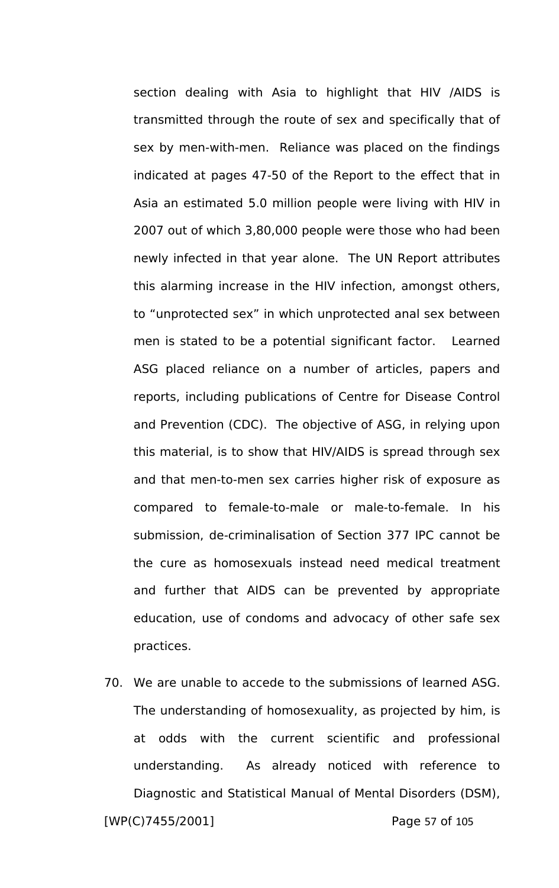section dealing with Asia to highlight that HIV /AIDS is transmitted through the route of sex and specifically that of sex by men-with-men. Reliance was placed on the findings indicated at pages 47-50 of the Report to the effect that in Asia an estimated 5.0 million people were living with HIV in 2007 out of which 3,80,000 people were those who had been newly infected in that year alone. The UN Report attributes this alarming increase in the HIV infection, amongst others, to “unprotected sex” in which unprotected anal sex between men is stated to be a potential significant factor. Learned ASG placed reliance on a number of articles, papers and reports, including publications of Centre for Disease Control and Prevention (CDC). The objective of ASG, in relying upon this material, is to show that HIV/AIDS is spread through sex and that men-to-men sex carries higher risk of exposure as compared to female-to-male or male-to-female. In his submission, de-criminalisation of Section 377 IPC cannot be the cure as homosexuals instead need medical treatment and further that AIDS can be prevented by appropriate education, use of condoms and advocacy of other safe sex practices.

70. We are unable to accede to the submissions of learned ASG. The understanding of homosexuality, as projected by him, is at odds with the current scientific and professional understanding. As already noticed with reference to Diagnostic and Statistical Manual of Mental Disorders (DSM),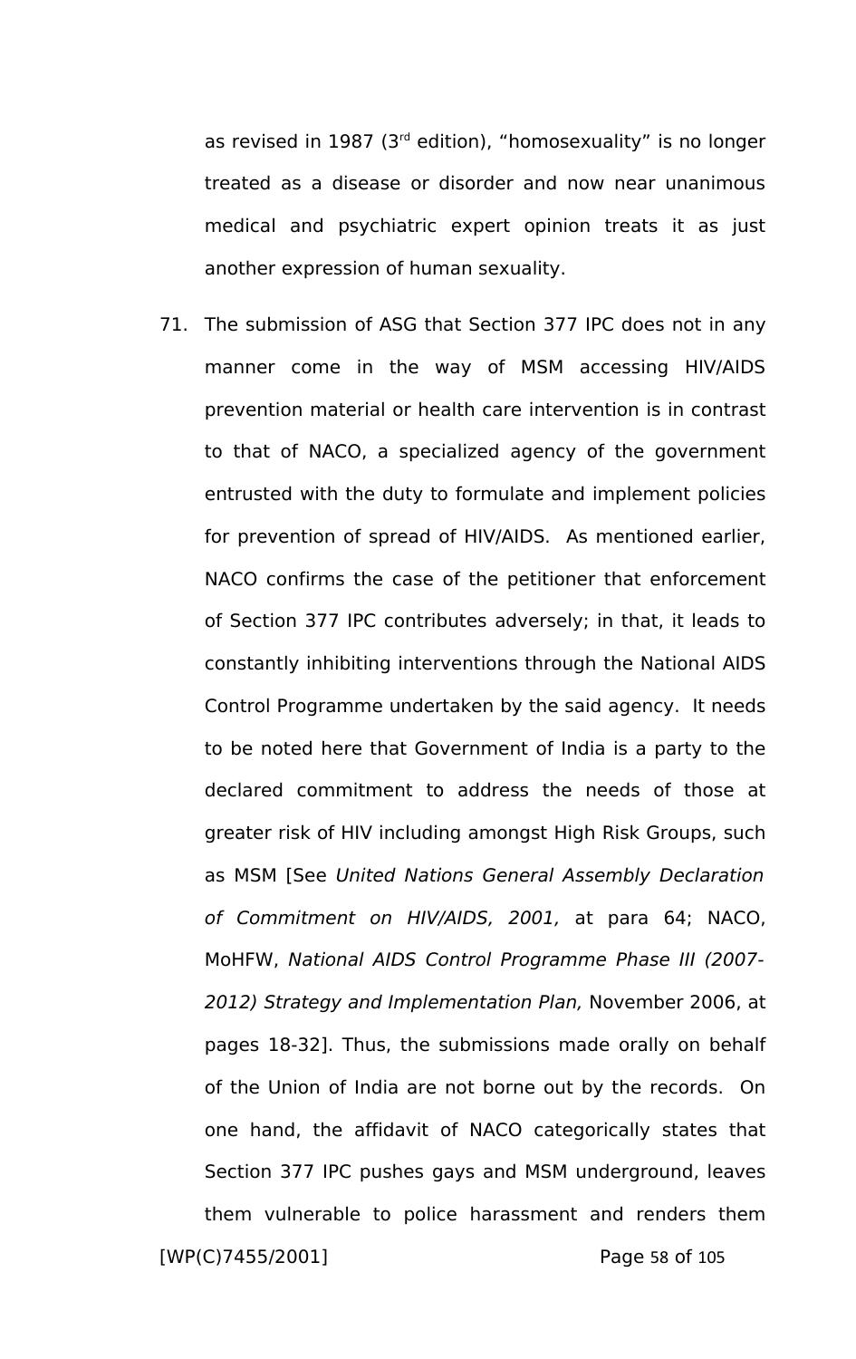as revised in 1987 (3rd edition), "homosexuality" is no longer treated as a disease or disorder and now near unanimous medical and psychiatric expert opinion treats it as just another expression of human sexuality.

71. The submission of ASG that Section 377 IPC does not in any manner come in the way of MSM accessing HIV/AIDS prevention material or health care intervention is in contrast to that of NACO, a specialized agency of the government entrusted with the duty to formulate and implement policies for prevention of spread of HIV/AIDS. As mentioned earlier, NACO confirms the case of the petitioner that enforcement of Section 377 IPC contributes adversely; in that, it leads to constantly inhibiting interventions through the National AIDS Control Programme undertaken by the said agency. It needs to be noted here that Government of India is a party to the declared commitment to address the needs of those at greater risk of HIV including amongst High Risk Groups, such as MSM [See *United Nations General Assembly Declaration of Commitment on HIV/AIDS, 2001,* at para 64; NACO, MoHFW, *National AIDS Control Programme Phase III (2007-2012) Strategy and Implementation Plan,* November 2006, at pages 18-32]. Thus, the submissions made orally on behalf of the Union of India are not borne out by the records. On one hand, the affidavit of NACO categorically states that Section 377 IPC pushes gays and MSM underground, leaves them vulnerable to police harassment and renders them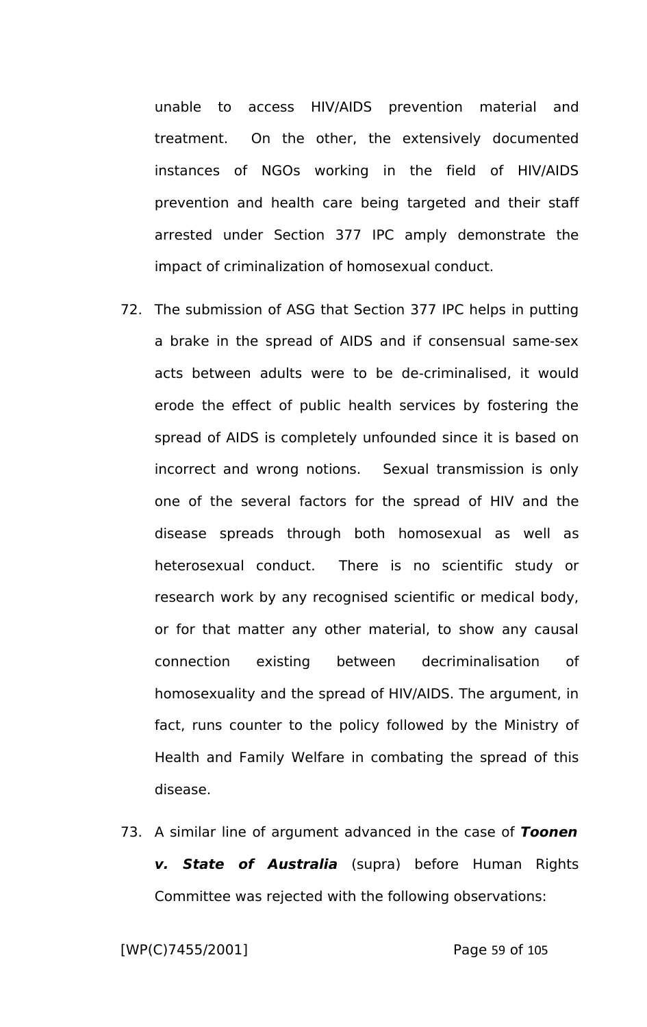unable to access HIV/AIDS prevention material and treatment. On the other, the extensively documented instances of NGOs working in the field of HIV/AIDS prevention and health care being targeted and their staff arrested under Section 377 IPC amply demonstrate the impact of criminalization of homosexual conduct.

72. The submission of ASG that Section 377 IPC helps in putting a brake in the spread of AIDS and if consensual same-sex acts between adults were to be de-criminalised, it would erode the effect of public health services by fostering the spread of AIDS is completely unfounded since it is based on incorrect and wrong notions. Sexual transmission is only one of the several factors for the spread of HIV and the disease spreads through both homosexual as well as heterosexual conduct. There is no scientific study or research work by any recognised scientific or medical body, or for that matter any other material, to show any causal connection existing between decriminalisation of homosexuality and the spread of HIV/AIDS. The argument, in fact, runs counter to the policy followed by the Ministry of Health and Family Welfare in combating the spread of this disease.

73. A similar line of argument advanced in the case of ***Toonen v. State of Australia*** (supra) before Human Rights Committee was rejected with the following observations: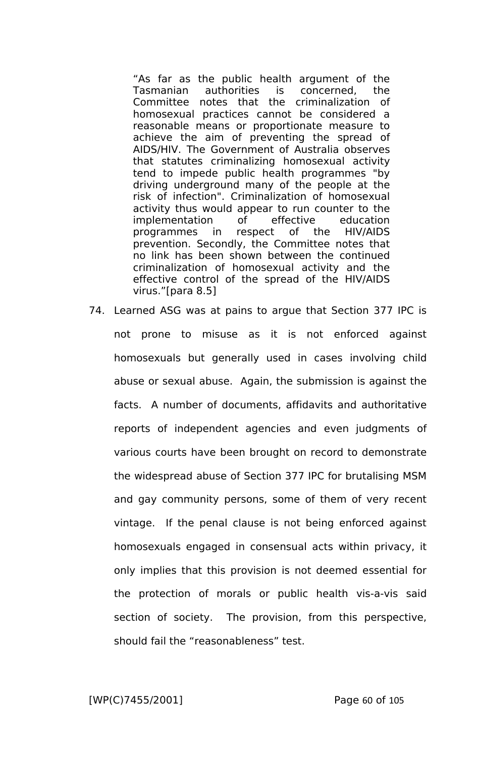> "As far as the public health argument of the Tasmanian authorities is concerned, the Committee notes that the criminalization of homosexual practices cannot be considered a reasonable means or proportionate measure to achieve the aim of preventing the spread of AIDS/HIV. The Government of Australia observes that statutes criminalizing homosexual activity tend to impede public health programmes "by driving underground many of the people at the risk of infection". Criminalization of homosexual activity thus would appear to run counter to the implementation of effective education programmes in respect of the HIV/AIDS prevention. Secondly, the Committee notes that no link has been shown between the continued criminalization of homosexual activity and the effective control of the spread of the HIV/AIDS virus."[para 8.5]

74. Learned ASG was at pains to argue that Section 377 IPC is not prone to misuse as it is not enforced against homosexuals but generally used in cases involving child abuse or sexual abuse. Again, the submission is against the facts. A number of documents, affidavits and authoritative reports of independent agencies and even judgments of various courts have been brought on record to demonstrate the widespread abuse of Section 377 IPC for brutalising MSM and gay community persons, some of them of very recent vintage. If the penal clause is not being enforced against homosexuals engaged in consensual acts within privacy, it only implies that this provision is not deemed essential for the protection of morals or public health vis-a-vis said section of society. The provision, from this perspective, should fail the "reasonableness" test.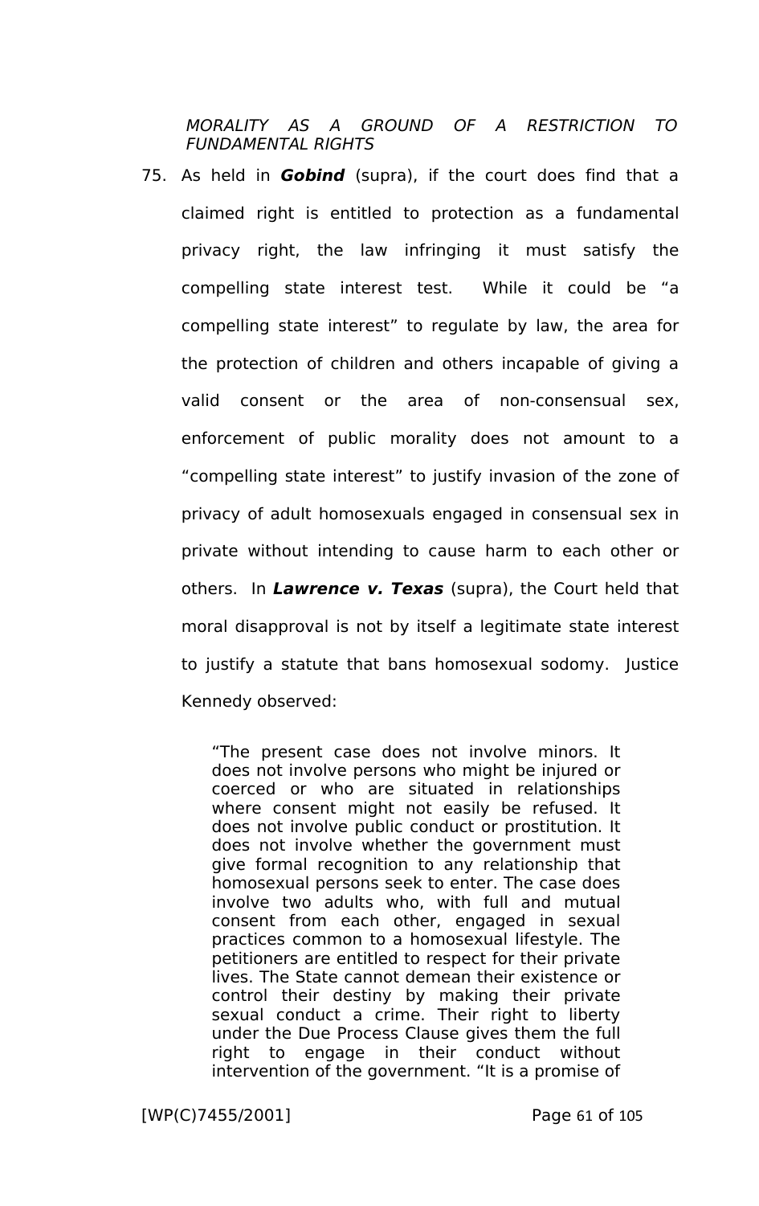*MORALITY AS A GROUND OF A RESTRICTION TO FUNDAMENTAL RIGHTS*

75. As held in ***Gobind*** (supra), if the court does find that a claimed right is entitled to protection as a fundamental privacy right, the law infringing it must satisfy the compelling state interest test. While it could be "a compelling state interest" to regulate by law, the area for the protection of children and others incapable of giving a valid consent or the area of non-consensual sex, enforcement of public morality does not amount to a "compelling state interest" to justify invasion of the zone of privacy of adult homosexuals engaged in consensual sex in private without intending to cause harm to each other or others. In ***Lawrence v. Texas*** (supra), the Court held that moral disapproval is not by itself a legitimate state interest to justify a statute that bans homosexual sodomy. Justice Kennedy observed:

> "The present case does not involve minors. It does not involve persons who might be injured or coerced or who are situated in relationships where consent might not easily be refused. It does not involve public conduct or prostitution. It does not involve whether the government must give formal recognition to any relationship that homosexual persons seek to enter. The case does involve two adults who, with full and mutual consent from each other, engaged in sexual practices common to a homosexual lifestyle. The petitioners are entitled to respect for their private lives. The State cannot demean their existence or control their destiny by making their private sexual conduct a crime. Their right to liberty under the Due Process Clause gives them the full right to engage in their conduct without intervention of the government. "It is a promise of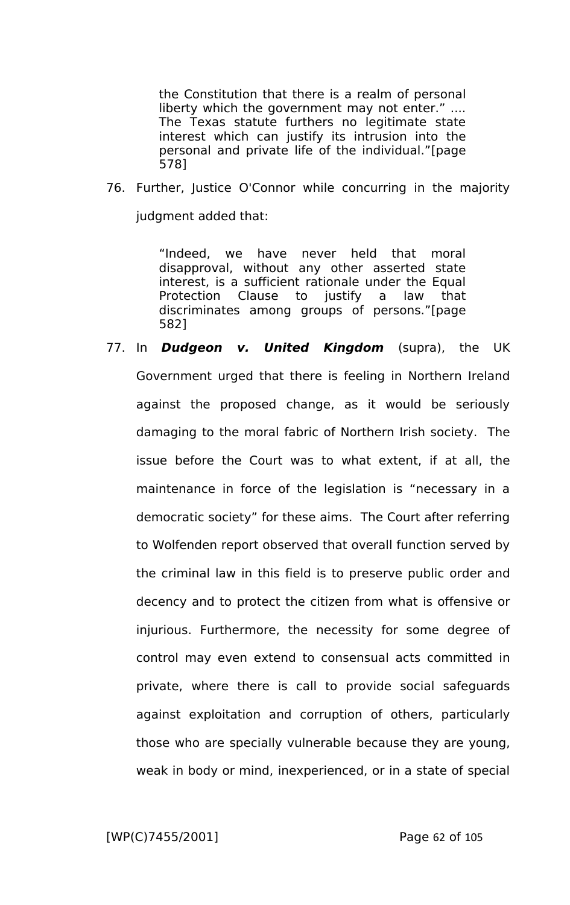> the Constitution that there is a realm of personal liberty which the government may not enter." .... The Texas statute furthers no legitimate state interest which can justify its intrusion into the personal and private life of the individual."[page 578]

76. Further, Justice O'Connor while concurring in the majority judgment added that:

> "Indeed, we have never held that moral disapproval, without any other asserted state interest, is a sufficient rationale under the Equal Protection Clause to justify a law that discriminates among groups of persons."[page 582]

77. In ***Dudgeon v. United Kingdom*** (supra), the UK Government urged that there is feeling in Northern Ireland against the proposed change, as it would be seriously damaging to the moral fabric of Northern Irish society. The issue before the Court was to what extent, if at all, the maintenance in force of the legislation is "necessary in a democratic society" for these aims. The Court after referring to Wolfenden report observed that overall function served by the criminal law in this field is to preserve public order and decency and to protect the citizen from what is offensive or injurious. Furthermore, the necessity for some degree of control may even extend to consensual acts committed in private, where there is call to provide social safeguards against exploitation and corruption of others, particularly those who are specially vulnerable because they are young, weak in body or mind, inexperienced, or in a state of special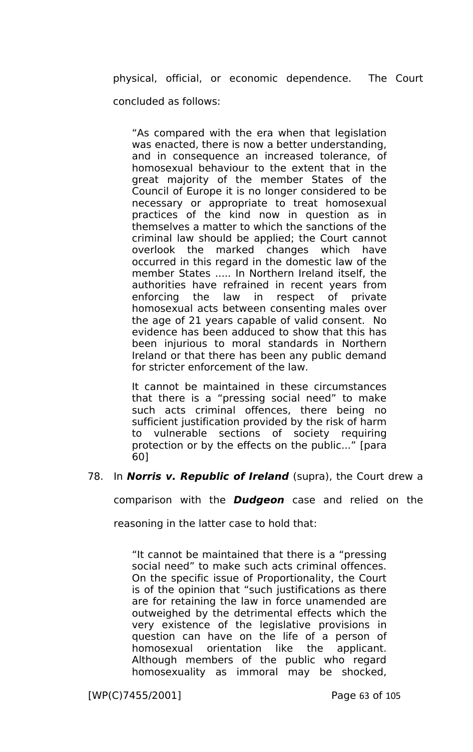physical, official, or economic dependence. The Court concluded as follows:

> "As compared with the era when that legislation was enacted, there is now a better understanding, and in consequence an increased tolerance, of homosexual behaviour to the extent that in the great majority of the member States of the Council of Europe it is no longer considered to be necessary or appropriate to treat homosexual practices of the kind now in question as in themselves a matter to which the sanctions of the criminal law should be applied; the Court cannot overlook the marked changes which have occurred in this regard in the domestic law of the member States ..... In Northern Ireland itself, the authorities have refrained in recent years from enforcing the law in respect of private homosexual acts between consenting males over the age of 21 years capable of valid consent. No evidence has been adduced to show that this has been injurious to moral standards in Northern Ireland or that there has been any public demand for stricter enforcement of the law.
>
> It cannot be maintained in these circumstances that there is a "pressing social need" to make such acts criminal offences, there being no sufficient justification provided by the risk of harm to vulnerable sections of society requiring protection or by the effects on the public..." [para 60]

78. In ***Norris v. Republic of Ireland*** (supra), the Court drew a comparison with the ***Dudgeon*** case and relied on the reasoning in the latter case to hold that:

> "It cannot be maintained that there is a "pressing social need" to make such acts criminal offences. On the specific issue of Proportionality, the Court is of the opinion that "such justifications as there are for retaining the law in force unamended are outweighed by the detrimental effects which the very existence of the legislative provisions in question can have on the life of a person of homosexual orientation like the applicant. Although members of the public who regard homosexuality as immoral may be shocked,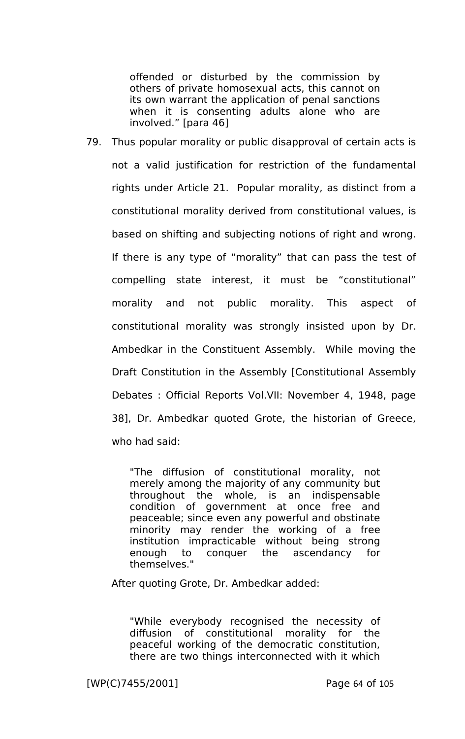> offended or disturbed by the commission by others of private homosexual acts, this cannot on its own warrant the application of penal sanctions when it is consenting adults alone who are involved." [para 46]

79. Thus popular morality or public disapproval of certain acts is not a valid justification for restriction of the fundamental rights under Article 21. Popular morality, as distinct from a constitutional morality derived from constitutional values, is based on shifting and subjecting notions of right and wrong. If there is any type of "morality" that can pass the test of compelling state interest, it must be "constitutional" morality and not public morality. This aspect of constitutional morality was strongly insisted upon by Dr. Ambedkar in the Constituent Assembly. While moving the Draft Constitution in the Assembly [Constitutional Assembly Debates : Official Reports Vol.VII: November 4, 1948, page 38], Dr. Ambedkar quoted Grote, the historian of Greece, who had said:

> "The diffusion of constitutional morality, not merely among the majority of any community but throughout the whole, is an indispensable condition of government at once free and peaceable; since even any powerful and obstinate minority may render the working of a free institution impracticable without being strong enough to conquer the ascendancy for themselves."

After quoting Grote, Dr. Ambedkar added:

> "While everybody recognised the necessity of diffusion of constitutional morality for the peaceful working of the democratic constitution, there are two things interconnected with it which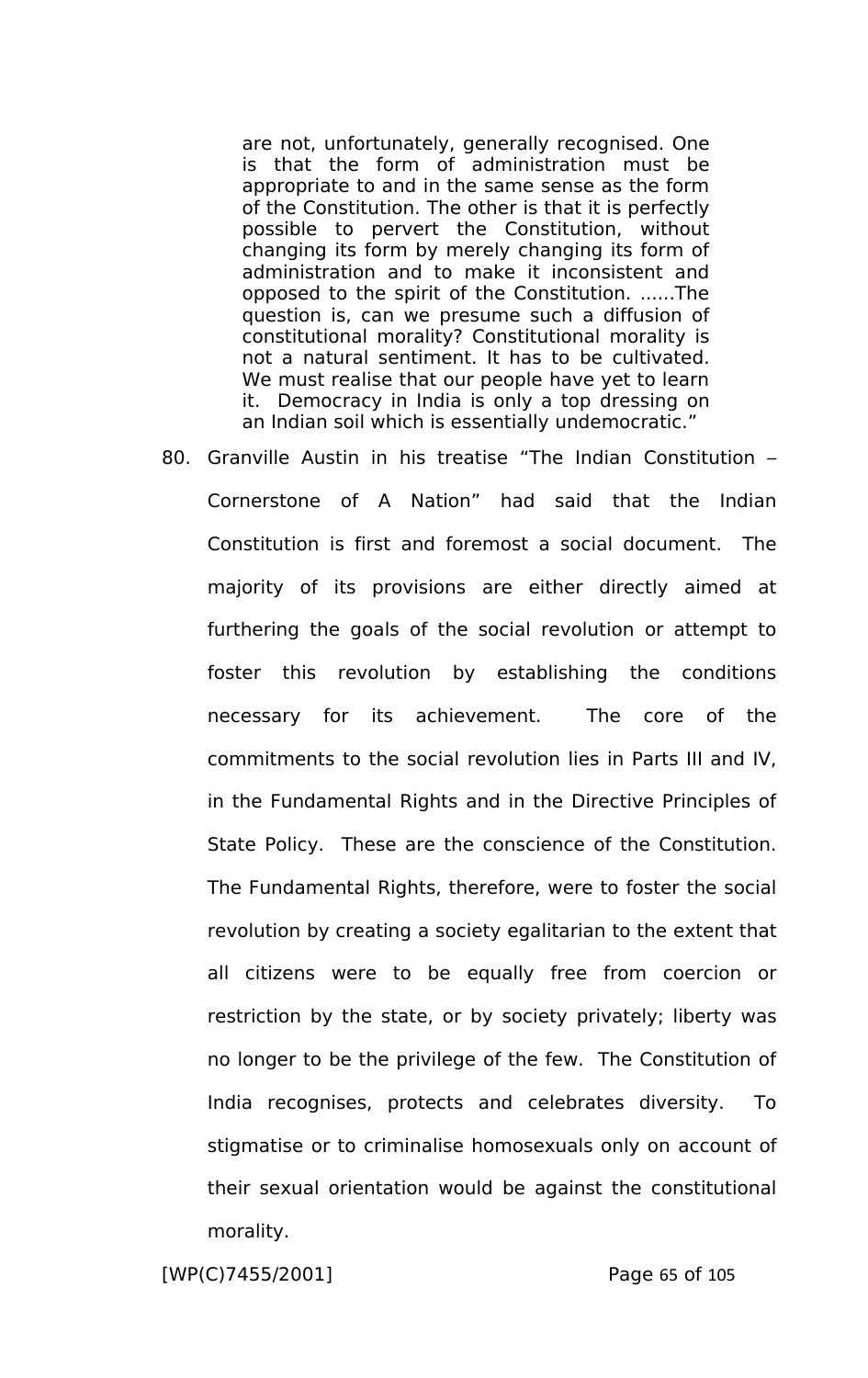> are not, unfortunately, generally recognised. One is that the form of administration must be appropriate to and in the same sense as the form of the Constitution. The other is that it is perfectly possible to pervert the Constitution, without changing its form by merely changing its form of administration and to make it inconsistent and opposed to the spirit of the Constitution. ......The question is, can we presume such a diffusion of constitutional morality? Constitutional morality is not a natural sentiment. It has to be cultivated. We must realise that our people have yet to learn it. Democracy in India is only a top dressing on an Indian soil which is essentially undemocratic."

80. Granville Austin in his treatise "The Indian Constitution – Cornerstone of A Nation" had said that the Indian Constitution is first and foremost a social document. The majority of its provisions are either directly aimed at furthering the goals of the social revolution or attempt to foster this revolution by establishing the conditions necessary for its achievement. The core of the commitments to the social revolution lies in Parts III and IV, in the Fundamental Rights and in the Directive Principles of State Policy. These are the conscience of the Constitution. The Fundamental Rights, therefore, were to foster the social revolution by creating a society egalitarian to the extent that all citizens were to be equally free from coercion or restriction by the state, or by society privately; liberty was no longer to be the privilege of the few. The Constitution of India recognises, protects and celebrates diversity. To stigmatise or to criminalise homosexuals only on account of their sexual orientation would be against the constitutional morality.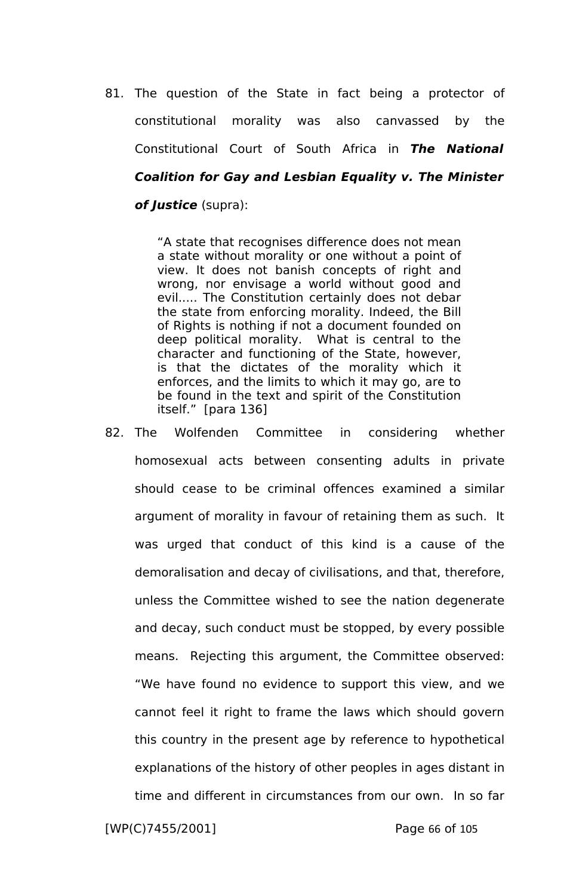81. The question of the State in fact being a protector of constitutional morality was also canvassed by the Constitutional Court of South Africa in ***The National Coalition for Gay and Lesbian Equality v. The Minister of Justice*** (supra):

> "A state that recognises difference does not mean a state without morality or one without a point of view. It does not banish concepts of right and wrong, nor envisage a world without good and evil..... The Constitution certainly does not debar the state from enforcing morality. Indeed, the Bill of Rights is nothing if not a document founded on deep political morality. What is central to the character and functioning of the State, however, is that the dictates of the morality which it enforces, and the limits to which it may go, are to be found in the text and spirit of the Constitution itself." [para 136]

82. The Wolfenden Committee in considering whether homosexual acts between consenting adults in private should cease to be criminal offences examined a similar argument of morality in favour of retaining them as such. It was urged that conduct of this kind is a cause of the demoralisation and decay of civilisations, and that, therefore, unless the Committee wished to see the nation degenerate and decay, such conduct must be stopped, by every possible means. Rejecting this argument, the Committee observed: "We have found no evidence to support this view, and we cannot feel it right to frame the laws which should govern this country in the present age by reference to hypothetical explanations of the history of other peoples in ages distant in time and different in circumstances from our own. In so far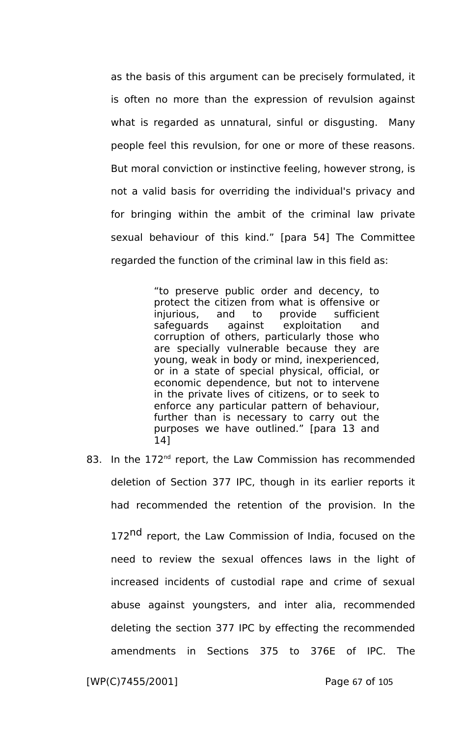as the basis of this argument can be precisely formulated, it is often no more than the expression of revulsion against what is regarded as unnatural, sinful or disgusting. Many people feel this revulsion, for one or more of these reasons. But moral conviction or instinctive feeling, however strong, is not a valid basis for overriding the individual's privacy and for bringing within the ambit of the criminal law private sexual behaviour of this kind." [para 54] The Committee regarded the function of the criminal law in this field as:

> "to preserve public order and decency, to protect the citizen from what is offensive or injurious, and to provide sufficient safeguards against exploitation and corruption of others, particularly those who are specially vulnerable because they are young, weak in body or mind, inexperienced, or in a state of special physical, official, or economic dependence, but not to intervene in the private lives of citizens, or to seek to enforce any particular pattern of behaviour, further than is necessary to carry out the purposes we have outlined." [para 13 and 14]

83. In the 172nd report, the Law Commission has recommended deletion of Section 377 IPC, though in its earlier reports it had recommended the retention of the provision. In the 172nd report, the Law Commission of India, focused on the need to review the sexual offences laws in the light of increased incidents of custodial rape and crime of sexual abuse against youngsters, and inter alia, recommended deleting the section 377 IPC by effecting the recommended amendments in Sections 375 to 376E of IPC. The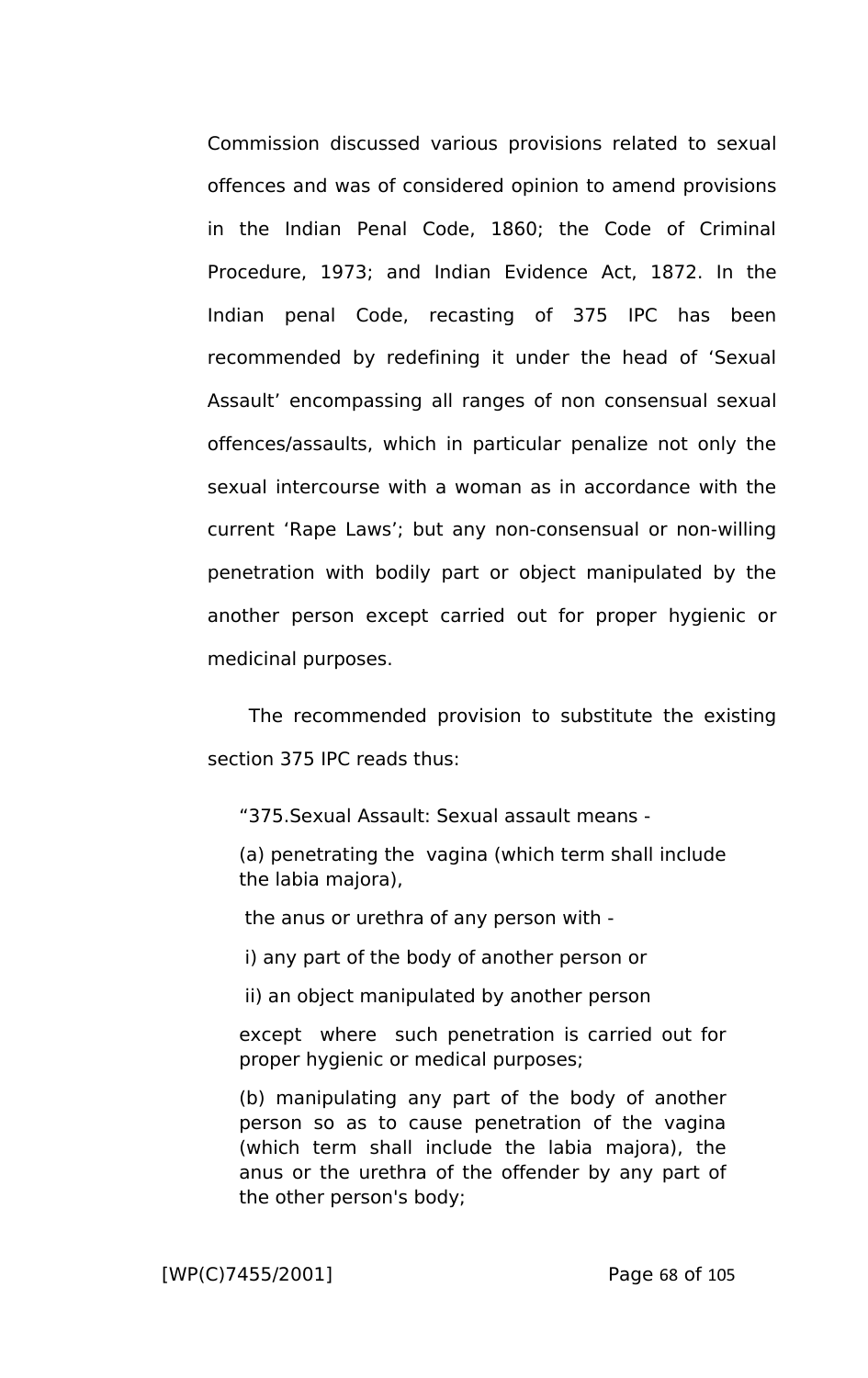Commission discussed various provisions related to sexual offences and was of considered opinion to amend provisions in the Indian Penal Code, 1860; the Code of Criminal Procedure, 1973; and Indian Evidence Act, 1872. In the Indian penal Code, recasting of 375 IPC has been recommended by redefining it under the head of 'Sexual Assault' encompassing all ranges of non consensual sexual offences/assaults, which in particular penalize not only the sexual intercourse with a woman as in accordance with the current 'Rape Laws'; but any non-consensual or non-willing penetration with bodily part or object manipulated by the another person except carried out for proper hygienic or medicinal purposes.

The recommended provision to substitute the existing section 375 IPC reads thus:

> "375.Sexual Assault: Sexual assault means -
>
> (a) penetrating the vagina (which term shall include the labia majora),
>
> the anus or urethra of any person with -
>
> i) any part of the body of another person or
>
> ii) an object manipulated by another person
>
> except where such penetration is carried out for proper hygienic or medical purposes;
>
> (b) manipulating any part of the body of another person so as to cause penetration of the vagina (which term shall include the labia majora), the anus or the urethra of the offender by any part of the other person's body;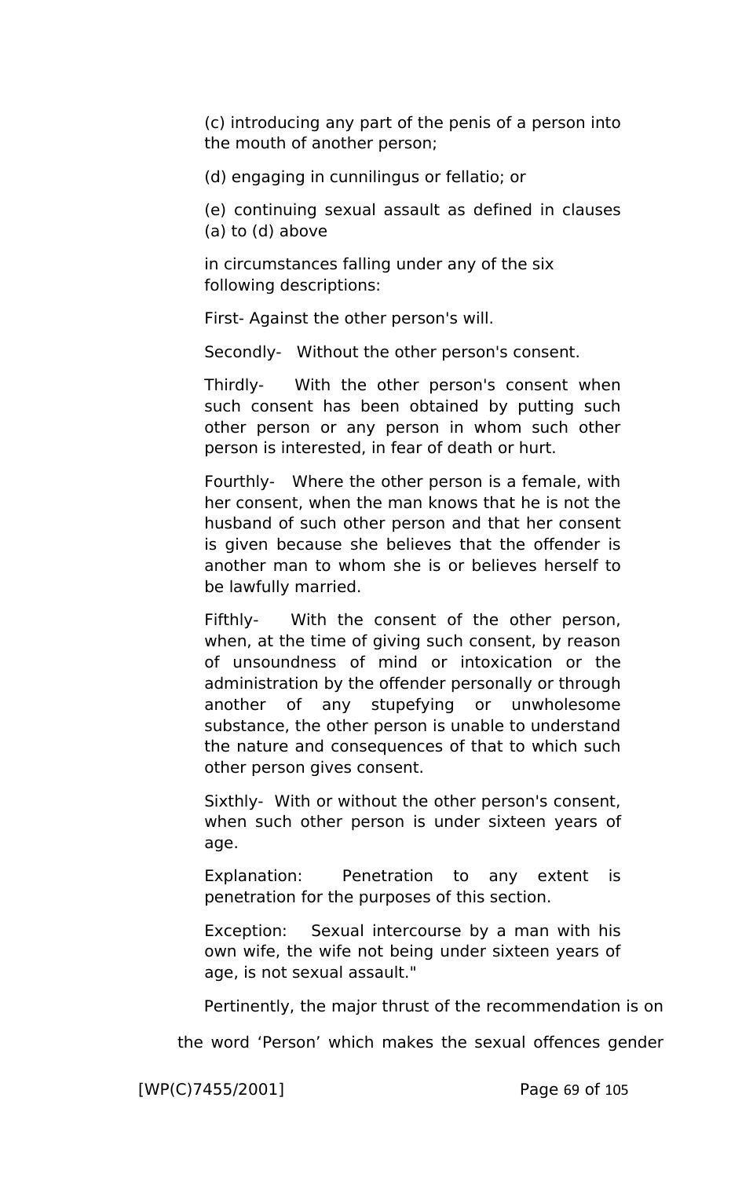(c) introducing any part of the penis of a person into the mouth of another person;

(d) engaging in cunnilingus or fellatio; or

(e) continuing sexual assault as defined in clauses (a) to (d) above

in circumstances falling under any of the six following descriptions:

First- Against the other person's will.

Secondly- Without the other person's consent.

Thirdly- With the other person's consent when such consent has been obtained by putting such other person or any person in whom such other person is interested, in fear of death or hurt.

Fourthly- Where the other person is a female, with her consent, when the man knows that he is not the husband of such other person and that her consent is given because she believes that the offender is another man to whom she is or believes herself to be lawfully married.

Fifthly- With the consent of the other person, when, at the time of giving such consent, by reason of unsoundness of mind or intoxication or the administration by the offender personally or through another of any stupefying or unwholesome substance, the other person is unable to understand the nature and consequences of that to which such other person gives consent.

Sixthly- With or without the other person's consent, when such other person is under sixteen years of age.

Explanation: Penetration to any extent is penetration for the purposes of this section.

Exception: Sexual intercourse by a man with his own wife, the wife not being under sixteen years of age, is not sexual assault."

Pertinently, the major thrust of the recommendation is on the word 'Person' which makes the sexual offences gender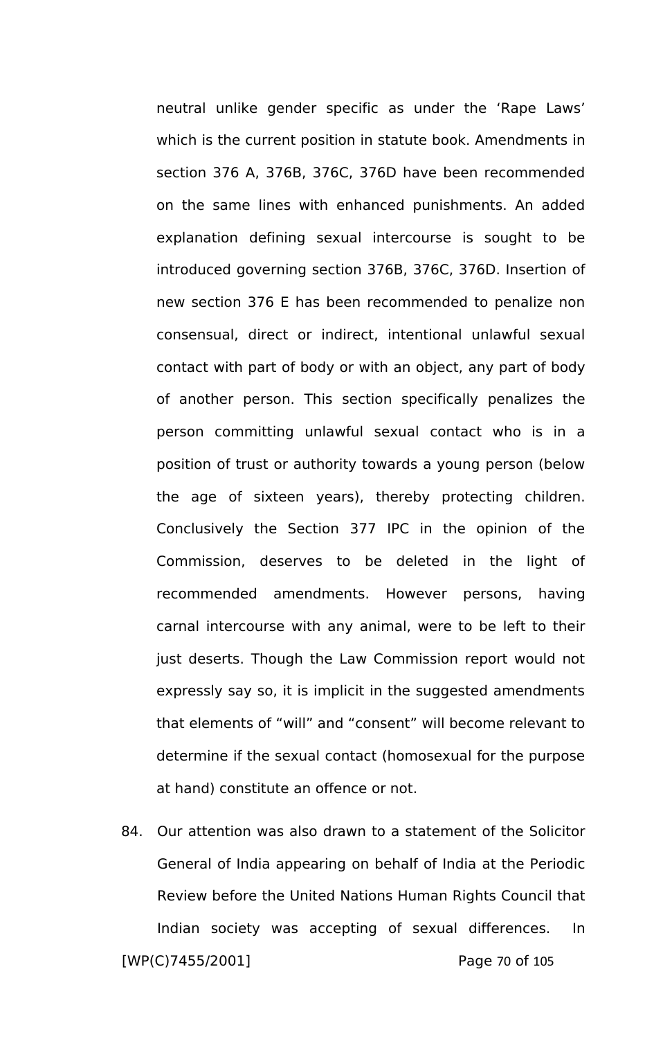neutral unlike gender specific as under the 'Rape Laws' which is the current position in statute book. Amendments in section 376 A, 376B, 376C, 376D have been recommended on the same lines with enhanced punishments. An added explanation defining sexual intercourse is sought to be introduced governing section 376B, 376C, 376D. Insertion of new section 376 E has been recommended to penalize non consensual, direct or indirect, intentional unlawful sexual contact with part of body or with an object, any part of body of another person. This section specifically penalizes the person committing unlawful sexual contact who is in a position of trust or authority towards a young person (below the age of sixteen years), thereby protecting children. Conclusively the Section 377 IPC in the opinion of the Commission, deserves to be deleted in the light of recommended amendments. However persons, having carnal intercourse with any animal, were to be left to their just deserts. Though the Law Commission report would not expressly say so, it is implicit in the suggested amendments that elements of "will" and "consent" will become relevant to determine if the sexual contact (homosexual for the purpose at hand) constitute an offence or not.

84. Our attention was also drawn to a statement of the Solicitor General of India appearing on behalf of India at the Periodic Review before the United Nations Human Rights Council that Indian society was accepting of sexual differences. In

[WP(C)7455/2001]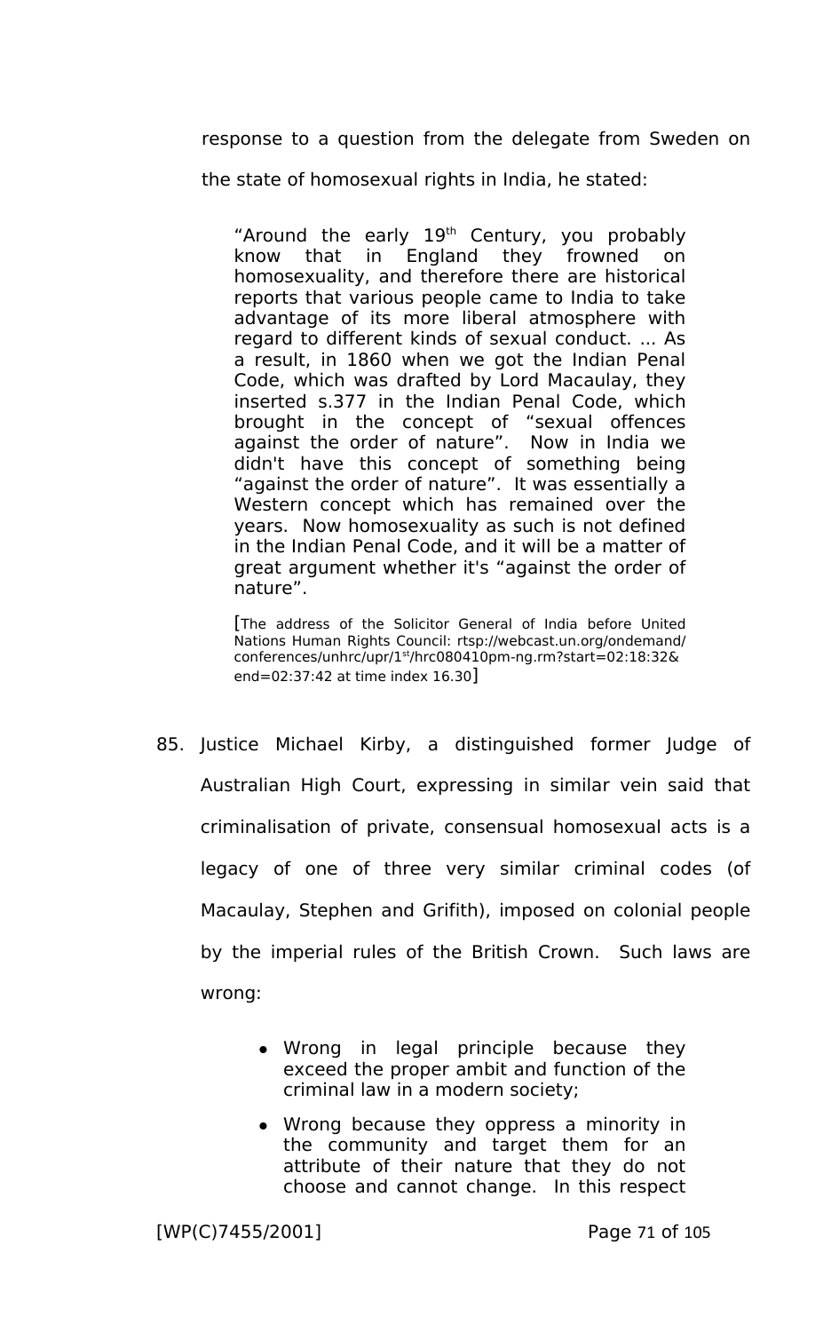response to a question from the delegate from Sweden on the state of homosexual rights in India, he stated:

> "Around the early 19th Century, you probably know that in England they frowned on homosexuality, and therefore there are historical reports that various people came to India to take advantage of its more liberal atmosphere with regard to different kinds of sexual conduct. ... As a result, in 1860 when we got the Indian Penal Code, which was drafted by Lord Macaulay, they inserted s.377 in the Indian Penal Code, which brought in the concept of "sexual offences against the order of nature". Now in India we didn't have this concept of something being "against the order of nature". It was essentially a Western concept which has remained over the years. Now homosexuality as such is not defined in the Indian Penal Code, and it will be a matter of great argument whether it's "against the order of nature".
>
> [The address of the Solicitor General of India before United Nations Human Rights Council: rtsp://webcast.un.org/ondemand/conferences/unhrc/upr/1st/hrc080410pm-ng.rm?start=02:18:32&end=02:37:42 at time index 16.30]

85. Justice Michael Kirby, a distinguished former Judge of Australian High Court, expressing in similar vein said that criminalisation of private, consensual homosexual acts is a legacy of one of three very similar criminal codes (of Macaulay, Stephen and Grifith), imposed on colonial people by the imperial rules of the British Crown. Such laws are wrong:

    - Wrong in legal principle because they exceed the proper ambit and function of the criminal law in a modern society;
    - Wrong because they oppress a minority in the community and target them for an attribute of their nature that they do not choose and cannot change. In this respect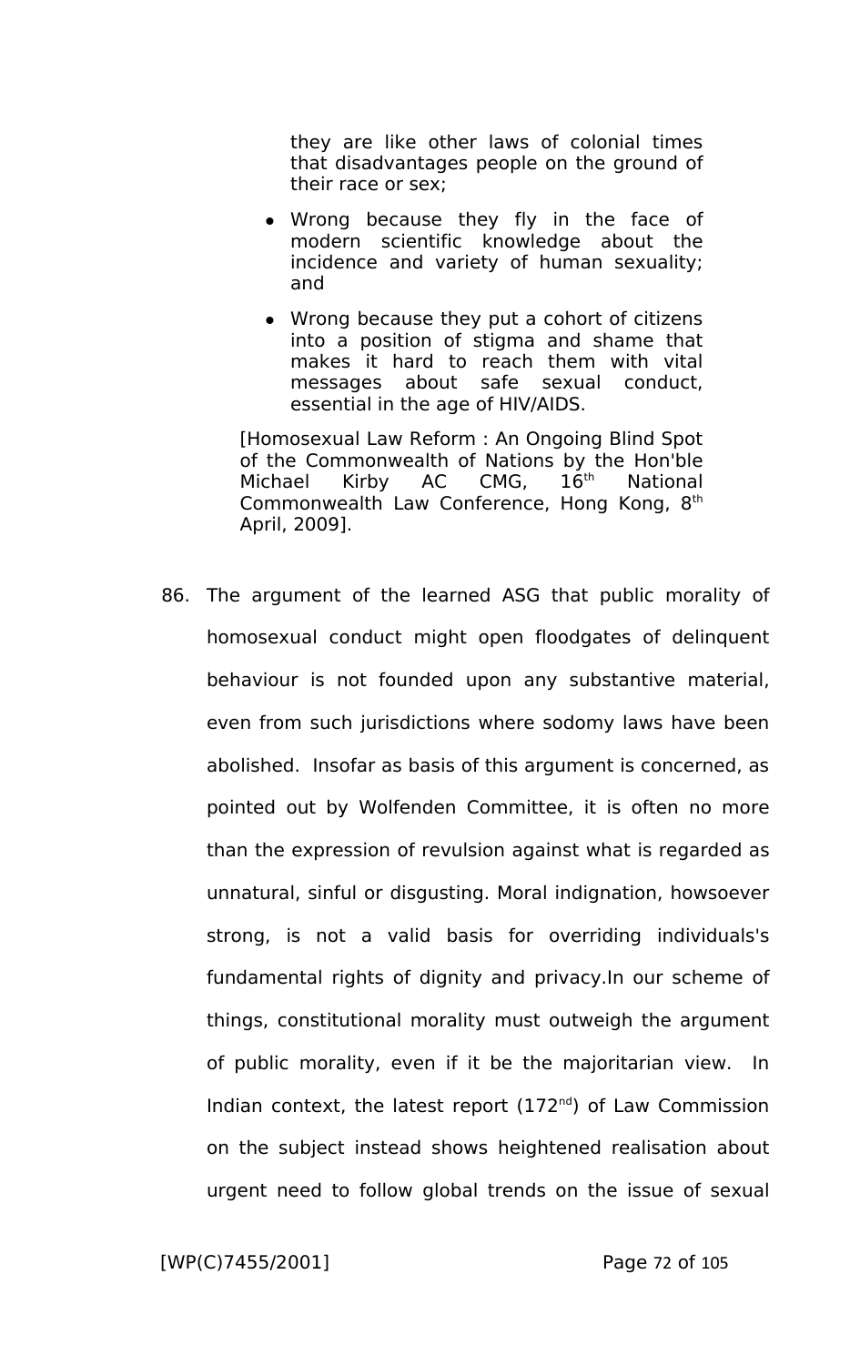they are like other laws of colonial times that disadvantages people on the ground of their race or sex;

- Wrong because they fly in the face of modern scientific knowledge about the incidence and variety of human sexuality; and
- Wrong because they put a cohort of citizens into a position of stigma and shame that makes it hard to reach them with vital messages about safe sexual conduct, essential in the age of HIV/AIDS.

> [Homosexual Law Reform : An Ongoing Blind Spot of the Commonwealth of Nations by the Hon'ble Michael Kirby AC CMG, 16th National Commonwealth Law Conference, Hong Kong, 8th April, 2009].

86. The argument of the learned ASG that public morality of homosexual conduct might open floodgates of delinquent behaviour is not founded upon any substantive material, even from such jurisdictions where sodomy laws have been abolished. Insofar as basis of this argument is concerned, as pointed out by Wolfenden Committee, it is often no more than the expression of revulsion against what is regarded as unnatural, sinful or disgusting. Moral indignation, howsoever strong, is not a valid basis for overriding individuals's fundamental rights of dignity and privacy.In our scheme of things, constitutional morality must outweigh the argument of public morality, even if it be the majoritarian view. In Indian context, the latest report (172nd) of Law Commission on the subject instead shows heightened realisation about urgent need to follow global trends on the issue of sexual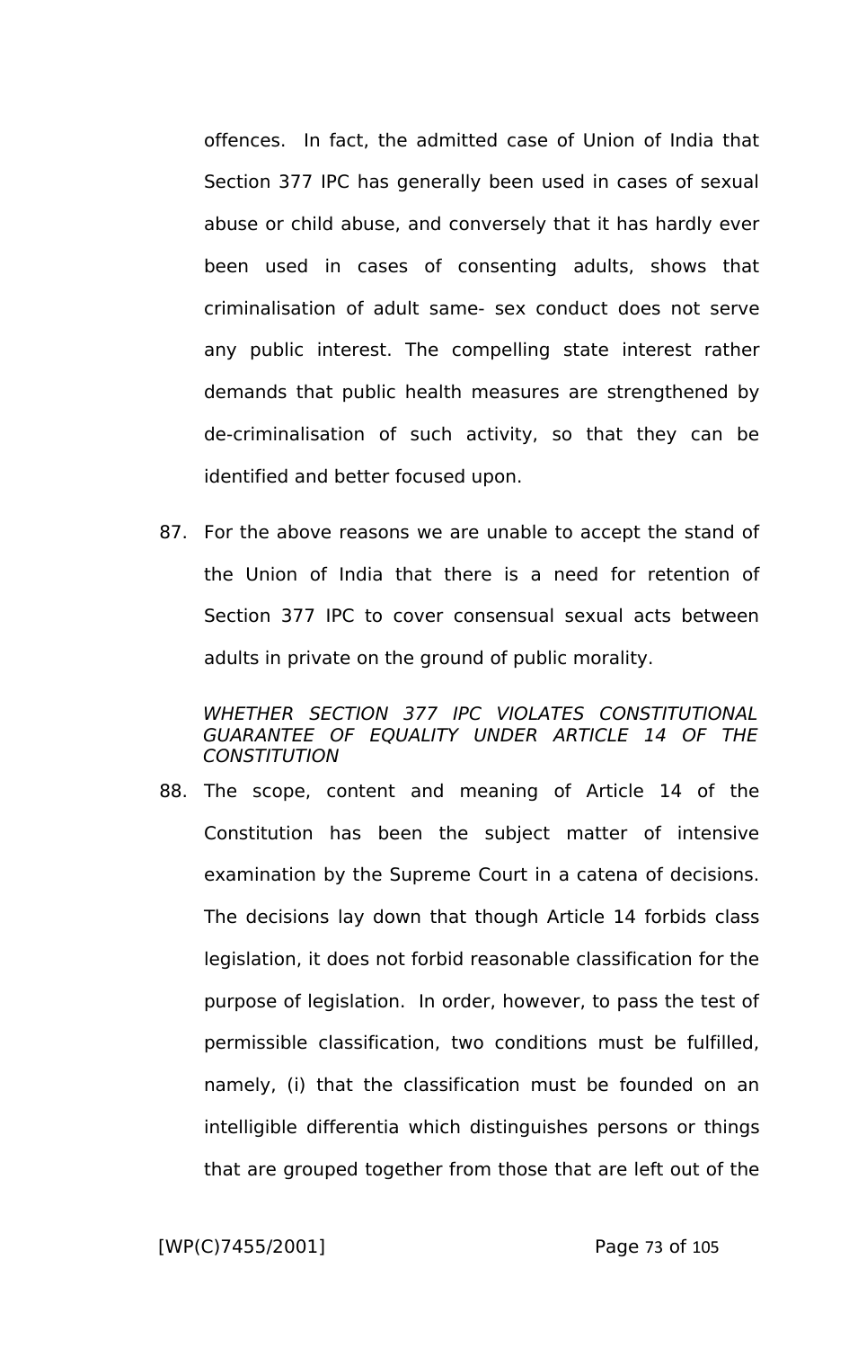offences. In fact, the admitted case of Union of India that Section 377 IPC has generally been used in cases of sexual abuse or child abuse, and conversely that it has hardly ever been used in cases of consenting adults, shows that criminalisation of adult same- sex conduct does not serve any public interest. The compelling state interest rather demands that public health measures are strengthened by de-criminalisation of such activity, so that they can be identified and better focused upon.

87. For the above reasons we are unable to accept the stand of the Union of India that there is a need for retention of Section 377 IPC to cover consensual sexual acts between adults in private on the ground of public morality.

*WHETHER SECTION 377 IPC VIOLATES CONSTITUTIONAL GUARANTEE OF EQUALITY UNDER ARTICLE 14 OF THE CONSTITUTION*

88. The scope, content and meaning of Article 14 of the Constitution has been the subject matter of intensive examination by the Supreme Court in a catena of decisions. The decisions lay down that though Article 14 forbids class legislation, it does not forbid reasonable classification for the purpose of legislation. In order, however, to pass the test of permissible classification, two conditions must be fulfilled, namely, (i) that the classification must be founded on an intelligible differentia which distinguishes persons or things that are grouped together from those that are left out of the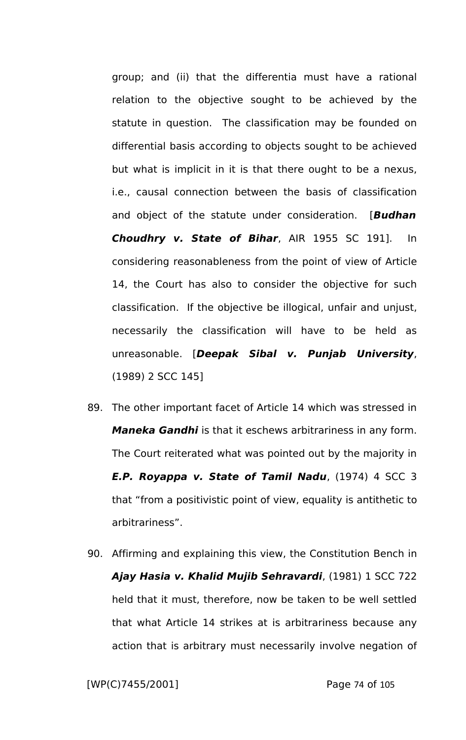group; and (ii) that the differentia must have a rational relation to the objective sought to be achieved by the statute in question. The classification may be founded on differential basis according to objects sought to be achieved but what is implicit in it is that there ought to be a nexus, i.e., causal connection between the basis of classification and object of the statute under consideration. [***Budhan Choudhry v. State of Bihar***, AIR 1955 SC 191]. In considering reasonableness from the point of view of Article 14, the Court has also to consider the objective for such classification. If the objective be illogical, unfair and unjust, necessarily the classification will have to be held as unreasonable. [***Deepak Sibal v. Punjab University***, (1989) 2 SCC 145]

89. The other important facet of Article 14 which was stressed in ***Maneka Gandhi*** is that it eschews arbitrariness in any form. The Court reiterated what was pointed out by the majority in ***E.P. Royappa v. State of Tamil Nadu***, (1974) 4 SCC 3 that "from a positivistic point of view, equality is antithetic to arbitrariness".

90. Affirming and explaining this view, the Constitution Bench in ***Ajay Hasia v. Khalid Mujib Sehravardi***, (1981) 1 SCC 722 held that it must, therefore, now be taken to be well settled that what Article 14 strikes at is arbitrariness because any action that is arbitrary must necessarily involve negation of

[WP(C)7455/2001]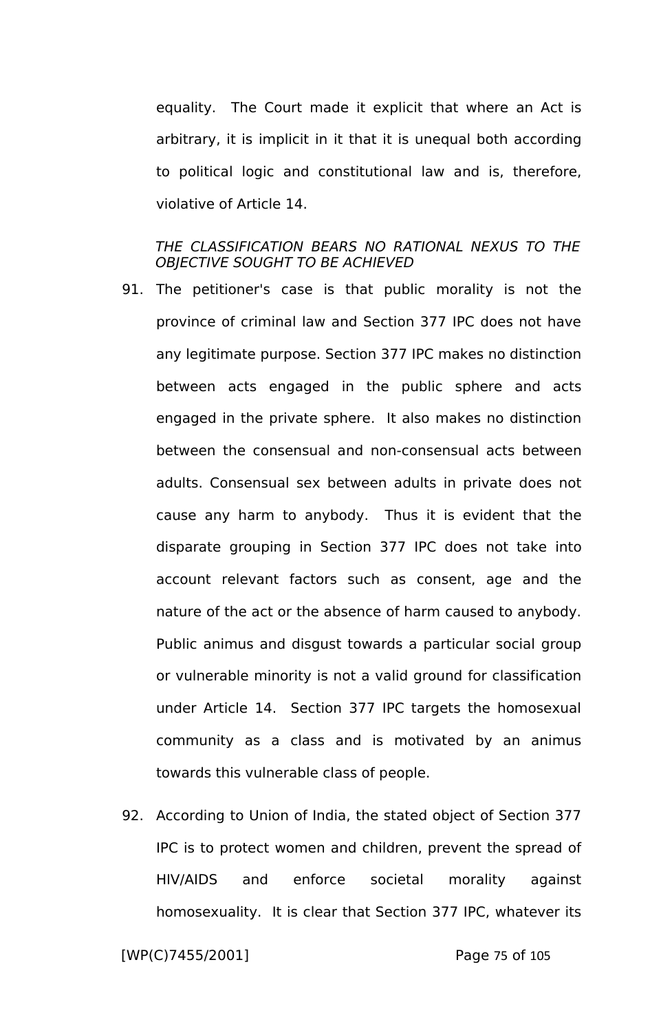equality. The Court made it explicit that where an Act is arbitrary, it is implicit in it that it is unequal both according to political logic and constitutional law and is, therefore, violative of Article 14.

*THE CLASSIFICATION BEARS NO RATIONAL NEXUS TO THE OBJECTIVE SOUGHT TO BE ACHIEVED*

91. The petitioner's case is that public morality is not the province of criminal law and Section 377 IPC does not have any legitimate purpose. Section 377 IPC makes no distinction between acts engaged in the public sphere and acts engaged in the private sphere. It also makes no distinction between the consensual and non-consensual acts between adults. Consensual sex between adults in private does not cause any harm to anybody. Thus it is evident that the disparate grouping in Section 377 IPC does not take into account relevant factors such as consent, age and the nature of the act or the absence of harm caused to anybody. Public animus and disgust towards a particular social group or vulnerable minority is not a valid ground for classification under Article 14. Section 377 IPC targets the homosexual community as a class and is motivated by an animus towards this vulnerable class of people.

92. According to Union of India, the stated object of Section 377 IPC is to protect women and children, prevent the spread of HIV/AIDS and enforce societal morality against homosexuality. It is clear that Section 377 IPC, whatever its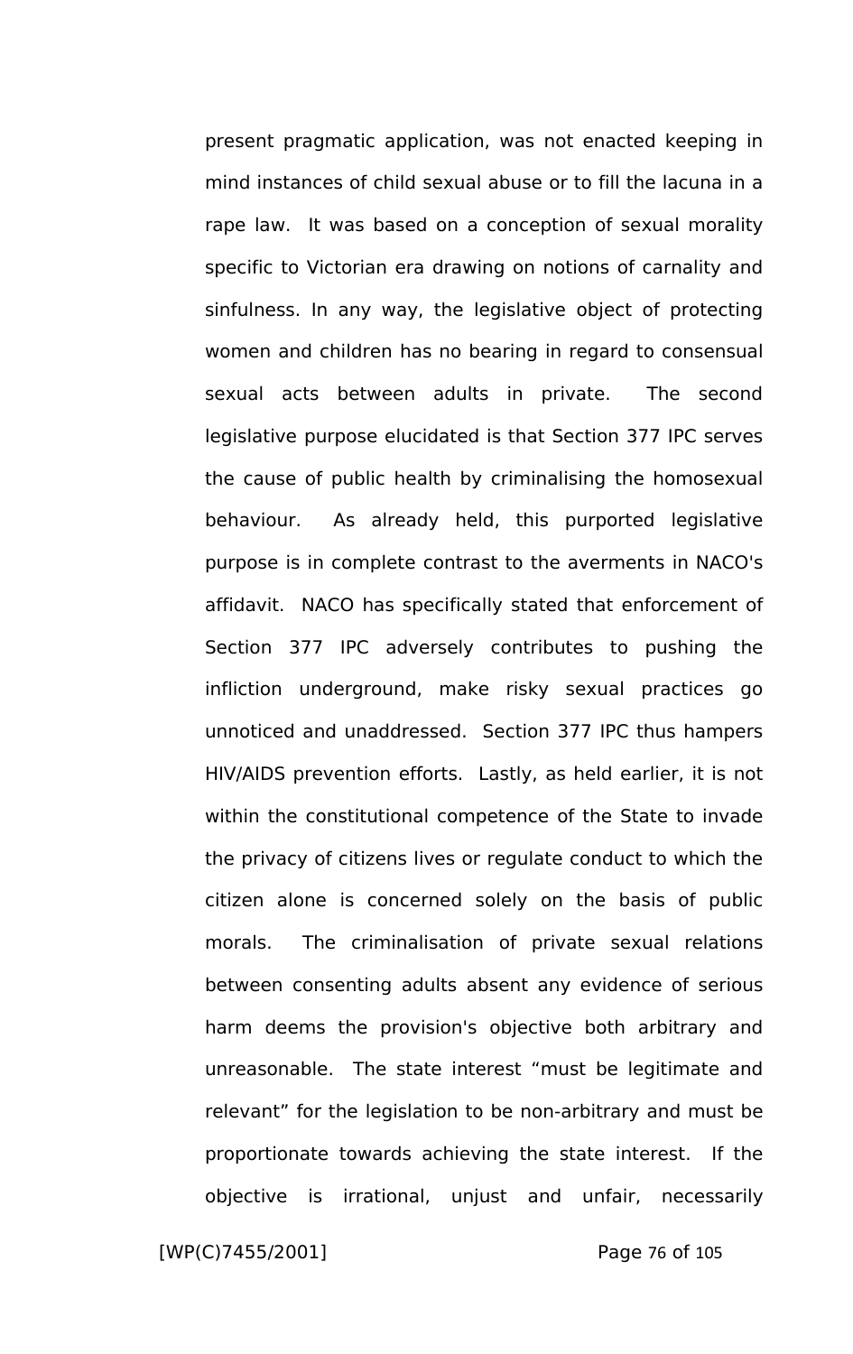present pragmatic application, was not enacted keeping in mind instances of child sexual abuse or to fill the lacuna in a rape law. It was based on a conception of sexual morality specific to Victorian era drawing on notions of carnality and sinfulness. In any way, the legislative object of protecting women and children has no bearing in regard to consensual sexual acts between adults in private. The second legislative purpose elucidated is that Section 377 IPC serves the cause of public health by criminalising the homosexual behaviour. As already held, this purported legislative purpose is in complete contrast to the averments in NACO's affidavit. NACO has specifically stated that enforcement of Section 377 IPC adversely contributes to pushing the infliction underground, make risky sexual practices go unnoticed and unaddressed. Section 377 IPC thus hampers HIV/AIDS prevention efforts. Lastly, as held earlier, it is not within the constitutional competence of the State to invade the privacy of citizens lives or regulate conduct to which the citizen alone is concerned solely on the basis of public morals. The criminalisation of private sexual relations between consenting adults absent any evidence of serious harm deems the provision's objective both arbitrary and unreasonable. The state interest "must be legitimate and relevant" for the legislation to be non-arbitrary and must be proportionate towards achieving the state interest. If the objective is irrational, unjust and unfair, necessarily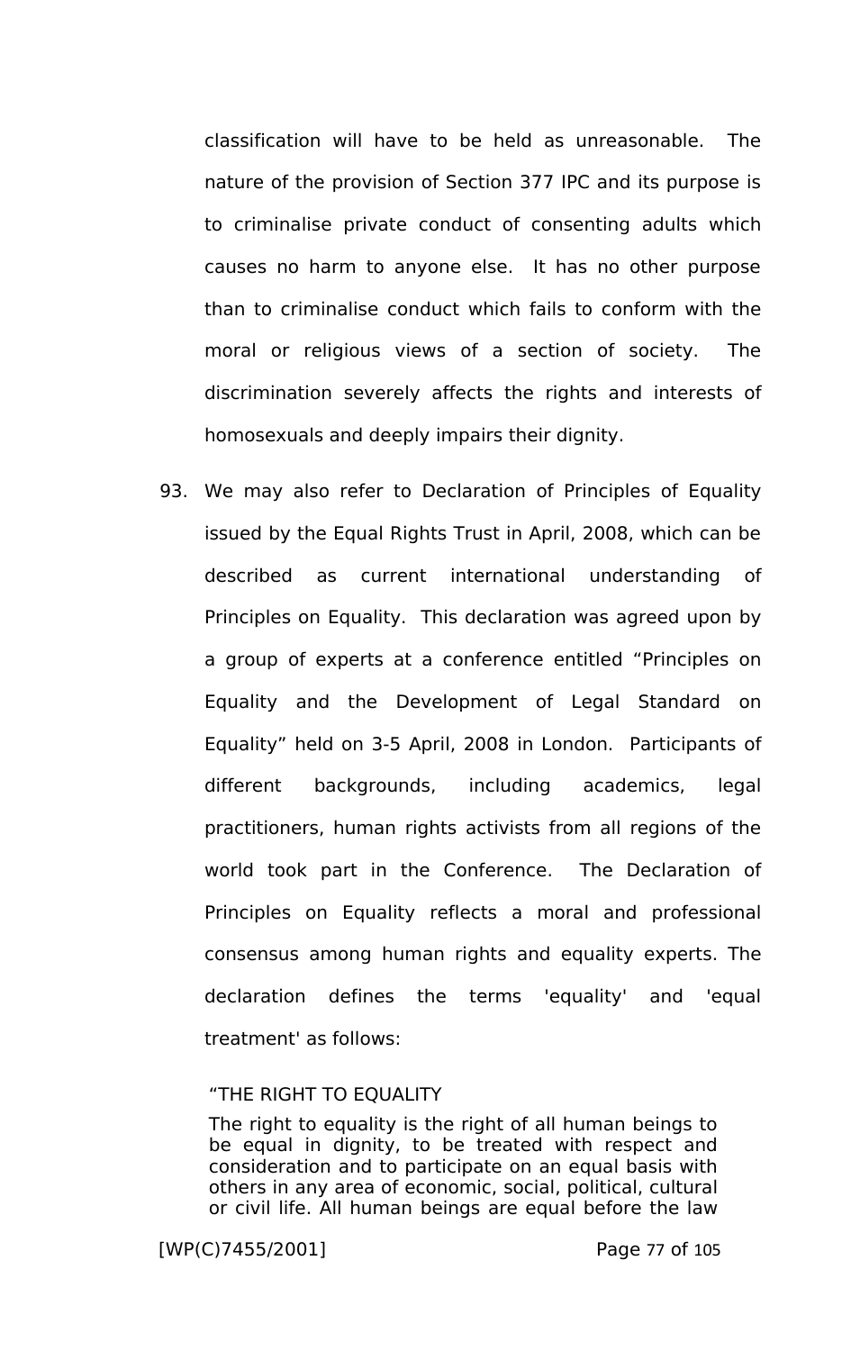classification will have to be held as unreasonable. The nature of the provision of Section 377 IPC and its purpose is to criminalise private conduct of consenting adults which causes no harm to anyone else. It has no other purpose than to criminalise conduct which fails to conform with the moral or religious views of a section of society. The discrimination severely affects the rights and interests of homosexuals and deeply impairs their dignity.

93. We may also refer to Declaration of Principles of Equality issued by the Equal Rights Trust in April, 2008, which can be described as current international understanding of Principles on Equality. This declaration was agreed upon by a group of experts at a conference entitled “Principles on Equality and the Development of Legal Standard on Equality” held on 3-5 April, 2008 in London. Participants of different backgrounds, including academics, legal practitioners, human rights activists from all regions of the world took part in the Conference. The Declaration of Principles on Equality reflects a moral and professional consensus among human rights and equality experts. The declaration defines the terms 'equality' and 'equal treatment' as follows:

> “THE RIGHT TO EQUALITY
>
> The right to equality is the right of all human beings to be equal in dignity, to be treated with respect and consideration and to participate on an equal basis with others in any area of economic, social, political, cultural or civil life. All human beings are equal before the law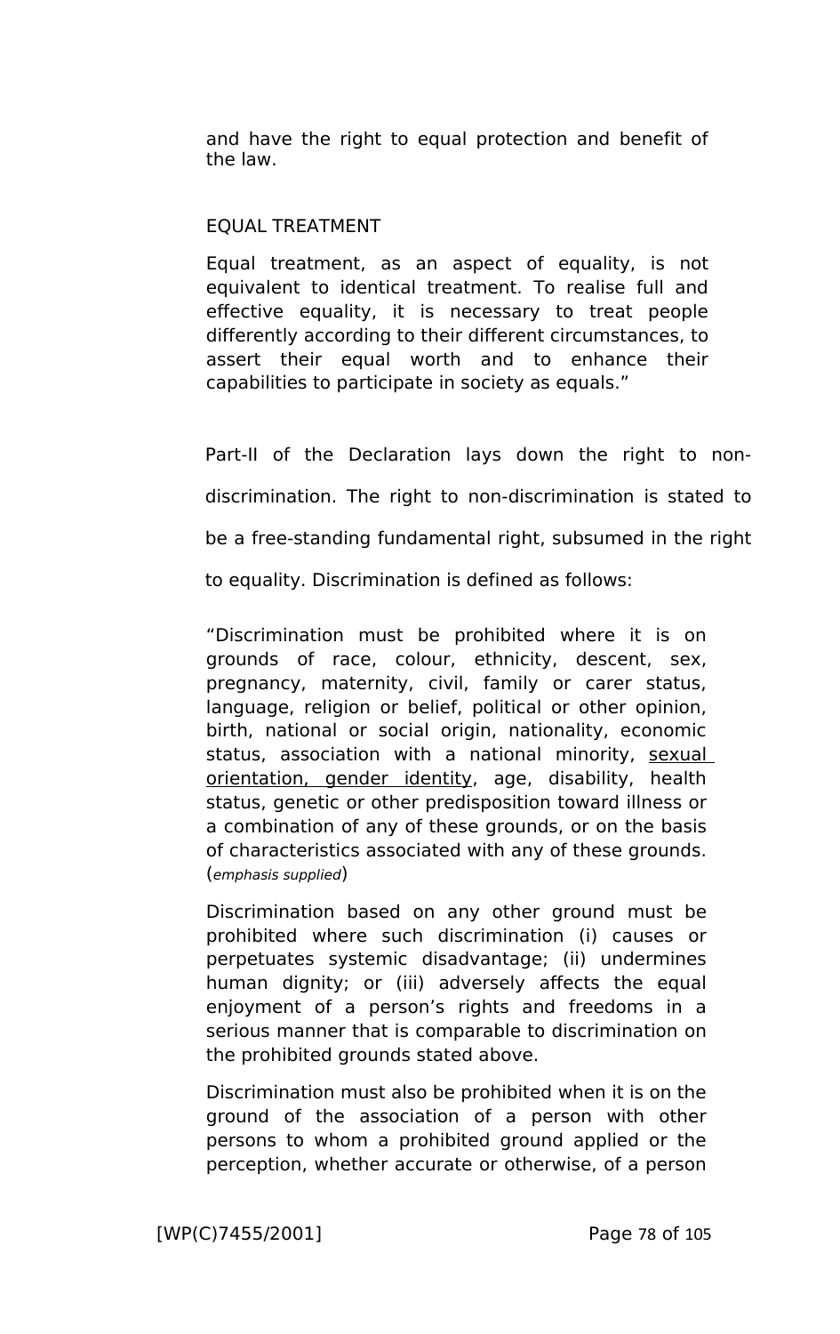and have the right to equal protection and benefit of the law.

EQUAL TREATMENT

Equal treatment, as an aspect of equality, is not equivalent to identical treatment. To realise full and effective equality, it is necessary to treat people differently according to their different circumstances, to assert their equal worth and to enhance their capabilities to participate in society as equals."

Part-II of the Declaration lays down the right to non-discrimination. The right to non-discrimination is stated to be a free-standing fundamental right, subsumed in the right to equality. Discrimination is defined as follows:

"Discrimination must be prohibited where it is on grounds of race, colour, ethnicity, descent, sex, pregnancy, maternity, civil, family or carer status, language, religion or belief, political or other opinion, birth, national or social origin, nationality, economic status, association with a national minority, <u>sexual orientation, gender identity</u>, age, disability, health status, genetic or other predisposition toward illness or a combination of any of these grounds, or on the basis of characteristics associated with any of these grounds. (*emphasis supplied*)

Discrimination based on any other ground must be prohibited where such discrimination (i) causes or perpetuates systemic disadvantage; (ii) undermines human dignity; or (iii) adversely affects the equal enjoyment of a person's rights and freedoms in a serious manner that is comparable to discrimination on the prohibited grounds stated above.

Discrimination must also be prohibited when it is on the ground of the association of a person with other persons to whom a prohibited ground applied or the perception, whether accurate or otherwise, of a person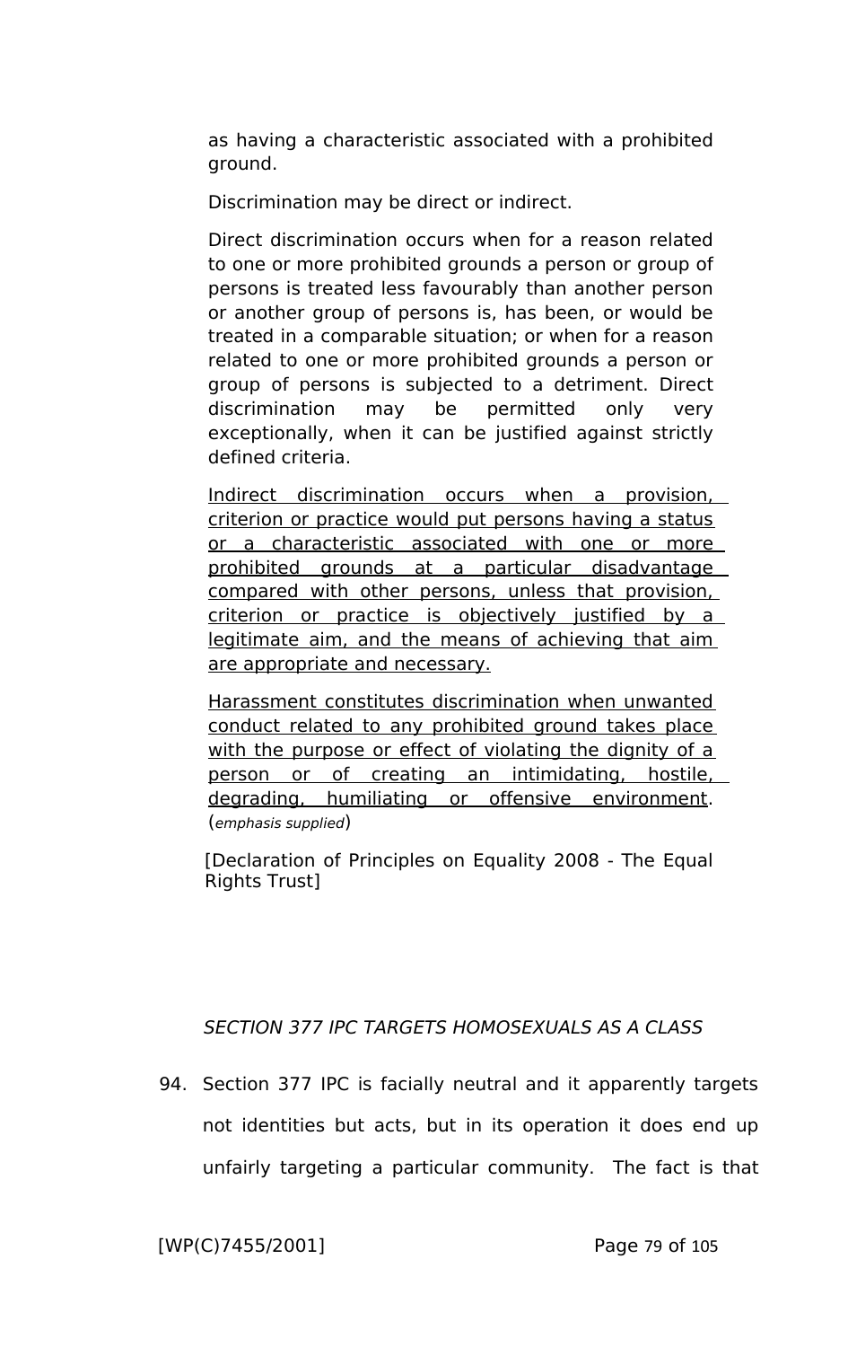as having a characteristic associated with a prohibited ground.

Discrimination may be direct or indirect.

Direct discrimination occurs when for a reason related to one or more prohibited grounds a person or group of persons is treated less favourably than another person or another group of persons is, has been, or would be treated in a comparable situation; or when for a reason related to one or more prohibited grounds a person or group of persons is subjected to a detriment. Direct discrimination may be permitted only very exceptionally, when it can be justified against strictly defined criteria.

<u>Indirect discrimination occurs when a provision, criterion or practice would put persons having a status or a characteristic associated with one or more prohibited grounds at a particular disadvantage compared with other persons, unless that provision, criterion or practice is objectively justified by a legitimate aim, and the means of achieving that aim are appropriate and necessary.</u>

<u>Harassment constitutes discrimination when unwanted conduct related to any prohibited ground takes place with the purpose or effect of violating the dignity of a person or of creating an intimidating, hostile, degrading, humiliating or offensive environment</u>. (*emphasis supplied*)

[Declaration of Principles on Equality 2008 - The Equal Rights Trust]

*SECTION 377 IPC TARGETS HOMOSEXUALS AS A CLASS*

94. Section 377 IPC is facially neutral and it apparently targets not identities but acts, but in its operation it does end up unfairly targeting a particular community. The fact is that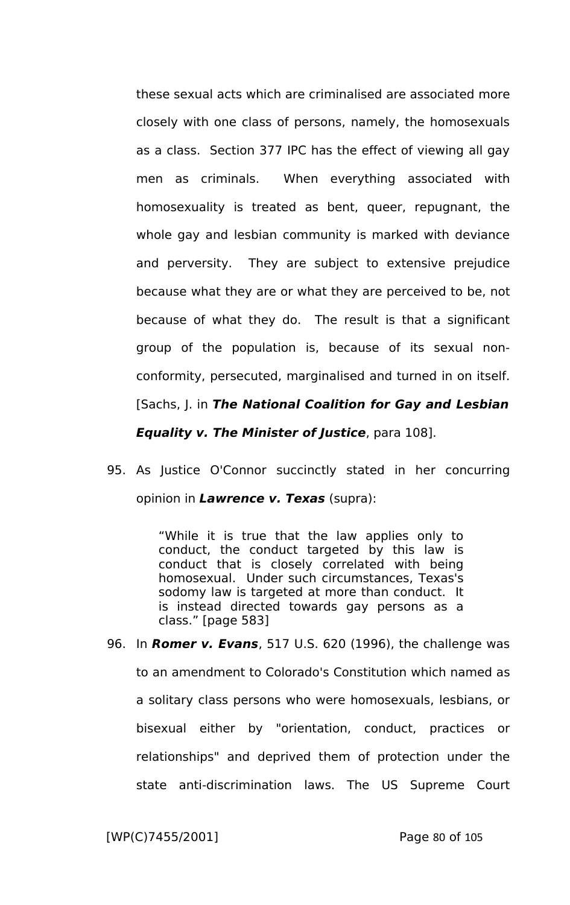these sexual acts which are criminalised are associated more closely with one class of persons, namely, the homosexuals as a class. Section 377 IPC has the effect of viewing all gay men as criminals. When everything associated with homosexuality is treated as bent, queer, repugnant, the whole gay and lesbian community is marked with deviance and perversity. They are subject to extensive prejudice because what they are or what they are perceived to be, not because of what they do. The result is that a significant group of the population is, because of its sexual non-conformity, persecuted, marginalised and turned in on itself. [Sachs, J. in ***The National Coalition for Gay and Lesbian Equality v. The Minister of Justice***, para 108].

95. As Justice O'Connor succinctly stated in her concurring opinion in ***Lawrence v. Texas*** (supra):

> "While it is true that the law applies only to conduct, the conduct targeted by this law is conduct that is closely correlated with being homosexual. Under such circumstances, Texas's sodomy law is targeted at more than conduct. It is instead directed towards gay persons as a class." [page 583]

96. In ***Romer v. Evans***, 517 U.S. 620 (1996), the challenge was to an amendment to Colorado's Constitution which named as a solitary class persons who were homosexuals, lesbians, or bisexual either by "orientation, conduct, practices or relationships" and deprived them of protection under the state anti-discrimination laws. The US Supreme Court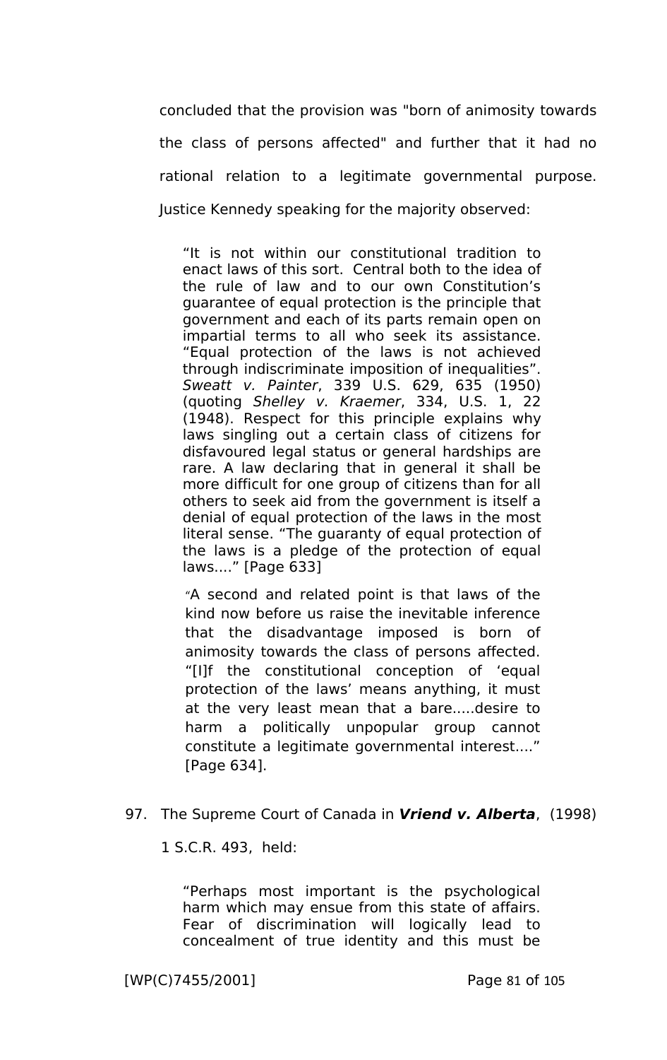concluded that the provision was "born of animosity towards the class of persons affected" and further that it had no rational relation to a legitimate governmental purpose. Justice Kennedy speaking for the majority observed:

> "It is not within our constitutional tradition to enact laws of this sort. Central both to the idea of the rule of law and to our own Constitution's guarantee of equal protection is the principle that government and each of its parts remain open on impartial terms to all who seek its assistance. "Equal protection of the laws is not achieved through indiscriminate imposition of inequalities". *Sweatt v. Painter*, 339 U.S. 629, 635 (1950) (quoting *Shelley v. Kraemer*, 334, U.S. 1, 22 (1948). Respect for this principle explains why laws singling out a certain class of citizens for disfavoured legal status or general hardships are rare. A law declaring that in general it shall be more difficult for one group of citizens than for all others to seek aid from the government is itself a denial of equal protection of the laws in the most literal sense. "The guaranty of equal protection of the laws is a pledge of the protection of equal laws...." [Page 633]
>
> "A second and related point is that laws of the kind now before us raise the inevitable inference that the disadvantage imposed is born of animosity towards the class of persons affected. "[I]f the constitutional conception of 'equal protection of the laws' means anything, it must at the very least mean that a bare.....desire to harm a politically unpopular group cannot constitute a legitimate governmental interest...." [Page 634].

97. The Supreme Court of Canada in ***Vriend v. Alberta***, (1998) 1 S.C.R. 493, held:

> "Perhaps most important is the psychological harm which may ensue from this state of affairs. Fear of discrimination will logically lead to concealment of true identity and this must be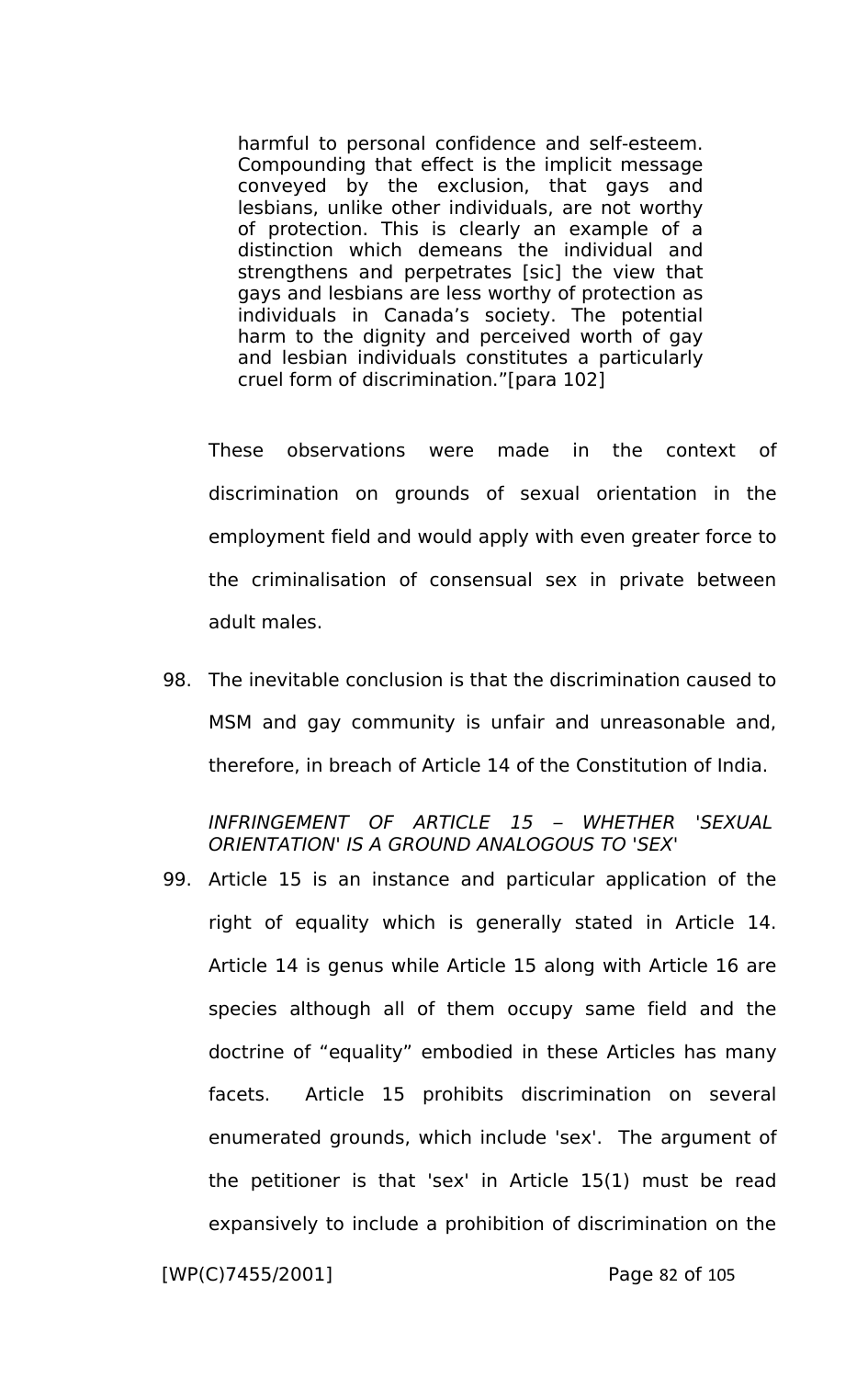> harmful to personal confidence and self-esteem. Compounding that effect is the implicit message conveyed by the exclusion, that gays and lesbians, unlike other individuals, are not worthy of protection. This is clearly an example of a distinction which demeans the individual and strengthens and perpetrates [sic] the view that gays and lesbians are less worthy of protection as individuals in Canada's society. The potential harm to the dignity and perceived worth of gay and lesbian individuals constitutes a particularly cruel form of discrimination."[para 102]

These observations were made in the context of discrimination on grounds of sexual orientation in the employment field and would apply with even greater force to the criminalisation of consensual sex in private between adult males.

98. The inevitable conclusion is that the discrimination caused to MSM and gay community is unfair and unreasonable and, therefore, in breach of Article 14 of the Constitution of India.

*INFRINGEMENT OF ARTICLE 15 – WHETHER 'SEXUAL ORIENTATION' IS A GROUND ANALOGOUS TO 'SEX'*

99. Article 15 is an instance and particular application of the right of equality which is generally stated in Article 14. Article 14 is genus while Article 15 along with Article 16 are species although all of them occupy same field and the doctrine of "equality" embodied in these Articles has many facets. Article 15 prohibits discrimination on several enumerated grounds, which include 'sex'. The argument of the petitioner is that 'sex' in Article 15(1) must be read expansively to include a prohibition of discrimination on the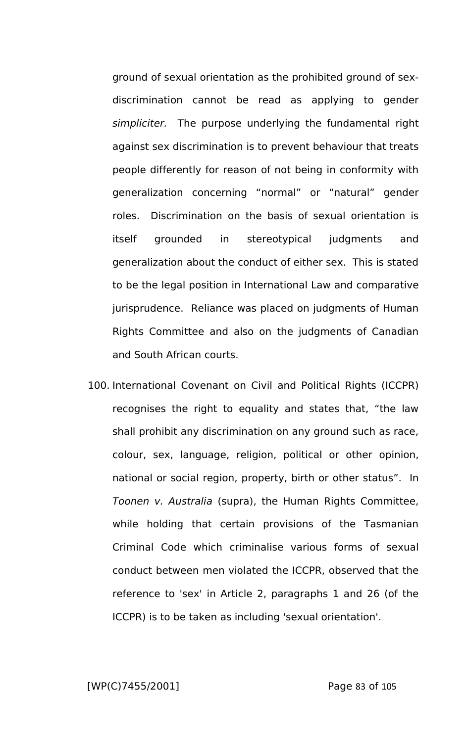ground of sexual orientation as the prohibited ground of sex-discrimination cannot be read as applying to gender *simpliciter.* The purpose underlying the fundamental right against sex discrimination is to prevent behaviour that treats people differently for reason of not being in conformity with generalization concerning "normal" or "natural" gender roles. Discrimination on the basis of sexual orientation is itself grounded in stereotypical judgments and generalization about the conduct of either sex. This is stated to be the legal position in International Law and comparative jurisprudence. Reliance was placed on judgments of Human Rights Committee and also on the judgments of Canadian and South African courts.

100. International Covenant on Civil and Political Rights (ICCPR) recognises the right to equality and states that, "the law shall prohibit any discrimination on any ground such as race, colour, sex, language, religion, political or other opinion, national or social region, property, birth or other status". In *Toonen v. Australia* (supra), the Human Rights Committee, while holding that certain provisions of the Tasmanian Criminal Code which criminalise various forms of sexual conduct between men violated the ICCPR, observed that the reference to 'sex' in Article 2, paragraphs 1 and 26 (of the ICCPR) is to be taken as including 'sexual orientation'.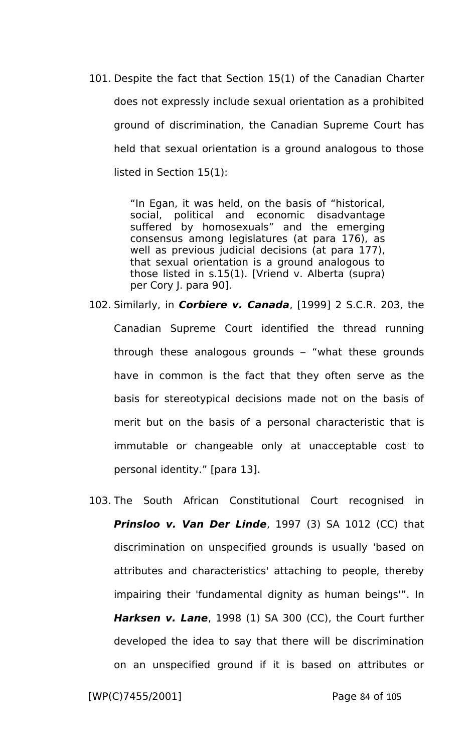101. Despite the fact that Section 15(1) of the Canadian Charter does not expressly include sexual orientation as a prohibited ground of discrimination, the Canadian Supreme Court has held that sexual orientation is a ground analogous to those listed in Section 15(1):

> "In Egan, it was held, on the basis of "historical, social, political and economic disadvantage suffered by homosexuals" and the emerging consensus among legislatures (at para 176), as well as previous judicial decisions (at para 177), that sexual orientation is a ground analogous to those listed in s.15(1). [Vriend v. Alberta (supra) per Cory J. para 90].

102. Similarly, in ***Corbiere v. Canada***, [1999] 2 S.C.R. 203, the Canadian Supreme Court identified the thread running through these analogous grounds – "what these grounds have in common is the fact that they often serve as the basis for stereotypical decisions made not on the basis of merit but on the basis of a personal characteristic that is immutable or changeable only at unacceptable cost to personal identity." [para 13].

103. The South African Constitutional Court recognised in ***Prinsloo v. Van Der Linde***, 1997 (3) SA 1012 (CC) that discrimination on unspecified grounds is usually 'based on attributes and characteristics' attaching to people, thereby impairing their 'fundamental dignity as human beings'". In ***Harksen v. Lane***, 1998 (1) SA 300 (CC), the Court further developed the idea to say that there will be discrimination on an unspecified ground if it is based on attributes or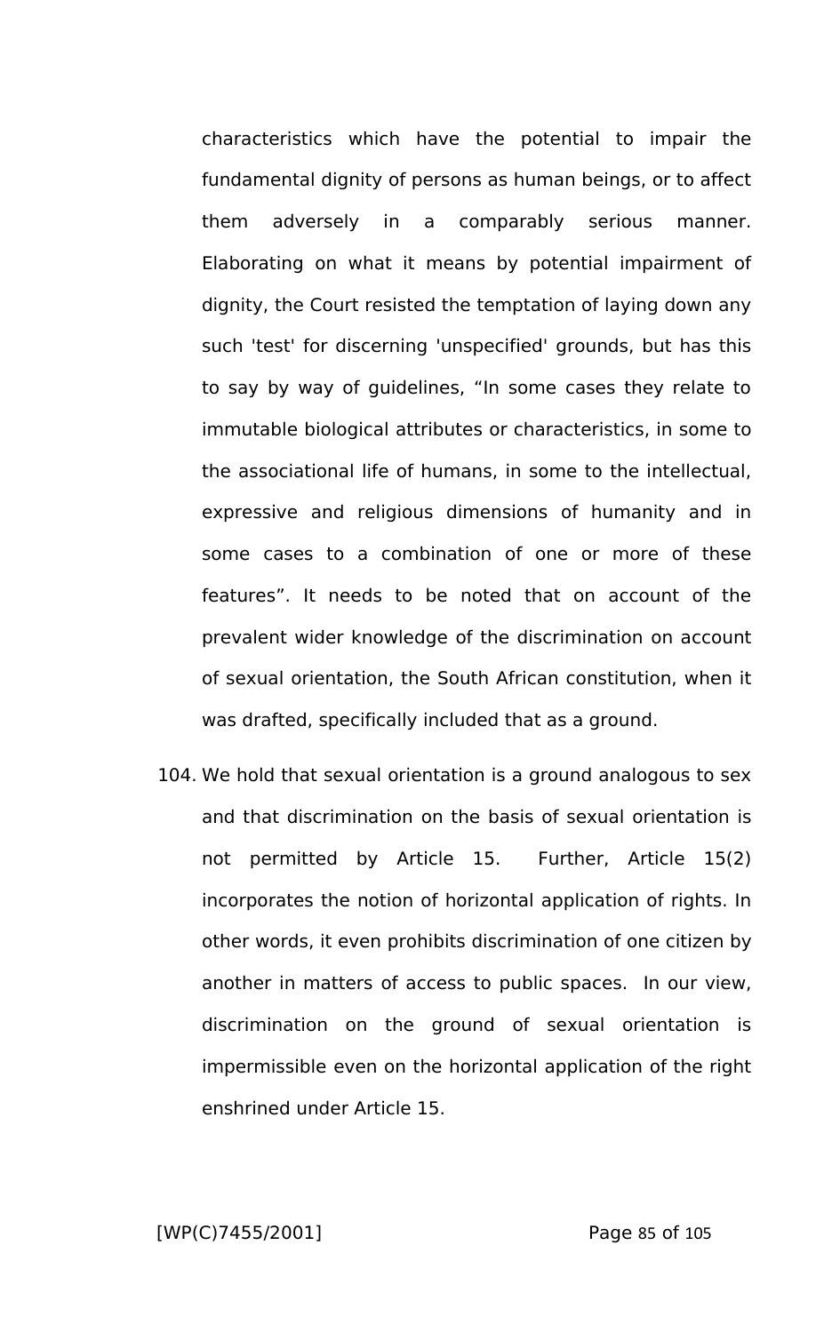characteristics which have the potential to impair the fundamental dignity of persons as human beings, or to affect them adversely in a comparably serious manner. Elaborating on what it means by potential impairment of dignity, the Court resisted the temptation of laying down any such 'test' for discerning 'unspecified' grounds, but has this to say by way of guidelines, “In some cases they relate to immutable biological attributes or characteristics, in some to the associational life of humans, in some to the intellectual, expressive and religious dimensions of humanity and in some cases to a combination of one or more of these features”. It needs to be noted that on account of the prevalent wider knowledge of the discrimination on account of sexual orientation, the South African constitution, when it was drafted, specifically included that as a ground.

104. We hold that sexual orientation is a ground analogous to sex and that discrimination on the basis of sexual orientation is not permitted by Article 15. Further, Article 15(2) incorporates the notion of horizontal application of rights. In other words, it even prohibits discrimination of one citizen by another in matters of access to public spaces. In our view, discrimination on the ground of sexual orientation is impermissible even on the horizontal application of the right enshrined under Article 15.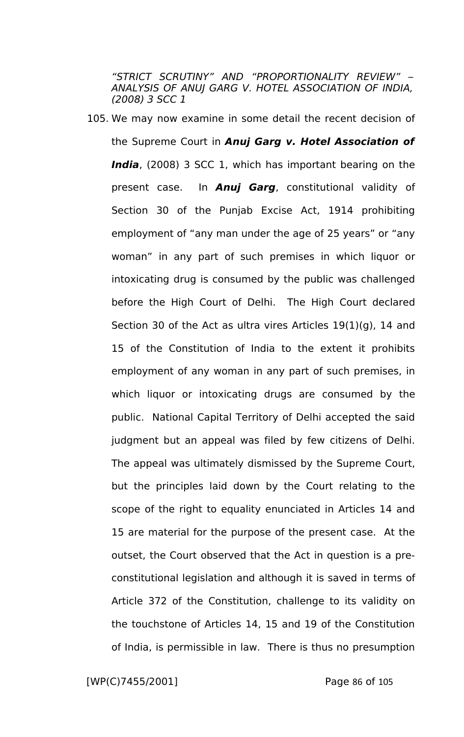*“STRICT SCRUTINY” AND “PROPORTIONALITY REVIEW” – ANALYSIS OF ANUJ GARG V. HOTEL ASSOCIATION OF INDIA, (2008) 3 SCC 1*

105. We may now examine in some detail the recent decision of the Supreme Court in ***Anuj Garg v. Hotel Association of India***, (2008) 3 SCC 1, which has important bearing on the present case. In ***Anuj Garg***, constitutional validity of Section 30 of the Punjab Excise Act, 1914 prohibiting employment of “any man under the age of 25 years” or “any woman” in any part of such premises in which liquor or intoxicating drug is consumed by the public was challenged before the High Court of Delhi. The High Court declared Section 30 of the Act as ultra vires Articles 19(1)(g), 14 and 15 of the Constitution of India to the extent it prohibits employment of any woman in any part of such premises, in which liquor or intoxicating drugs are consumed by the public. National Capital Territory of Delhi accepted the said judgment but an appeal was filed by few citizens of Delhi. The appeal was ultimately dismissed by the Supreme Court, but the principles laid down by the Court relating to the scope of the right to equality enunciated in Articles 14 and 15 are material for the purpose of the present case. At the outset, the Court observed that the Act in question is a pre-constitutional legislation and although it is saved in terms of Article 372 of the Constitution, challenge to its validity on the touchstone of Articles 14, 15 and 19 of the Constitution of India, is permissible in law. There is thus no presumption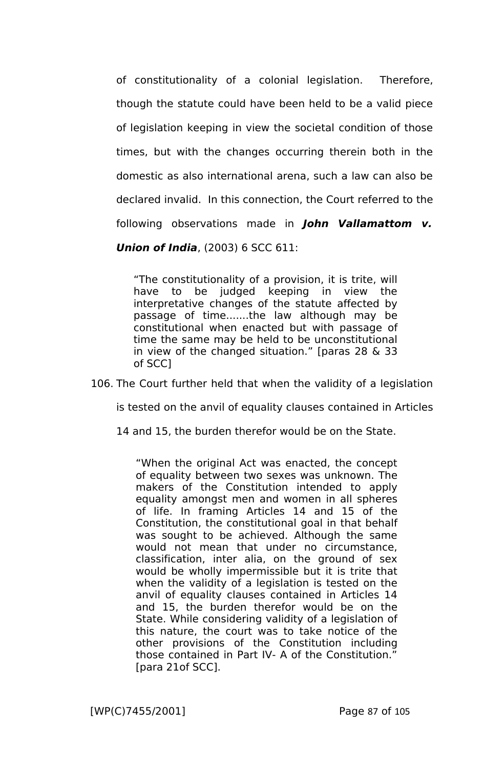of constitutionality of a colonial legislation. Therefore, though the statute could have been held to be a valid piece of legislation keeping in view the societal condition of those times, but with the changes occurring therein both in the domestic as also international arena, such a law can also be declared invalid. In this connection, the Court referred to the following observations made in ***John Vallamattom v. Union of India***, (2003) 6 SCC 611:

> "The constitutionality of a provision, it is trite, will have to be judged keeping in view the interpretative changes of the statute affected by passage of time.......the law although may be constitutional when enacted but with passage of time the same may be held to be unconstitutional in view of the changed situation." [paras 28 & 33 of SCC]

106. The Court further held that when the validity of a legislation is tested on the anvil of equality clauses contained in Articles 14 and 15, the burden therefor would be on the State.

> "When the original Act was enacted, the concept of equality between two sexes was unknown. The makers of the Constitution intended to apply equality amongst men and women in all spheres of life. In framing Articles 14 and 15 of the Constitution, the constitutional goal in that behalf was sought to be achieved. Although the same would not mean that under no circumstance, classification, inter alia, on the ground of sex would be wholly impermissible but it is trite that when the validity of a legislation is tested on the anvil of equality clauses contained in Articles 14 and 15, the burden therefor would be on the State. While considering validity of a legislation of this nature, the court was to take notice of the other provisions of the Constitution including those contained in Part IV- A of the Constitution." [para 21of SCC].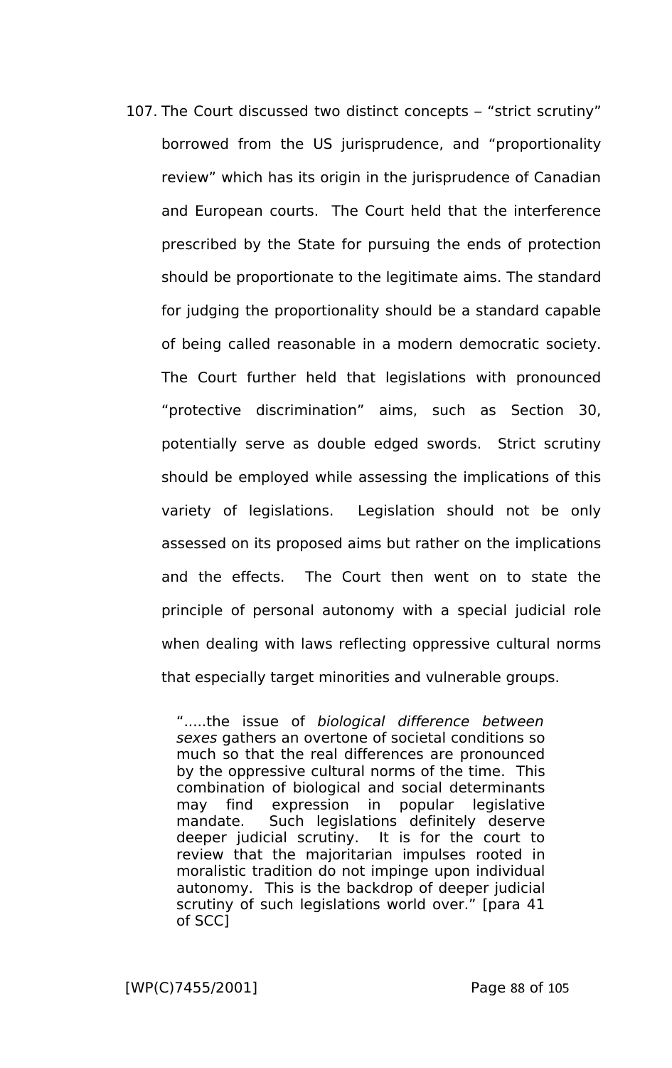107. The Court discussed two distinct concepts – “strict scrutiny” borrowed from the US jurisprudence, and “proportionality review” which has its origin in the jurisprudence of Canadian and European courts. The Court held that the interference prescribed by the State for pursuing the ends of protection should be proportionate to the legitimate aims. The standard for judging the proportionality should be a standard capable of being called reasonable in a modern democratic society. The Court further held that legislations with pronounced “protective discrimination” aims, such as Section 30, potentially serve as double edged swords. Strict scrutiny should be employed while assessing the implications of this variety of legislations. Legislation should not be only assessed on its proposed aims but rather on the implications and the effects. The Court then went on to state the principle of personal autonomy with a special judicial role when dealing with laws reflecting oppressive cultural norms that especially target minorities and vulnerable groups.

> “.....the issue of *biological difference between sexes* gathers an overtone of societal conditions so much so that the real differences are pronounced by the oppressive cultural norms of the time. This combination of biological and social determinants may find expression in popular legislative mandate. Such legislations definitely deserve deeper judicial scrutiny. It is for the court to review that the majoritarian impulses rooted in moralistic tradition do not impinge upon individual autonomy. This is the backdrop of deeper judicial scrutiny of such legislations world over.” [para 41 of SCC]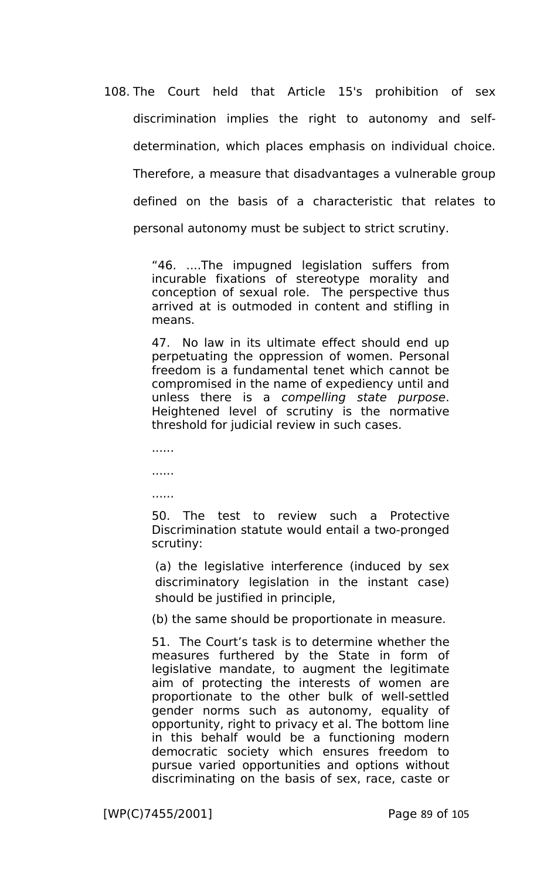108. The Court held that Article 15's prohibition of sex discrimination implies the right to autonomy and self-determination, which places emphasis on individual choice. Therefore, a measure that disadvantages a vulnerable group defined on the basis of a characteristic that relates to personal autonomy must be subject to strict scrutiny.

> "46. ....The impugned legislation suffers from incurable fixations of stereotype morality and conception of sexual role. The perspective thus arrived at is outmoded in content and stifling in means.
>
> 47. No law in its ultimate effect should end up perpetuating the oppression of women. Personal freedom is a fundamental tenet which cannot be compromised in the name of expediency until and unless there is a *compelling state purpose*. Heightened level of scrutiny is the normative threshold for judicial review in such cases.
>
> ......
>
> ......
>
> ......
>
> 50. The test to review such a Protective Discrimination statute would entail a two-pronged scrutiny:
>
> (a) the legislative interference (induced by sex discriminatory legislation in the instant case) should be justified in principle,
>
> (b) the same should be proportionate in measure.
>
> 51. The Court's task is to determine whether the measures furthered by the State in form of legislative mandate, to augment the legitimate aim of protecting the interests of women are proportionate to the other bulk of well-settled gender norms such as autonomy, equality of opportunity, right to privacy et al. The bottom line in this behalf would be a functioning modern democratic society which ensures freedom to pursue varied opportunities and options without discriminating on the basis of sex, race, caste or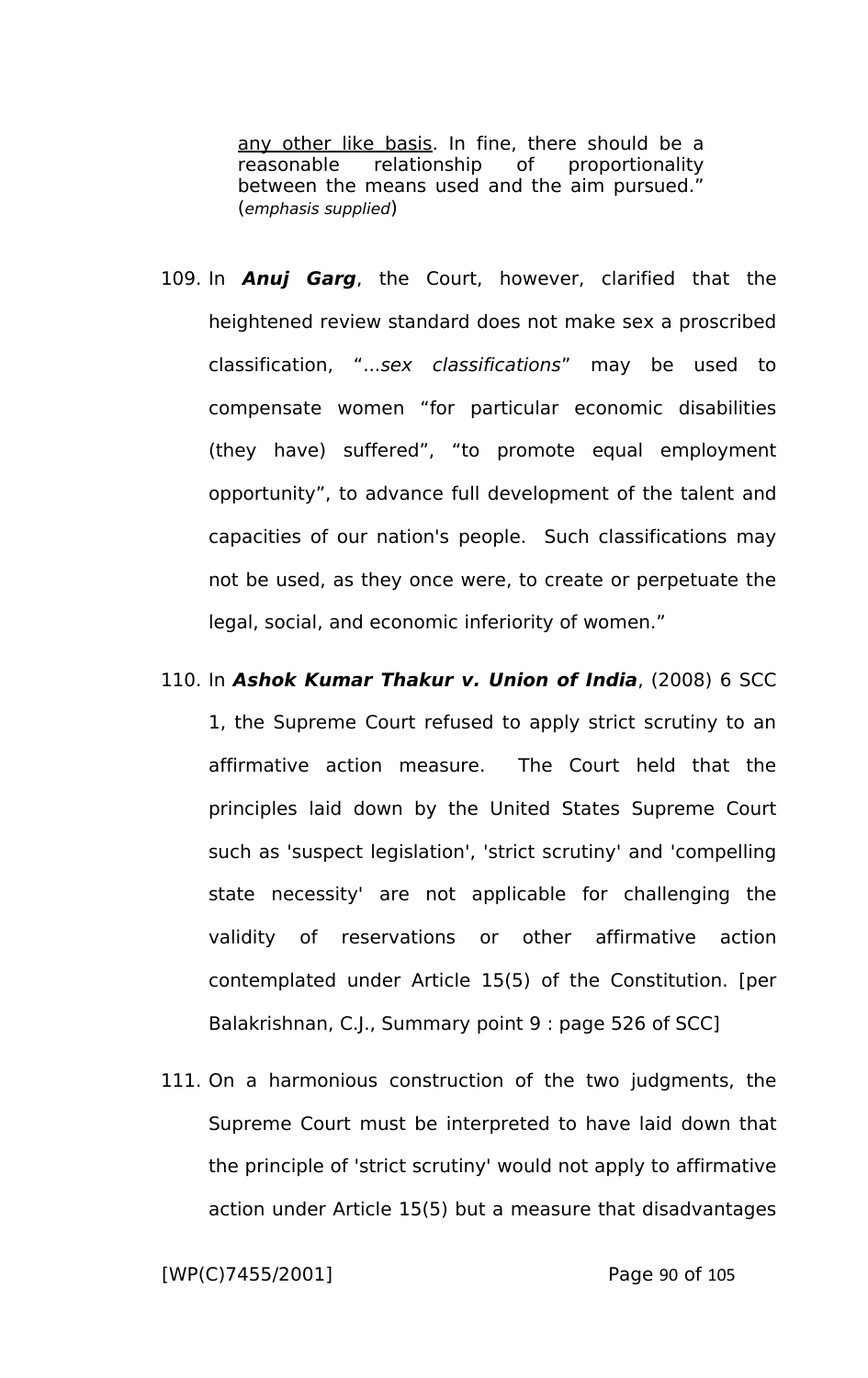> <u>any other like basis</u>. In fine, there should be a reasonable relationship of proportionality between the means used and the aim pursued." (*emphasis supplied*)

109. In ***Anuj Garg***, the Court, however, clarified that the heightened review standard does not make sex a proscribed classification, "...*sex classifications*" may be used to compensate women "for particular economic disabilities (they have) suffered", "to promote equal employment opportunity", to advance full development of the talent and capacities of our nation's people. Such classifications may not be used, as they once were, to create or perpetuate the legal, social, and economic inferiority of women."

110. In ***Ashok Kumar Thakur v. Union of India***, (2008) 6 SCC 1, the Supreme Court refused to apply strict scrutiny to an affirmative action measure. The Court held that the principles laid down by the United States Supreme Court such as 'suspect legislation', 'strict scrutiny' and 'compelling state necessity' are not applicable for challenging the validity of reservations or other affirmative action contemplated under Article 15(5) of the Constitution. [per Balakrishnan, C.J., Summary point 9 : page 526 of SCC]

111. On a harmonious construction of the two judgments, the Supreme Court must be interpreted to have laid down that the principle of 'strict scrutiny' would not apply to affirmative action under Article 15(5) but a measure that disadvantages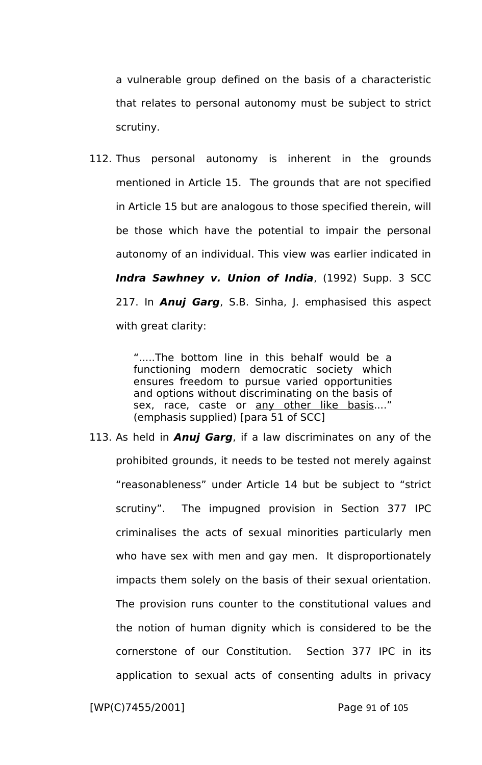a vulnerable group defined on the basis of a characteristic that relates to personal autonomy must be subject to strict scrutiny.

112. Thus personal autonomy is inherent in the grounds mentioned in Article 15. The grounds that are not specified in Article 15 but are analogous to those specified therein, will be those which have the potential to impair the personal autonomy of an individual. This view was earlier indicated in ***Indra Sawhney v. Union of India***, (1992) Supp. 3 SCC 217. In ***Anuj Garg***, S.B. Sinha, J. emphasised this aspect with great clarity:

> ".....The bottom line in this behalf would be a functioning modern democratic society which ensures freedom to pursue varied opportunities and options without discriminating on the basis of sex, race, caste or <u>any other like basis</u>...." (emphasis supplied) [para 51 of SCC]

113. As held in ***Anuj Garg***, if a law discriminates on any of the prohibited grounds, it needs to be tested not merely against "reasonableness" under Article 14 but be subject to "strict scrutiny". The impugned provision in Section 377 IPC criminalises the acts of sexual minorities particularly men who have sex with men and gay men. It disproportionately impacts them solely on the basis of their sexual orientation. The provision runs counter to the constitutional values and the notion of human dignity which is considered to be the cornerstone of our Constitution. Section 377 IPC in its application to sexual acts of consenting adults in privacy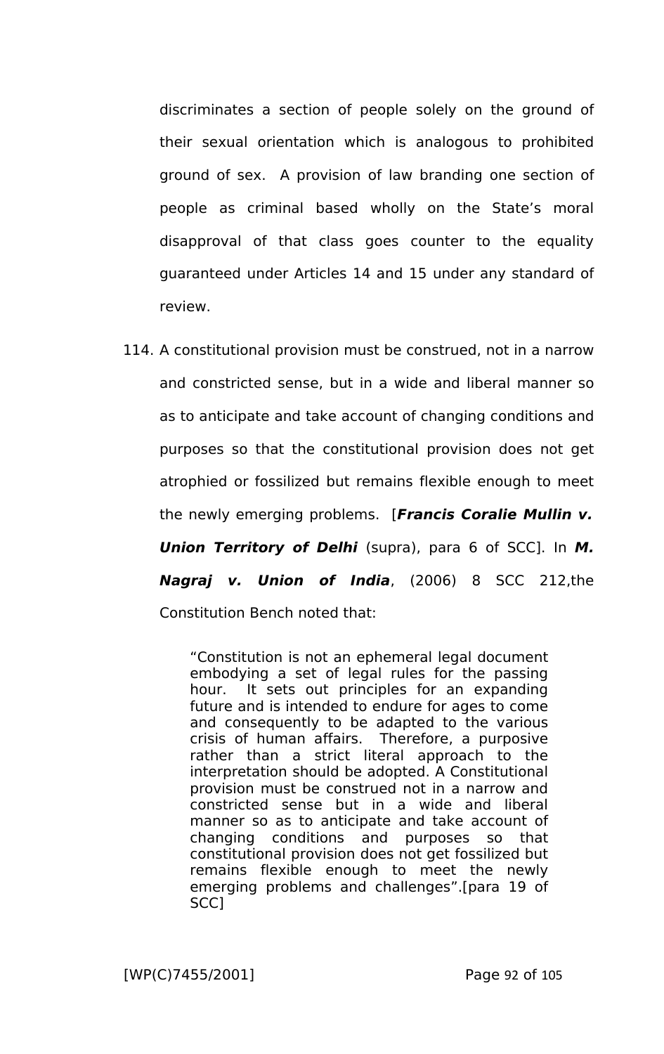discriminates a section of people solely on the ground of their sexual orientation which is analogous to prohibited ground of sex. A provision of law branding one section of people as criminal based wholly on the State's moral disapproval of that class goes counter to the equality guaranteed under Articles 14 and 15 under any standard of review.

114. A constitutional provision must be construed, not in a narrow and constricted sense, but in a wide and liberal manner so as to anticipate and take account of changing conditions and purposes so that the constitutional provision does not get atrophied or fossilized but remains flexible enough to meet the newly emerging problems. [***Francis Coralie Mullin v. Union Territory of Delhi*** (supra), para 6 of SCC]. In ***M. Nagraj v. Union of India***, (2006) 8 SCC 212,the Constitution Bench noted that:

> "Constitution is not an ephemeral legal document embodying a set of legal rules for the passing hour. It sets out principles for an expanding future and is intended to endure for ages to come and consequently to be adapted to the various crisis of human affairs. Therefore, a purposive rather than a strict literal approach to the interpretation should be adopted. A Constitutional provision must be construed not in a narrow and constricted sense but in a wide and liberal manner so as to anticipate and take account of changing conditions and purposes so that constitutional provision does not get fossilized but remains flexible enough to meet the newly emerging problems and challenges".[para 19 of SCC]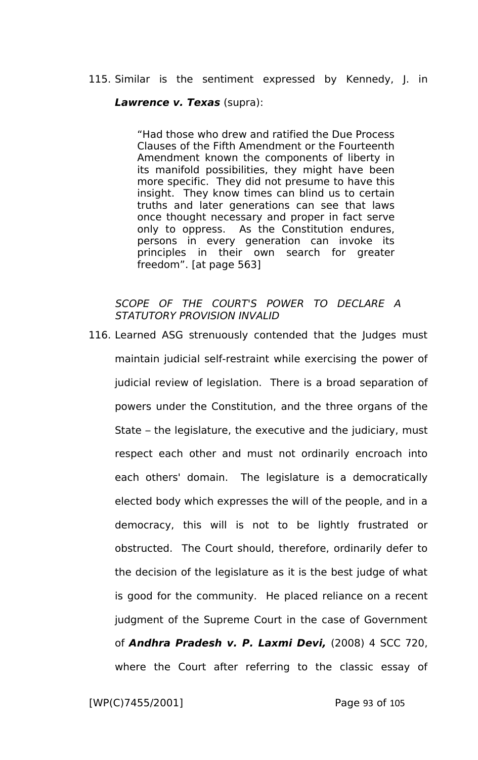115. Similar is the sentiment expressed by Kennedy, J. in ***Lawrence v. Texas*** (supra):

> "Had those who drew and ratified the Due Process Clauses of the Fifth Amendment or the Fourteenth Amendment known the components of liberty in its manifold possibilities, they might have been more specific. They did not presume to have this insight. They know times can blind us to certain truths and later generations can see that laws once thought necessary and proper in fact serve only to oppress. As the Constitution endures, persons in every generation can invoke its principles in their own search for greater freedom". [at page 563]

*SCOPE OF THE COURT'S POWER TO DECLARE A STATUTORY PROVISION INVALID*

116. Learned ASG strenuously contended that the Judges must maintain judicial self-restraint while exercising the power of judicial review of legislation. There is a broad separation of powers under the Constitution, and the three organs of the State – the legislature, the executive and the judiciary, must respect each other and must not ordinarily encroach into each others' domain. The legislature is a democratically elected body which expresses the will of the people, and in a democracy, this will is not to be lightly frustrated or obstructed. The Court should, therefore, ordinarily defer to the decision of the legislature as it is the best judge of what is good for the community. He placed reliance on a recent judgment of the Supreme Court in the case of Government of ***Andhra Pradesh v. P. Laxmi Devi,*** (2008) 4 SCC 720, where the Court after referring to the classic essay of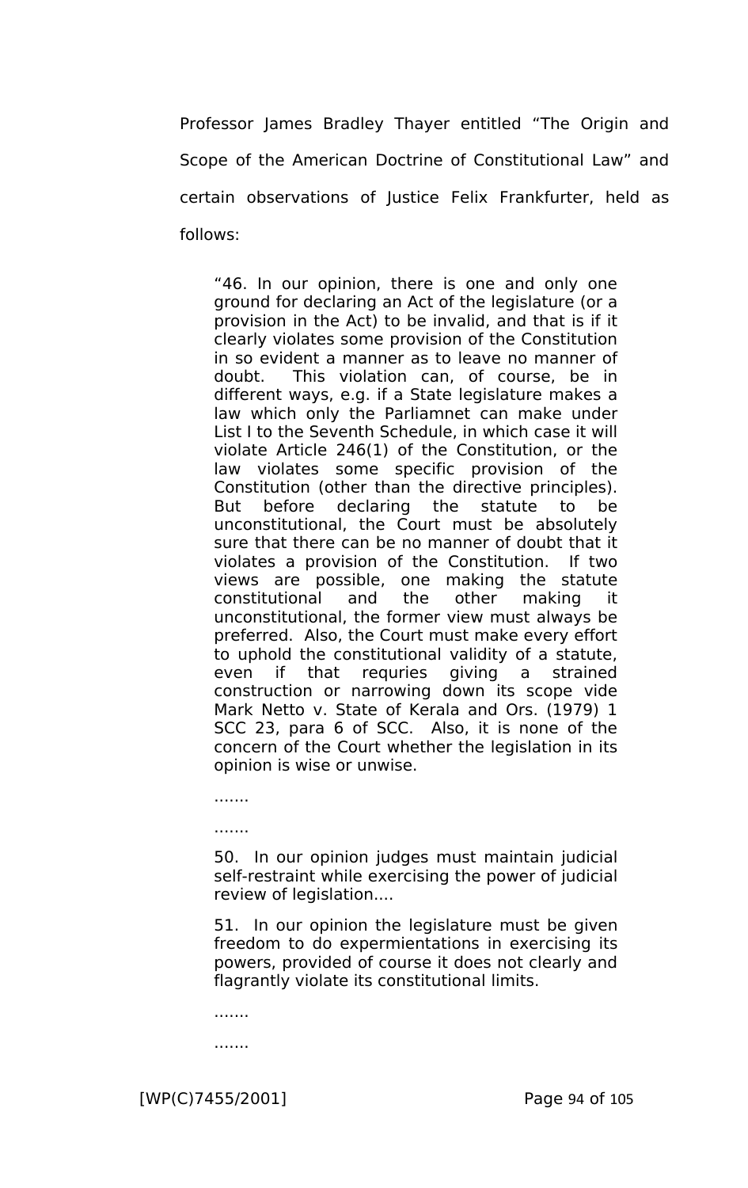Professor James Bradley Thayer entitled "The Origin and Scope of the American Doctrine of Constitutional Law" and certain observations of Justice Felix Frankfurter, held as follows:

> "46. In our opinion, there is one and only one ground for declaring an Act of the legislature (or a provision in the Act) to be invalid, and that is if it clearly violates some provision of the Constitution in so evident a manner as to leave no manner of doubt. This violation can, of course, be in different ways, e.g. if a State legislature makes a law which only the Parliamnet can make under List I to the Seventh Schedule, in which case it will violate Article 246(1) of the Constitution, or the law violates some specific provision of the Constitution (other than the directive principles). But before declaring the statute to be unconstitutional, the Court must be absolutely sure that there can be no manner of doubt that it violates a provision of the Constitution. If two views are possible, one making the statute constitutional and the other making it unconstitutional, the former view must always be preferred. Also, the Court must make every effort to uphold the constitutional validity of a statute, even if that requries giving a strained construction or narrowing down its scope vide Mark Netto v. State of Kerala and Ors. (1979) 1 SCC 23, para 6 of SCC. Also, it is none of the concern of the Court whether the legislation in its opinion is wise or unwise.
>
> .......
>
> .......
>
> 50. In our opinion judges must maintain judicial self-restraint while exercising the power of judicial review of legislation....
>
> 51. In our opinion the legislature must be given freedom to do expermientations in exercising its powers, provided of course it does not clearly and flagrantly violate its constitutional limits.
>
> .......
>
> .......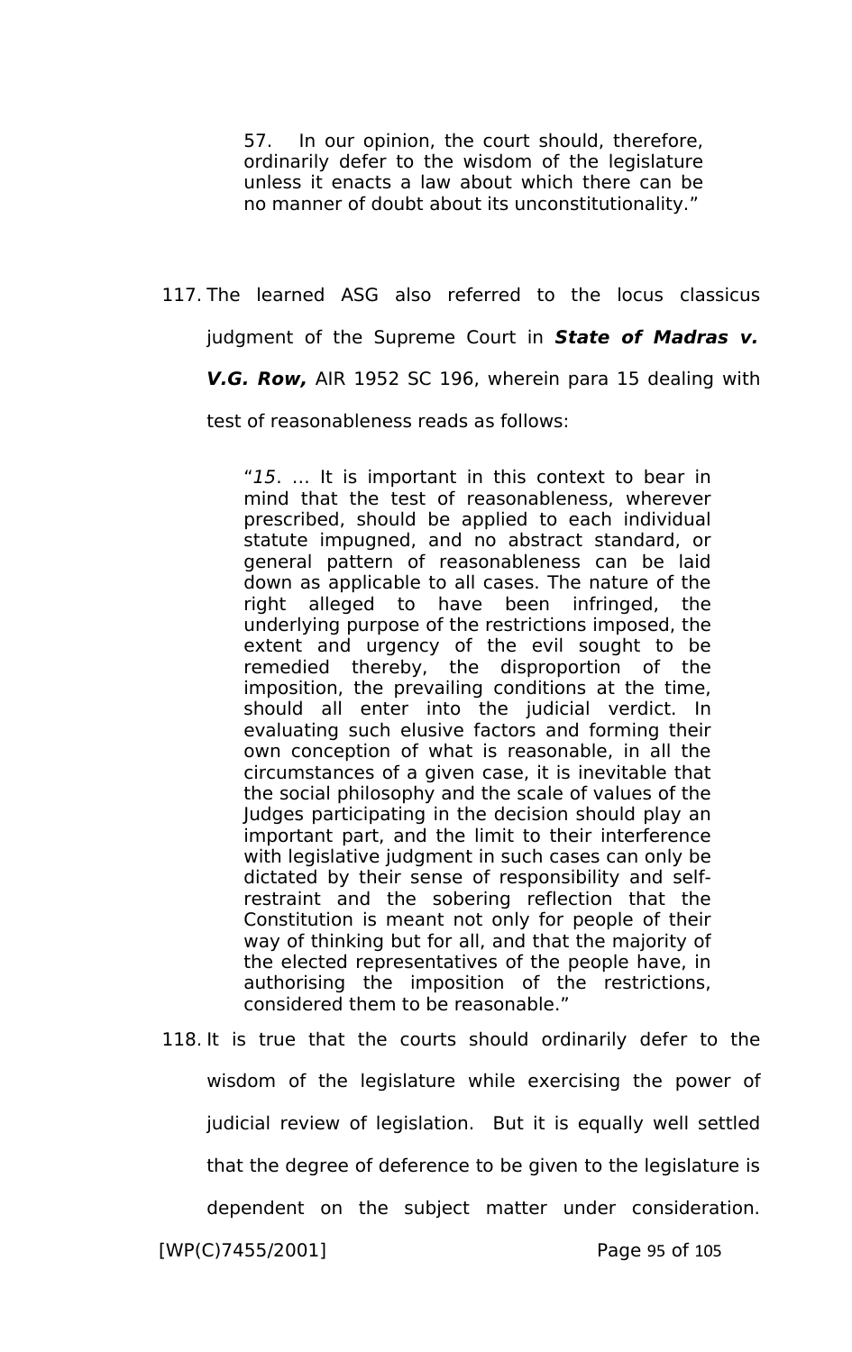> 57. In our opinion, the court should, therefore, ordinarily defer to the wisdom of the legislature unless it enacts a law about which there can be no manner of doubt about its unconstitutionality."

117. The learned ASG also referred to the locus classicus judgment of the Supreme Court in ***State of Madras v. V.G. Row,*** AIR 1952 SC 196, wherein para 15 dealing with test of reasonableness reads as follows:

> "*15*. … It is important in this context to bear in mind that the test of reasonableness, wherever prescribed, should be applied to each individual statute impugned, and no abstract standard, or general pattern of reasonableness can be laid down as applicable to all cases. The nature of the right alleged to have been infringed, the underlying purpose of the restrictions imposed, the extent and urgency of the evil sought to be remedied thereby, the disproportion of the imposition, the prevailing conditions at the time, should all enter into the judicial verdict. In evaluating such elusive factors and forming their own conception of what is reasonable, in all the circumstances of a given case, it is inevitable that the social philosophy and the scale of values of the Judges participating in the decision should play an important part, and the limit to their interference with legislative judgment in such cases can only be dictated by their sense of responsibility and self-restraint and the sobering reflection that the Constitution is meant not only for people of their way of thinking but for all, and that the majority of the elected representatives of the people have, in authorising the imposition of the restrictions, considered them to be reasonable."

118. It is true that the courts should ordinarily defer to the wisdom of the legislature while exercising the power of judicial review of legislation. But it is equally well settled that the degree of deference to be given to the legislature is dependent on the subject matter under consideration.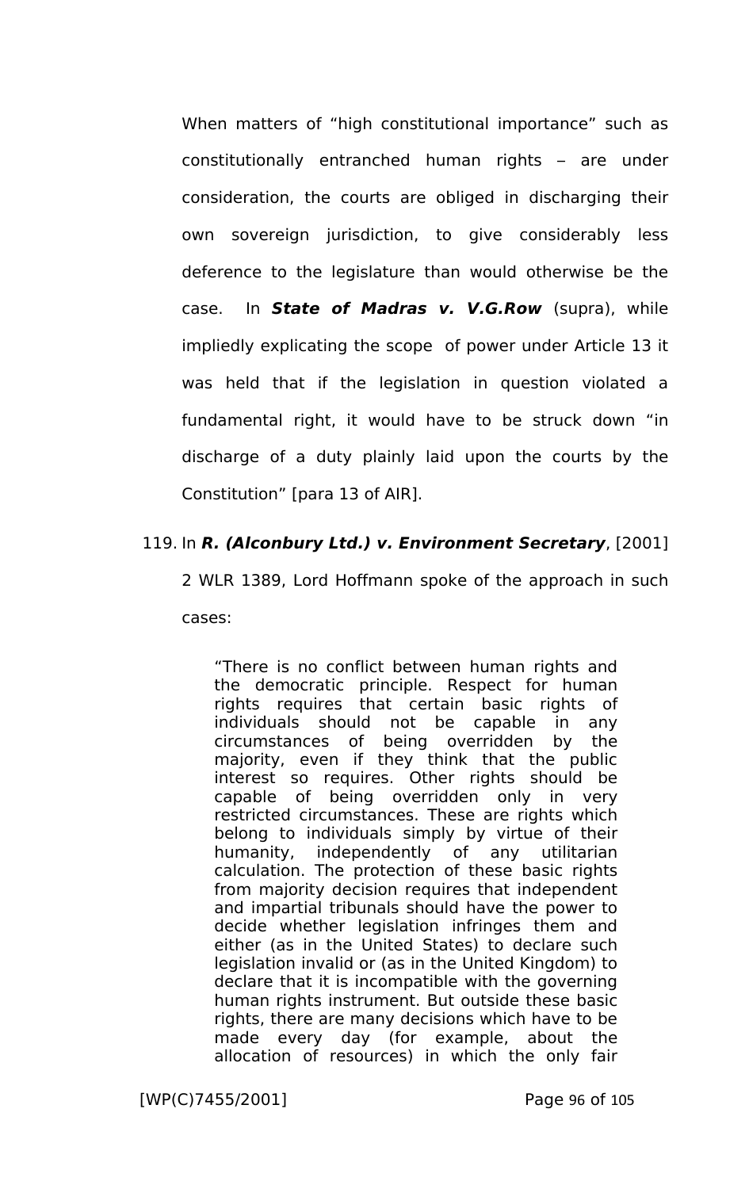When matters of "high constitutional importance" such as constitutionally entranched human rights – are under consideration, the courts are obliged in discharging their own sovereign jurisdiction, to give considerably less deference to the legislature than would otherwise be the case. In ***State of Madras v. V.G.Row*** (supra), while impliedly explicating the scope of power under Article 13 it was held that if the legislation in question violated a fundamental right, it would have to be struck down "in discharge of a duty plainly laid upon the courts by the Constitution" [para 13 of AIR].

119. In ***R. (Alconbury Ltd.) v. Environment Secretary***, [2001] 2 WLR 1389, Lord Hoffmann spoke of the approach in such cases:

> "There is no conflict between human rights and the democratic principle. Respect for human rights requires that certain basic rights of individuals should not be capable in any circumstances of being overridden by the majority, even if they think that the public interest so requires. Other rights should be capable of being overridden only in very restricted circumstances. These are rights which belong to individuals simply by virtue of their humanity, independently of any utilitarian calculation. The protection of these basic rights from majority decision requires that independent and impartial tribunals should have the power to decide whether legislation infringes them and either (as in the United States) to declare such legislation invalid or (as in the United Kingdom) to declare that it is incompatible with the governing human rights instrument. But outside these basic rights, there are many decisions which have to be made every day (for example, about the allocation of resources) in which the only fair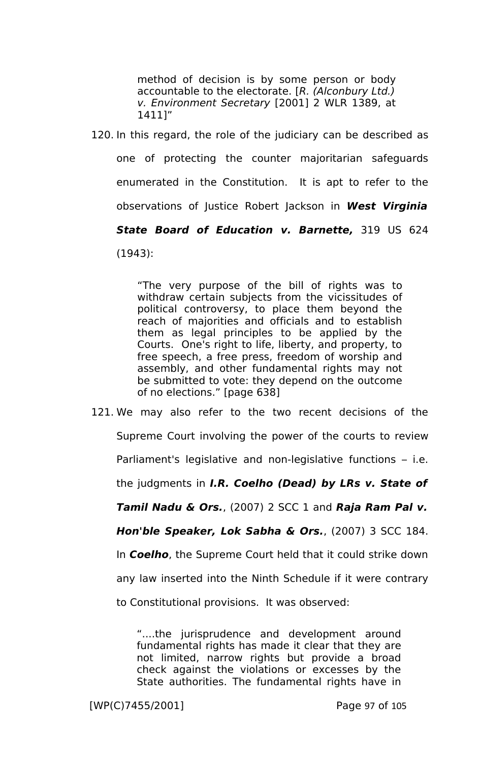> method of decision is by some person or body accountable to the electorate. [*R. (Alconbury Ltd.) v. Environment Secretary* [2001] 2 WLR 1389, at 1411]"

120. In this regard, the role of the judiciary can be described as one of protecting the counter majoritarian safeguards enumerated in the Constitution. It is apt to refer to the observations of Justice Robert Jackson in ***West Virginia State Board of Education v. Barnette,*** 319 US 624 (1943):

> "The very purpose of the bill of rights was to withdraw certain subjects from the vicissitudes of political controversy, to place them beyond the reach of majorities and officials and to establish them as legal principles to be applied by the Courts. One's right to life, liberty, and property, to free speech, a free press, freedom of worship and assembly, and other fundamental rights may not be submitted to vote: they depend on the outcome of no elections." [page 638]

121. We may also refer to the two recent decisions of the Supreme Court involving the power of the courts to review Parliament's legislative and non-legislative functions – i.e. the judgments in ***I.R. Coelho (Dead) by LRs v. State of Tamil Nadu & Ors.***, (2007) 2 SCC 1 and ***Raja Ram Pal v. Hon'ble Speaker, Lok Sabha & Ors.***, (2007) 3 SCC 184. In ***Coelho***, the Supreme Court held that it could strike down any law inserted into the Ninth Schedule if it were contrary to Constitutional provisions. It was observed:

> "....the jurisprudence and development around fundamental rights has made it clear that they are not limited, narrow rights but provide a broad check against the violations or excesses by the State authorities. The fundamental rights have in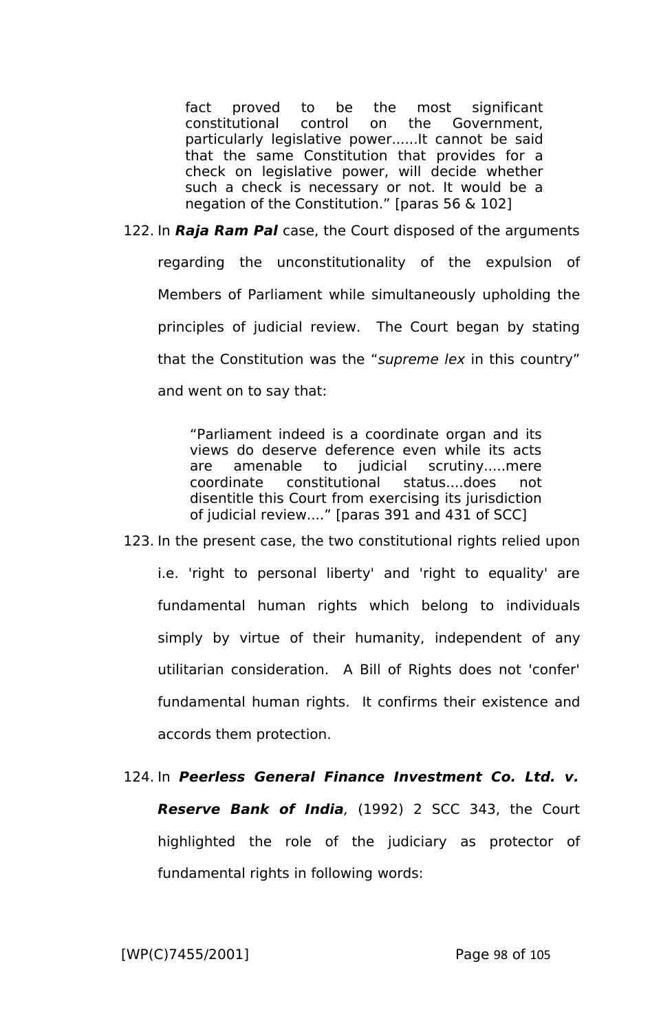> fact proved to be the most significant constitutional control on the Government, particularly legislative power......It cannot be said that the same Constitution that provides for a check on legislative power, will decide whether such a check is necessary or not. It would be a negation of the Constitution." [paras 56 & 102]

122. In ***Raja Ram Pal*** case, the Court disposed of the arguments regarding the unconstitutionality of the expulsion of Members of Parliament while simultaneously upholding the principles of judicial review. The Court began by stating that the Constitution was the "*supreme lex* in this country" and went on to say that:

> "Parliament indeed is a coordinate organ and its views do deserve deference even while its acts are amenable to judicial scrutiny.....mere coordinate constitutional status....does not disentitle this Court from exercising its jurisdiction of judicial review...." [paras 391 and 431 of SCC]

123. In the present case, the two constitutional rights relied upon i.e. 'right to personal liberty' and 'right to equality' are fundamental human rights which belong to individuals simply by virtue of their humanity, independent of any utilitarian consideration. A Bill of Rights does not 'confer' fundamental human rights. It confirms their existence and accords them protection.

124. In ***Peerless General Finance Investment Co. Ltd. v. Reserve Bank of India***, (1992) 2 SCC 343, the Court highlighted the role of the judiciary as protector of fundamental rights in following words: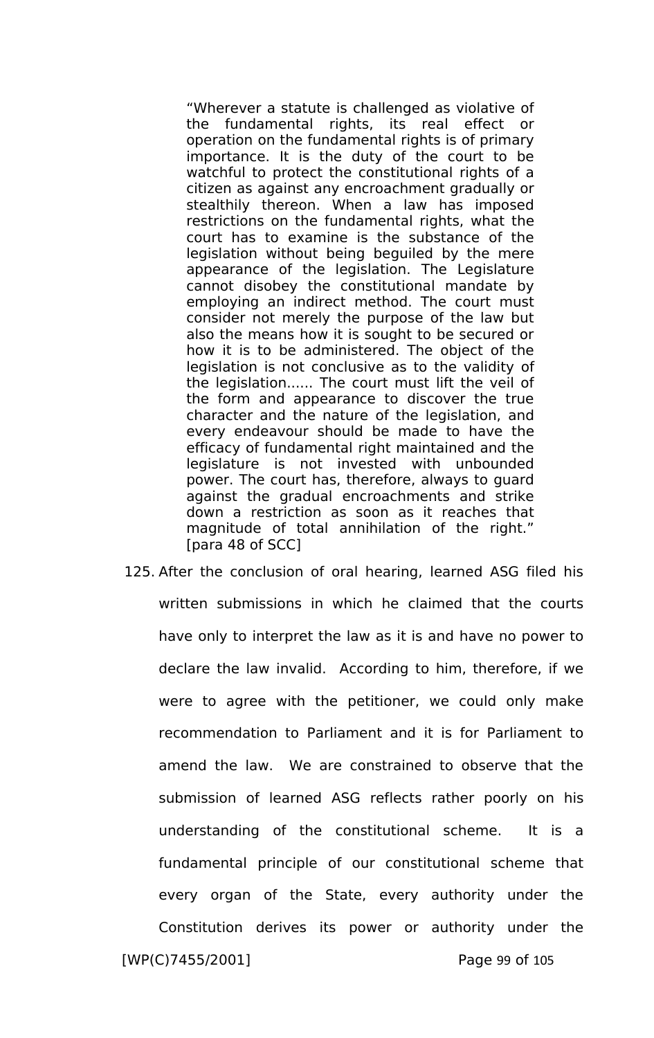> "Wherever a statute is challenged as violative of the fundamental rights, its real effect or operation on the fundamental rights is of primary importance. It is the duty of the court to be watchful to protect the constitutional rights of a citizen as against any encroachment gradually or stealthily thereon. When a law has imposed restrictions on the fundamental rights, what the court has to examine is the substance of the legislation without being beguiled by the mere appearance of the legislation. The Legislature cannot disobey the constitutional mandate by employing an indirect method. The court must consider not merely the purpose of the law but also the means how it is sought to be secured or how it is to be administered. The object of the legislation is not conclusive as to the validity of the legislation...... The court must lift the veil of the form and appearance to discover the true character and the nature of the legislation, and every endeavour should be made to have the efficacy of fundamental right maintained and the legislature is not invested with unbounded power. The court has, therefore, always to guard against the gradual encroachments and strike down a restriction as soon as it reaches that magnitude of total annihilation of the right." [para 48 of SCC]

125. After the conclusion of oral hearing, learned ASG filed his written submissions in which he claimed that the courts have only to interpret the law as it is and have no power to declare the law invalid. According to him, therefore, if we were to agree with the petitioner, we could only make recommendation to Parliament and it is for Parliament to amend the law. We are constrained to observe that the submission of learned ASG reflects rather poorly on his understanding of the constitutional scheme. It is a fundamental principle of our constitutional scheme that every organ of the State, every authority under the Constitution derives its power or authority under the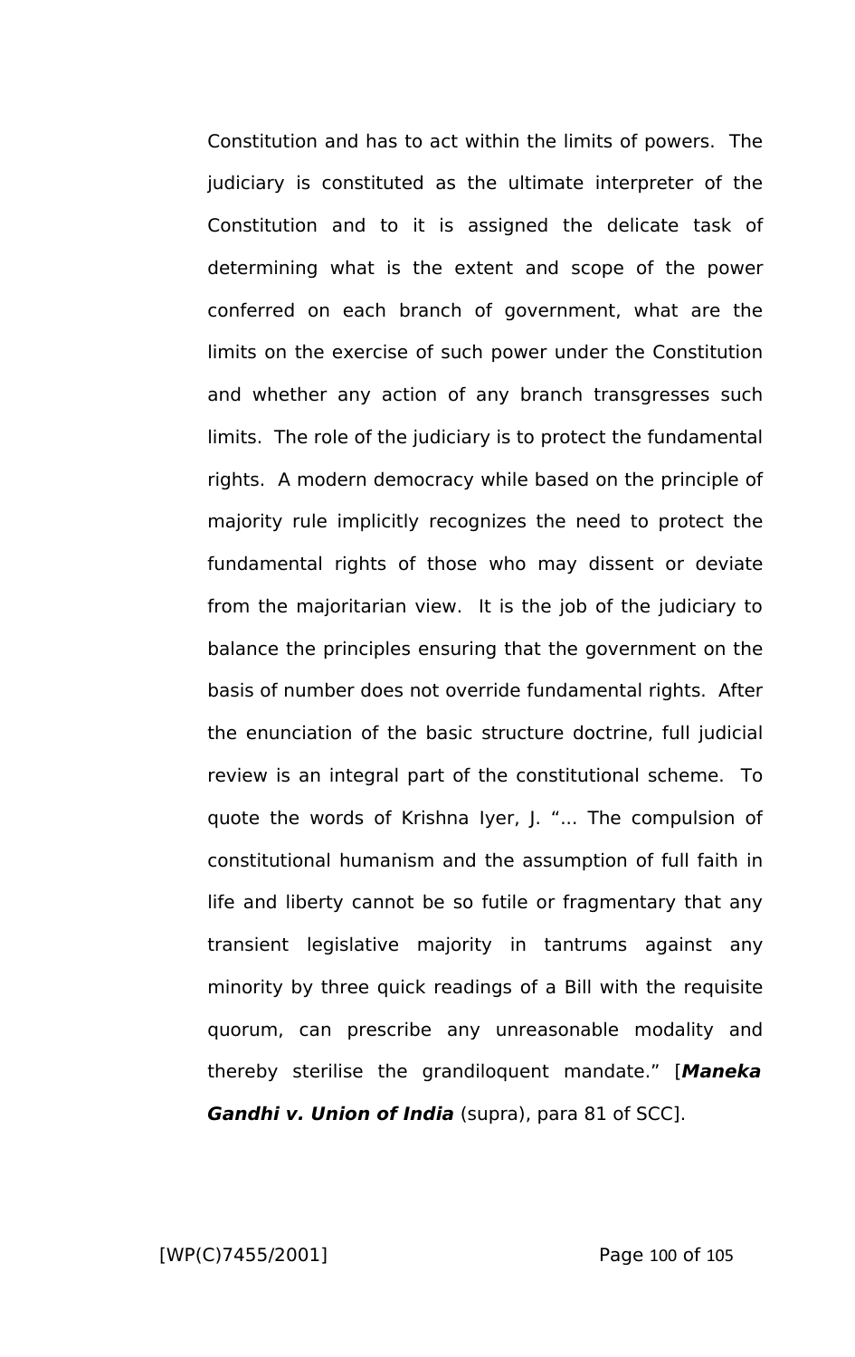Constitution and has to act within the limits of powers. The judiciary is constituted as the ultimate interpreter of the Constitution and to it is assigned the delicate task of determining what is the extent and scope of the power conferred on each branch of government, what are the limits on the exercise of such power under the Constitution and whether any action of any branch transgresses such limits. The role of the judiciary is to protect the fundamental rights. A modern democracy while based on the principle of majority rule implicitly recognizes the need to protect the fundamental rights of those who may dissent or deviate from the majoritarian view. It is the job of the judiciary to balance the principles ensuring that the government on the basis of number does not override fundamental rights. After the enunciation of the basic structure doctrine, full judicial review is an integral part of the constitutional scheme. To quote the words of Krishna Iyer, J. "... The compulsion of constitutional humanism and the assumption of full faith in life and liberty cannot be so futile or fragmentary that any transient legislative majority in tantrums against any minority by three quick readings of a Bill with the requisite quorum, can prescribe any unreasonable modality and thereby sterilise the grandiloquent mandate." [***Maneka Gandhi v. Union of India*** (supra), para 81 of SCC].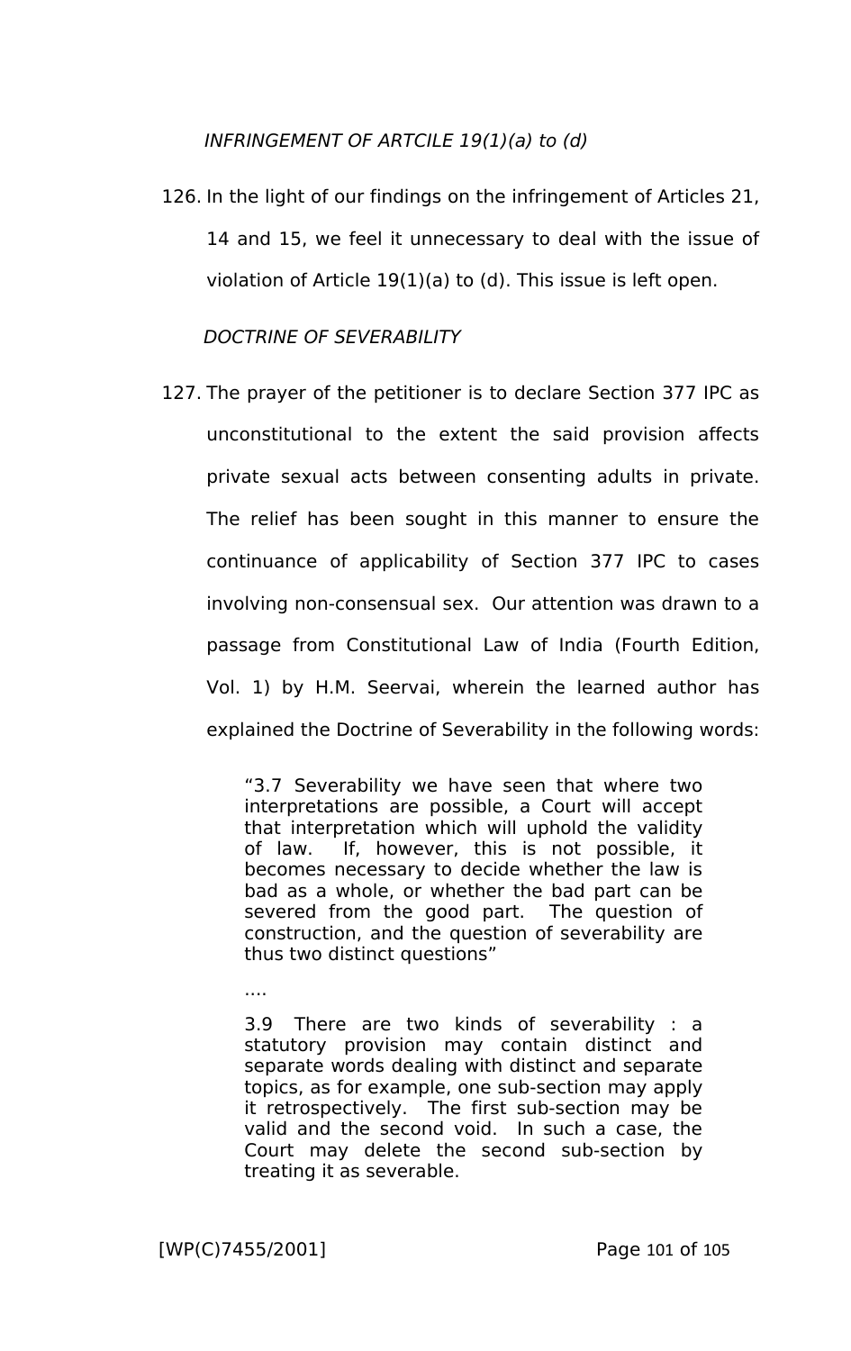*INFRINGEMENT OF ARTCILE 19(1)(a) to (d)*

126. In the light of our findings on the infringement of Articles 21, 14 and 15, we feel it unnecessary to deal with the issue of violation of Article 19(1)(a) to (d). This issue is left open.

*DOCTRINE OF SEVERABILITY*

127. The prayer of the petitioner is to declare Section 377 IPC as unconstitutional to the extent the said provision affects private sexual acts between consenting adults in private. The relief has been sought in this manner to ensure the continuance of applicability of Section 377 IPC to cases involving non-consensual sex. Our attention was drawn to a passage from Constitutional Law of India (Fourth Edition, Vol. 1) by H.M. Seervai, wherein the learned author has explained the Doctrine of Severability in the following words:

> "3.7 Severability we have seen that where two interpretations are possible, a Court will accept that interpretation which will uphold the validity of law. If, however, this is not possible, it becomes necessary to decide whether the law is bad as a whole, or whether the bad part can be severed from the good part. The question of construction, and the question of severability are thus two distinct questions"
>
> ....
>
> 3.9 There are two kinds of severability : a statutory provision may contain distinct and separate words dealing with distinct and separate topics, as for example, one sub-section may apply it retrospectively. The first sub-section may be valid and the second void. In such a case, the Court may delete the second sub-section by treating it as severable.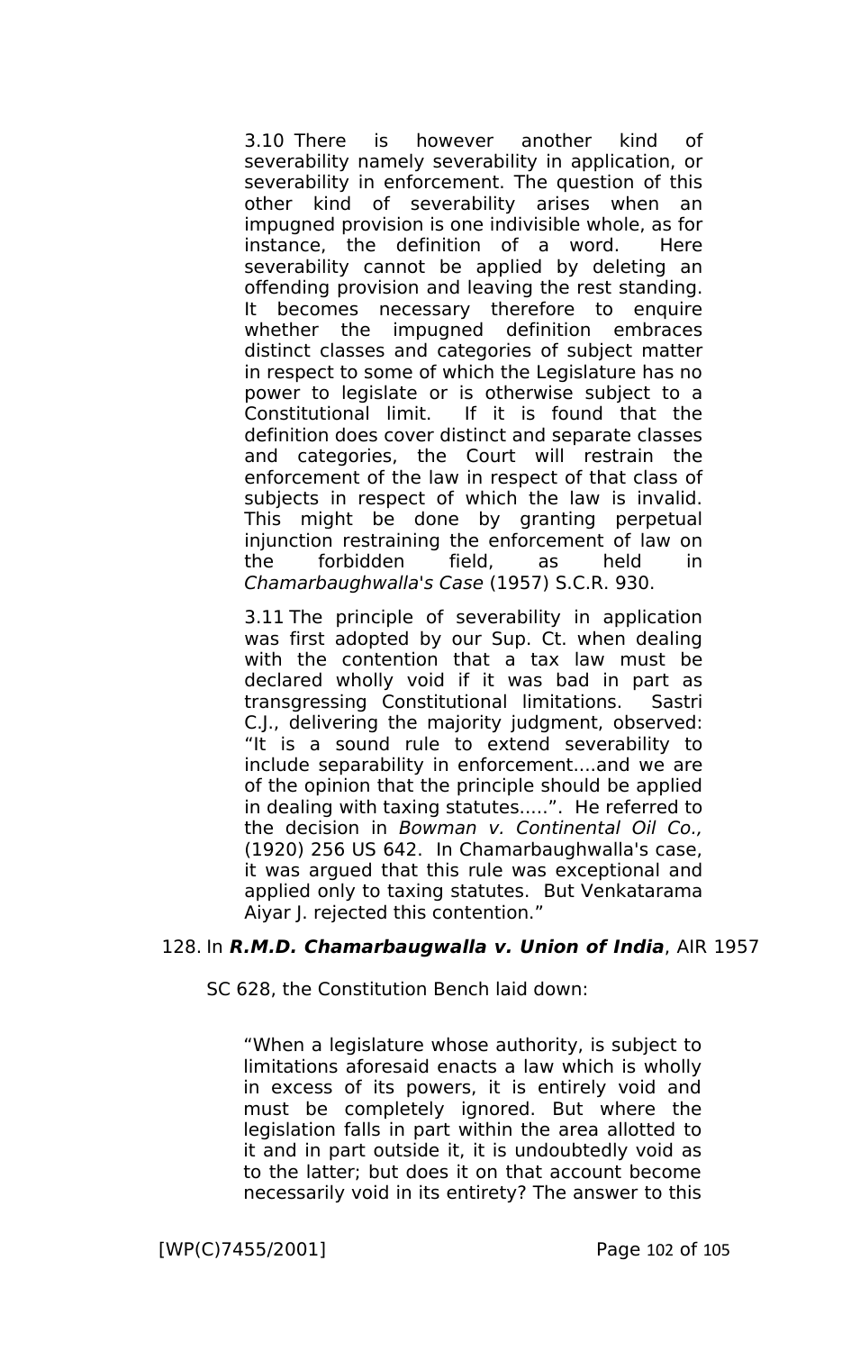> 3.10 There is however another kind of severability namely severability in application, or severability in enforcement. The question of this other kind of severability arises when an impugned provision is one indivisible whole, as for instance, the definition of a word. Here severability cannot be applied by deleting an offending provision and leaving the rest standing. It becomes necessary therefore to enquire whether the impugned definition embraces distinct classes and categories of subject matter in respect to some of which the Legislature has no power to legislate or is otherwise subject to a Constitutional limit. If it is found that the definition does cover distinct and separate classes and categories, the Court will restrain the enforcement of the law in respect of that class of subjects in respect of which the law is invalid. This might be done by granting perpetual injunction restraining the enforcement of law on the forbidden field, as held in *Chamarbaughwalla's Case* (1957) S.C.R. 930.
>
> 3.11 The principle of severability in application was first adopted by our Sup. Ct. when dealing with the contention that a tax law must be declared wholly void if it was bad in part as transgressing Constitutional limitations. Sastri C.J., delivering the majority judgment, observed: "It is a sound rule to extend severability to include separability in enforcement....and we are of the opinion that the principle should be applied in dealing with taxing statutes.....". He referred to the decision in *Bowman v. Continental Oil Co.,* (1920) 256 US 642. In Chamarbaughwalla's case, it was argued that this rule was exceptional and applied only to taxing statutes. But Venkatarama Aiyar J. rejected this contention."

128. In ***R.M.D. Chamarbaugwalla v. Union of India***, AIR 1957 SC 628, the Constitution Bench laid down:

> "When a legislature whose authority, is subject to limitations aforesaid enacts a law which is wholly in excess of its powers, it is entirely void and must be completely ignored. But where the legislation falls in part within the area allotted to it and in part outside it, it is undoubtedly void as to the latter; but does it on that account become necessarily void in its entirety? The answer to this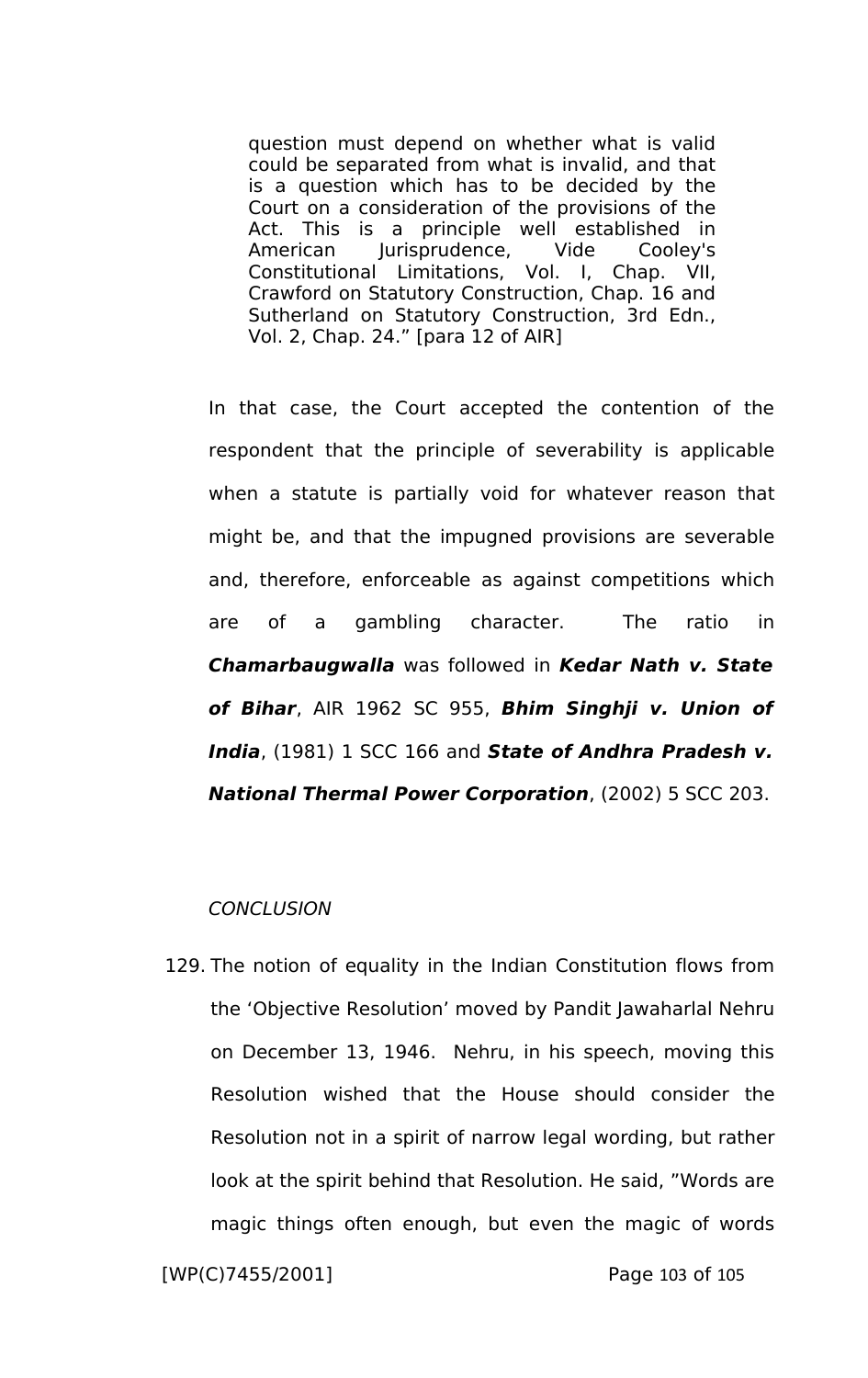> question must depend on whether what is valid could be separated from what is invalid, and that is a question which has to be decided by the Court on a consideration of the provisions of the Act. This is a principle well established in American Jurisprudence, Vide Cooley's Constitutional Limitations, Vol. I, Chap. VII, Crawford on Statutory Construction, Chap. 16 and Sutherland on Statutory Construction, 3rd Edn., Vol. 2, Chap. 24." [para 12 of AIR]

In that case, the Court accepted the contention of the respondent that the principle of severability is applicable when a statute is partially void for whatever reason that might be, and that the impugned provisions are severable and, therefore, enforceable as against competitions which are of a gambling character. The ratio in ***Chamarbaugwalla*** was followed in ***Kedar Nath v. State of Bihar***, AIR 1962 SC 955, ***Bhim Singhji v. Union of India***, (1981) 1 SCC 166 and ***State of Andhra Pradesh v. National Thermal Power Corporation***, (2002) 5 SCC 203.

*CONCLUSION*

129. The notion of equality in the Indian Constitution flows from the 'Objective Resolution' moved by Pandit Jawaharlal Nehru on December 13, 1946. Nehru, in his speech, moving this Resolution wished that the House should consider the Resolution not in a spirit of narrow legal wording, but rather look at the spirit behind that Resolution. He said, "Words are magic things often enough, but even the magic of words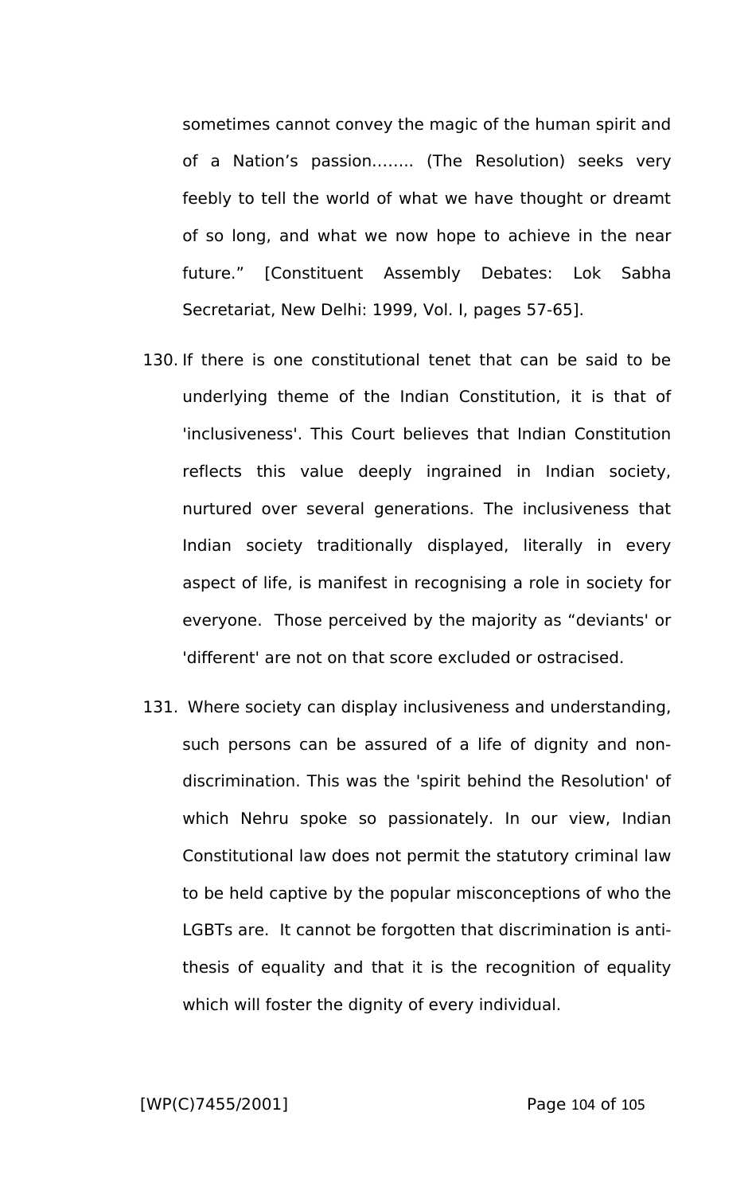sometimes cannot convey the magic of the human spirit and of a Nation's passion........ (The Resolution) seeks very feebly to tell the world of what we have thought or dreamt of so long, and what we now hope to achieve in the near future." [Constituent Assembly Debates: Lok Sabha Secretariat, New Delhi: 1999, Vol. I, pages 57-65].

130. If there is one constitutional tenet that can be said to be underlying theme of the Indian Constitution, it is that of 'inclusiveness'. This Court believes that Indian Constitution reflects this value deeply ingrained in Indian society, nurtured over several generations. The inclusiveness that Indian society traditionally displayed, literally in every aspect of life, is manifest in recognising a role in society for everyone. Those perceived by the majority as "deviants' or 'different' are not on that score excluded or ostracised.

131. Where society can display inclusiveness and understanding, such persons can be assured of a life of dignity and non-discrimination. This was the 'spirit behind the Resolution' of which Nehru spoke so passionately. In our view, Indian Constitutional law does not permit the statutory criminal law to be held captive by the popular misconceptions of who the LGBTs are. It cannot be forgotten that discrimination is anti-thesis of equality and that it is the recognition of equality which will foster the dignity of every individual.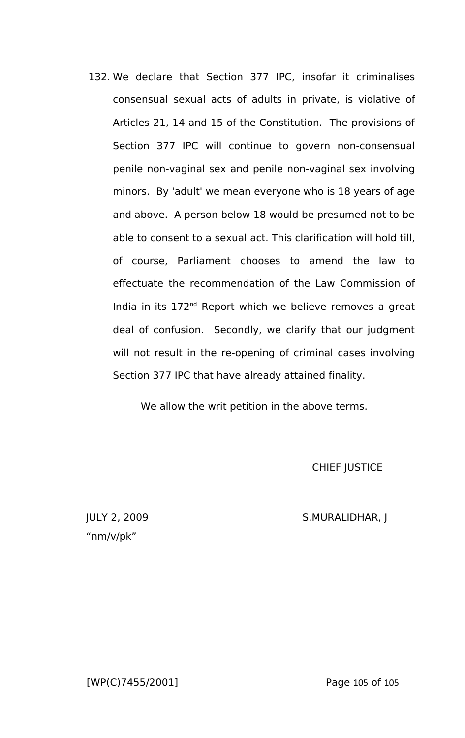132. We declare that Section 377 IPC, insofar it criminalises consensual sexual acts of adults in private, is violative of Articles 21, 14 and 15 of the Constitution. The provisions of Section 377 IPC will continue to govern non-consensual penile non-vaginal sex and penile non-vaginal sex involving minors. By 'adult' we mean everyone who is 18 years of age and above. A person below 18 would be presumed not to be able to consent to a sexual act. This clarification will hold till, of course, Parliament chooses to amend the law to effectuate the recommendation of the Law Commission of India in its 172nd Report which we believe removes a great deal of confusion. Secondly, we clarify that our judgment will not result in the re-opening of criminal cases involving Section 377 IPC that have already attained finality.

We allow the writ petition in the above terms.

CHIEF JUSTICE

JULY 2, 2009

S.MURALIDHAR, J

"nm/v/pk"

[WP(C)7455/2001]